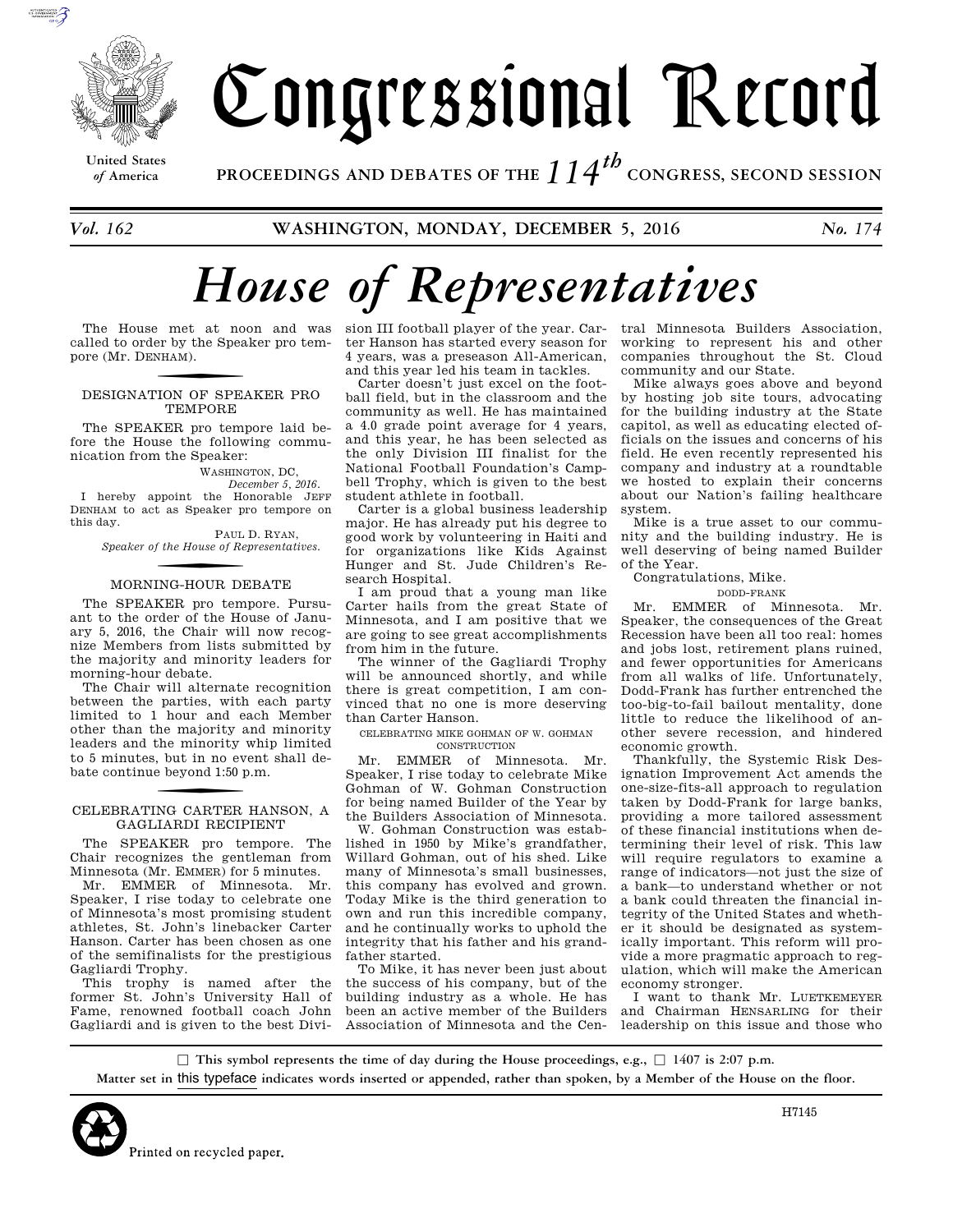# Congressional Record

United States of America

PROCEEDINGS AND DEBATES OF THE $114^{th}$ CONGRESS, SECOND SESSION

*Vol. 162* **WASHINGTON, MONDAY, DECEMBER 5, 2016** *No. 174*

# *House of Representatives*

The House met at noon and was called to order by the Speaker pro tempore (Mr. DENHAM).

## DESIGNATION OF SPEAKER PRO TEMPORE

The SPEAKER pro tempore laid before the House the following communication from the Speaker:

WASHINGTON, DC,
*December 5, 2016.*

I hereby appoint the Honorable JEFF DENHAM to act as Speaker pro tempore on this day.

PAUL D. RYAN,
*Speaker of the House of Representatives.*

## MORNING-HOUR DEBATE

The SPEAKER pro tempore. Pursuant to the order of the House of January 5, 2016, the Chair will now recognize Members from lists submitted by the majority and minority leaders for morning-hour debate.

The Chair will alternate recognition between the parties, with each party limited to 1 hour and each Member other than the majority and minority leaders and the minority whip limited to 5 minutes, but in no event shall debate continue beyond 1:50 p.m.

## CELEBRATING CARTER HANSON, A GAGLIARDI RECIPIENT

The SPEAKER pro tempore. The Chair recognizes the gentleman from Minnesota (Mr. EMMER) for 5 minutes.

Mr. EMMER of Minnesota. Mr. Speaker, I rise today to celebrate one of Minnesota's most promising student athletes, St. John's linebacker Carter Hanson. Carter has been chosen as one of the semifinalists for the prestigious Gagliardi Trophy.

This trophy is named after the former St. John's University Hall of Fame, renowned football coach John Gagliardi and is given to the best Division III football player of the year. Carter Hanson has started every season for 4 years, was a preseason All-American, and this year led his team in tackles.

Carter doesn't just excel on the football field, but in the classroom and the community as well. He has maintained a 4.0 grade point average for 4 years, and this year, he has been selected as the only Division III finalist for the National Football Foundation's Campbell Trophy, which is given to the best student athlete in football.

Carter is a global business leadership major. He has already put his degree to good work by volunteering in Haiti and for organizations like Kids Against Hunger and St. Jude Children's Research Hospital.

I am proud that a young man like Carter hails from the great State of Minnesota, and I am positive that we are going to see great accomplishments from him in the future.

The winner of the Gagliardi Trophy will be announced shortly, and while there is great competition, I am convinced that no one is more deserving than Carter Hanson.

### CELEBRATING MIKE GOHMAN OF W. GOHMAN CONSTRUCTION

Mr. EMMER of Minnesota. Mr. Speaker, I rise today to celebrate Mike Gohman of W. Gohman Construction for being named Builder of the Year by the Builders Association of Minnesota.

W. Gohman Construction was established in 1950 by Mike's grandfather, Willard Gohman, out of his shed. Like many of Minnesota's small businesses, this company has evolved and grown. Today Mike is the third generation to own and run this incredible company, and he continually works to uphold the integrity that his father and his grandfather started.

To Mike, it has never been just about the success of his company, but of the building industry as a whole. He has been an active member of the Builders Association of Minnesota and the Central Minnesota Builders Association, working to represent his and other companies throughout the St. Cloud community and our State.

Mike always goes above and beyond by hosting job site tours, advocating for the building industry at the State capitol, as well as educating elected officials on the issues and concerns of his field. He even recently represented his company and industry at a roundtable we hosted to explain their concerns about our Nation's failing healthcare system.

Mike is a true asset to our community and the building industry. He is well deserving of being named Builder of the Year.

Congratulations, Mike.

### DODD-FRANK

Mr. EMMER of Minnesota. Mr. Speaker, the consequences of the Great Recession have been all too real: homes and jobs lost, retirement plans ruined, and fewer opportunities for Americans from all walks of life. Unfortunately, Dodd-Frank has further entrenched the too-big-to-fail bailout mentality, done little to reduce the likelihood of another severe recession, and hindered economic growth.

Thankfully, the Systemic Risk Designation Improvement Act amends the one-size-fits-all approach to regulation taken by Dodd-Frank for large banks, providing a more tailored assessment of these financial institutions when determining their level of risk. This law will require regulators to examine a range of indicators—not just the size of a bank—to understand whether or not a bank could threaten the financial integrity of the United States and whether it should be designated as systemically important. This reform will provide a more pragmatic approach to regulation, which will make the American economy stronger.

I want to thank Mr. LUETKEMEYER and Chairman HENSARLING for their leadership on this issue and those who

☐ **This symbol represents the time of day during the House proceedings, e.g., ☐ 1407 is 2:07 p.m.**

**Matter set in** this typeface **indicates words inserted or appended, rather than spoken, by a Member of the House on the floor.**

Printed on recycled paper.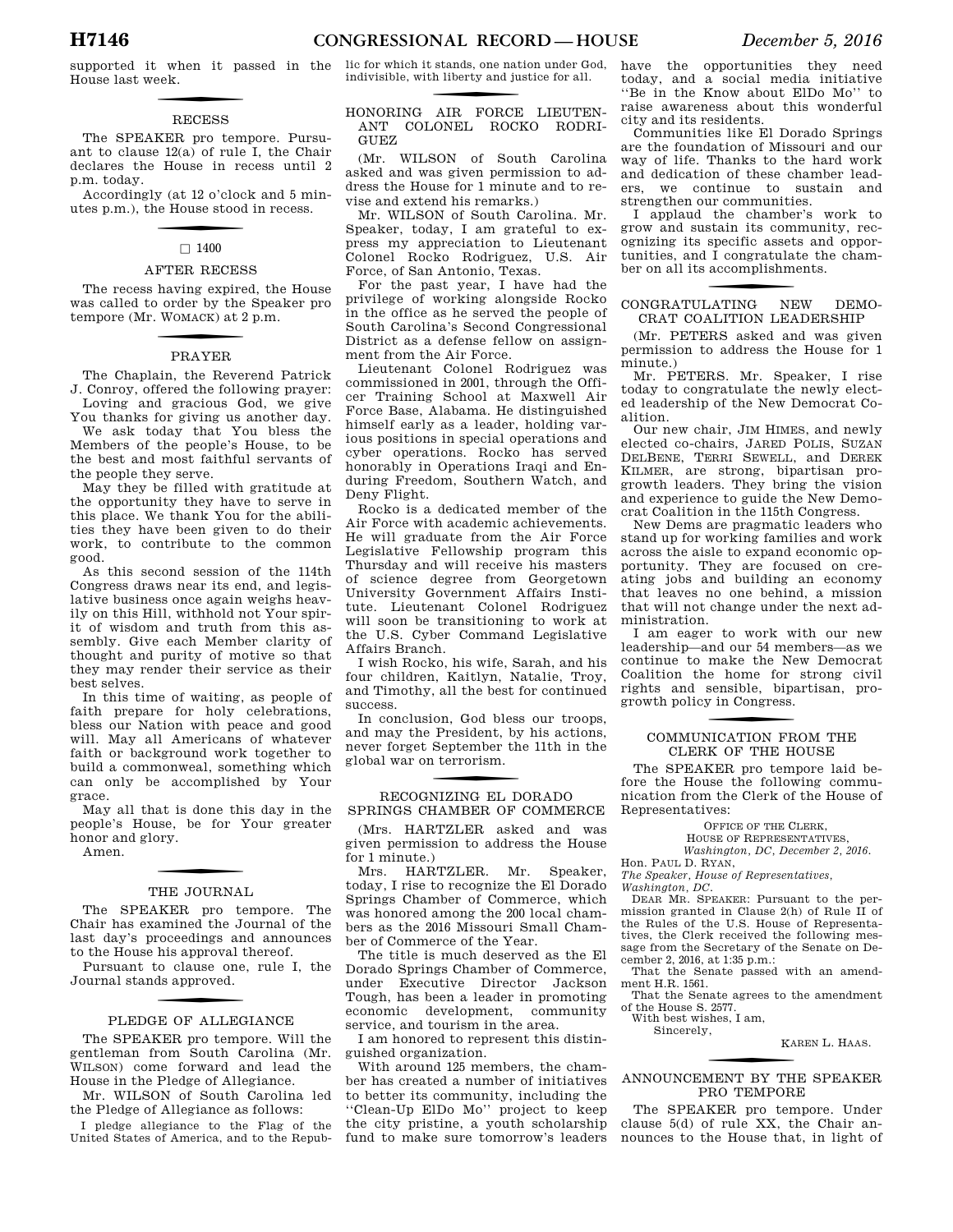supported it when it passed in the House last week.

## RECESS

The SPEAKER pro tempore. Pursuant to clause 12(a) of rule I, the Chair declares the House in recess until 2 p.m. today.

Accordingly (at 12 o'clock and 5 minutes p.m.), the House stood in recess.

☐ 1400

## AFTER RECESS

The recess having expired, the House was called to order by the Speaker pro tempore (Mr. WOMACK) at 2 p.m.

## PRAYER

The Chaplain, the Reverend Patrick J. Conroy, offered the following prayer:

Loving and gracious God, we give You thanks for giving us another day.

We ask today that You bless the Members of the people's House, to be the best and most faithful servants of the people they serve.

May they be filled with gratitude at the opportunity they have to serve in this place. We thank You for the abilities they have been given to do their work, to contribute to the common good.

As this second session of the 114th Congress draws near its end, and legislative business once again weighs heavily on this Hill, withhold not Your spirit of wisdom and truth from this assembly. Give each Member clarity of thought and purity of motive so that they may render their service as their best selves.

In this time of waiting, as people of faith prepare for holy celebrations, bless our Nation with peace and good will. May all Americans of whatever faith or background work together to build a commonweal, something which can only be accomplished by Your grace.

May all that is done this day in the people's House, be for Your greater honor and glory.

Amen.

## THE JOURNAL

The SPEAKER pro tempore. The Chair has examined the Journal of the last day's proceedings and announces to the House his approval thereof.

Pursuant to clause one, rule I, the Journal stands approved.

## PLEDGE OF ALLEGIANCE

The SPEAKER pro tempore. Will the gentleman from South Carolina (Mr. WILSON) come forward and lead the House in the Pledge of Allegiance.

Mr. WILSON of South Carolina led the Pledge of Allegiance as follows:

I pledge allegiance to the Flag of the United States of America, and to the Republic for which it stands, one nation under God, indivisible, with liberty and justice for all.

## HONORING AIR FORCE LIEUTENANT COLONEL ROCKO RODRIGUEZ

(Mr. WILSON of South Carolina asked and was given permission to address the House for 1 minute and to revise and extend his remarks.)

Mr. WILSON of South Carolina. Mr. Speaker, today, I am grateful to express my appreciation to Lieutenant Colonel Rocko Rodriguez, U.S. Air Force, of San Antonio, Texas.

For the past year, I have had the privilege of working alongside Rocko in the office as he served the people of South Carolina's Second Congressional District as a defense fellow on assignment from the Air Force.

Lieutenant Colonel Rodriguez was commissioned in 2001, through the Officer Training School at Maxwell Air Force Base, Alabama. He distinguished himself early as a leader, holding various positions in special operations and cyber operations. Rocko has served honorably in Operations Iraqi and Enduring Freedom, Southern Watch, and Deny Flight.

Rocko is a dedicated member of the Air Force with academic achievements. He will graduate from the Air Force Legislative Fellowship program this Thursday and will receive his masters of science degree from Georgetown University Government Affairs Institute. Lieutenant Colonel Rodriguez will soon be transitioning to work at the U.S. Cyber Command Legislative Affairs Branch.

I wish Rocko, his wife, Sarah, and his four children, Kaitlyn, Natalie, Troy, and Timothy, all the best for continued success.

In conclusion, God bless our troops, and may the President, by his actions, never forget September the 11th in the global war on terrorism.

## RECOGNIZING EL DORADO SPRINGS CHAMBER OF COMMERCE

(Mrs. HARTZLER asked and was given permission to address the House for 1 minute.)

Mrs. HARTZLER. Mr. Speaker, today, I rise to recognize the El Dorado Springs Chamber of Commerce, which was honored among the 200 local chambers as the 2016 Missouri Small Chamber of Commerce of the Year.

The title is much deserved as the El Dorado Springs Chamber of Commerce, under Executive Director Jackson Tough, has been a leader in promoting economic development, community service, and tourism in the area.

I am honored to represent this distinguished organization.

With around 125 members, the chamber has created a number of initiatives to better its community, including the ''Clean-Up ElDo Mo'' project to keep the city pristine, a youth scholarship fund to make sure tomorrow's leaders have the opportunities they need today, and a social media initiative ''Be in the Know about ElDo Mo'' to raise awareness about this wonderful city and its residents.

Communities like El Dorado Springs are the foundation of Missouri and our way of life. Thanks to the hard work and dedication of these chamber leaders, we continue to sustain and strengthen our communities.

I applaud the chamber's work to grow and sustain its community, recognizing its specific assets and opportunities, and I congratulate the chamber on all its accomplishments.

## CONGRATULATING NEW DEMOCRAT COALITION LEADERSHIP

(Mr. PETERS asked and was given permission to address the House for 1 minute.)

Mr. PETERS. Mr. Speaker, I rise today to congratulate the newly elected leadership of the New Democrat Coalition.

Our new chair, JIM HIMES, and newly elected co-chairs, JARED POLIS, SUZAN DELBENE, TERRI SEWELL, and DEREK KILMER, are strong, bipartisan progrowth leaders. They bring the vision and experience to guide the New Democrat Coalition in the 115th Congress.

New Dems are pragmatic leaders who stand up for working families and work across the aisle to expand economic opportunity. They are focused on creating jobs and building an economy that leaves no one behind, a mission that will not change under the next administration.

I am eager to work with our new leadership—and our 54 members—as we continue to make the New Democrat Coalition the home for strong civil rights and sensible, bipartisan, progrowth policy in Congress.

## COMMUNICATION FROM THE CLERK OF THE HOUSE

The SPEAKER pro tempore laid before the House the following communication from the Clerk of the House of Representatives:

OFFICE OF THE CLERK,
HOUSE OF REPRESENTATIVES,
*Washington, DC, December 2, 2016.*

Hon. PAUL D. RYAN,
*The Speaker, House of Representatives, Washington, DC.*

DEAR MR. SPEAKER: Pursuant to the permission granted in Clause 2(h) of Rule II of the Rules of the U.S. House of Representatives, the Clerk received the following message from the Secretary of the Senate on December 2, 2016, at 1:35 p.m.:

That the Senate passed with an amendment H.R. 1561.

That the Senate agrees to the amendment of the House S. 2577.

With best wishes, I am,

Sincerely,

KAREN L. HAAS.

## ANNOUNCEMENT BY THE SPEAKER PRO TEMPORE

The SPEAKER pro tempore. Under clause 5(d) of rule XX, the Chair announces to the House that, in light of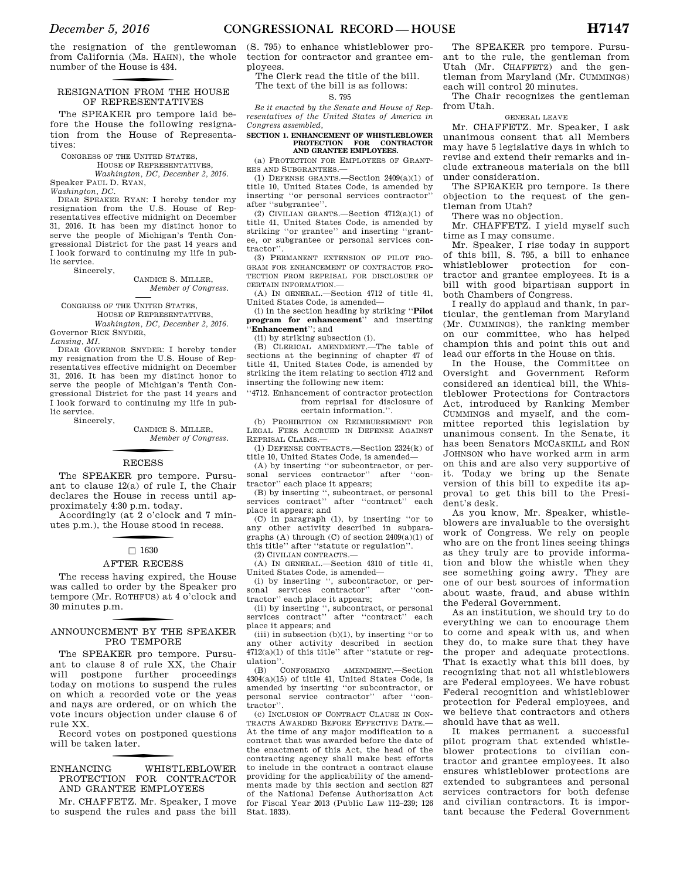the resignation of the gentlewoman from California (Ms. HAHN), the whole number of the House is 434.

## RESIGNATION FROM THE HOUSE OF REPRESENTATIVES

The SPEAKER pro tempore laid before the House the following resignation from the House of Representatives:

CONGRESS OF THE UNITED STATES,
HOUSE OF REPRESENTATIVES,
*Washington, DC, December 2, 2016.*

Speaker PAUL D. RYAN,
*Washington, DC.*

DEAR SPEAKER RYAN: I hereby tender my resignation from the U.S. House of Representatives effective midnight on December 31, 2016. It has been my distinct honor to serve the people of Michigan's Tenth Congressional District for the past 14 years and I look forward to continuing my life in public service.

Sincerely,

CANDICE S. MILLER,
*Member of Congress.*

---

CONGRESS OF THE UNITED STATES,
HOUSE OF REPRESENTATIVES,
*Washington, DC, December 2, 2016.*

Governor RICK SNYDER,
*Lansing, MI.*

DEAR GOVERNOR SNYDER: I hereby tender my resignation from the U.S. House of Representatives effective midnight on December 31, 2016. It has been my distinct honor to serve the people of Michigan's Tenth Congressional District for the past 14 years and I look forward to continuing my life in public service.

Sincerely,

CANDICE S. MILLER,
*Member of Congress.*

## RECESS

The SPEAKER pro tempore. Pursuant to clause 12(a) of rule I, the Chair declares the House in recess until approximately 4:30 p.m. today.

Accordingly (at 2 o'clock and 7 minutes p.m.), the House stood in recess.

☐ 1630

## AFTER RECESS

The recess having expired, the House was called to order by the Speaker pro tempore (Mr. ROTHFUS) at 4 o'clock and 30 minutes p.m.

## ANNOUNCEMENT BY THE SPEAKER PRO TEMPORE

The SPEAKER pro tempore. Pursuant to clause 8 of rule XX, the Chair will postpone further proceedings today on motions to suspend the rules on which a recorded vote or the yeas and nays are ordered, or on which the vote incurs objection under clause 6 of rule XX.

Record votes on postponed questions will be taken later.

## ENHANCING WHISTLEBLOWER PROTECTION FOR CONTRACTOR AND GRANTEE EMPLOYEES

Mr. CHAFFETZ. Mr. Speaker, I move to suspend the rules and pass the bill (S. 795) to enhance whistleblower protection for contractor and grantee employees.

The Clerk read the title of the bill.

The text of the bill is as follows:

S. 795

*Be it enacted by the Senate and House of Representatives of the United States of America in Congress assembled,*

**SECTION 1. ENHANCEMENT OF WHISTLEBLOWER PROTECTION FOR CONTRACTOR AND GRANTEE EMPLOYEES.**

(a) PROTECTION FOR EMPLOYEES OF GRANTEES AND SUBGRANTEES.—

(1) DEFENSE GRANTS.—Section 2409(a)(1) of title 10, United States Code, is amended by inserting "or personal services contractor" after "subgrantee".

(2) CIVILIAN GRANTS.—Section 4712(a)(1) of title 41, United States Code, is amended by striking "or grantee" and inserting "grantee, or subgrantee or personal services contractor".

(3) PERMANENT EXTENSION OF PILOT PROGRAM FOR ENHANCEMENT OF CONTRACTOR PROTECTION FROM REPRISAL FOR DISCLOSURE OF CERTAIN INFORMATION.—

(A) IN GENERAL.—Section 4712 of title 41, United States Code, is amended—

(i) in the section heading by striking "**Pilot program for enhancement**" and inserting "**Enhancement**"; and

(ii) by striking subsection (i).

(B) CLERICAL AMENDMENT.—The table of sections at the beginning of chapter 47 of title 41, United States Code, is amended by striking the item relating to section 4712 and inserting the following new item:

"4712. Enhancement of contractor protection from reprisal for disclosure of certain information.".

(b) PROHIBITION ON REIMBURSEMENT FOR LEGAL FEES ACCRUED IN DEFENSE AGAINST REPRISAL CLAIMS.—

(1) DEFENSE CONTRACTS.—Section 2324(k) of title 10, United States Code, is amended—

(A) by inserting "or subcontractor, or personal services contractor" after "contractor" each place it appears;

(B) by inserting ", subcontract, or personal services contract" after "contract" each place it appears; and

(C) in paragraph (1), by inserting "or to any other activity described in subparagraphs (A) through (C) of section 2409(a)(1) of this title" after "statute or regulation".

(2) CIVILIAN CONTRACTS.—

(A) IN GENERAL.—Section 4310 of title 41, United States Code, is amended—

(i) by inserting ", subcontractor, or personal services contractor" after "contractor" each place it appears;

(ii) by inserting ", subcontract, or personal services contract" after "contract" each place it appears; and

(iii) in subsection (b)(1), by inserting "or to any other activity described in section 4712(a)(1) of this title" after "statute or regulation".

(B) CONFORMING AMENDMENT.—Section 4304(a)(15) of title 41, United States Code, is amended by inserting "or subcontractor, or personal service contractor" after "contractor".

(c) INCLUSION OF CONTRACT CLAUSE IN CONTRACTS AWARDED BEFORE EFFECTIVE DATE.—At the time of any major modification to a contract that was awarded before the date of the enactment of this Act, the head of the contracting agency shall make best efforts to include in the contract a contract clause providing for the applicability of the amendments made by this section and section 827 of the National Defense Authorization Act for Fiscal Year 2013 (Public Law 112–239; 126 Stat. 1833).

The SPEAKER pro tempore. Pursuant to the rule, the gentleman from Utah (Mr. CHAFFETZ) and the gentleman from Maryland (Mr. CUMMINGS) each will control 20 minutes.

The Chair recognizes the gentleman from Utah.

GENERAL LEAVE

Mr. CHAFFETZ. Mr. Speaker, I ask unanimous consent that all Members may have 5 legislative days in which to revise and extend their remarks and include extraneous materials on the bill under consideration.

The SPEAKER pro tempore. Is there objection to the request of the gentleman from Utah?

There was no objection.

Mr. CHAFFETZ. I yield myself such time as I may consume.

Mr. Speaker, I rise today in support of this bill, S. 795, a bill to enhance whistleblower protection for contractor and grantee employees. It is a bill with good bipartisan support in both Chambers of Congress.

I really do applaud and thank, in particular, the gentleman from Maryland (Mr. CUMMINGS), the ranking member on our committee, who has helped champion this and point this out and lead our efforts in the House on this.

In the House, the Committee on Oversight and Government Reform considered an identical bill, the Whistleblower Protections for Contractors Act, introduced by Ranking Member CUMMINGS and myself, and the committee reported this legislation by unanimous consent. In the Senate, it has been Senators MCCASKILL and RON JOHNSON who have worked arm in arm on this and are also very supportive of it. Today we bring up the Senate version of this bill to expedite its approval to get this bill to the President's desk.

As you know, Mr. Speaker, whistleblowers are invaluable to the oversight work of Congress. We rely on people who are on the front lines seeing things as they truly are to provide information and blow the whistle when they see something going awry. They are one of our best sources of information about waste, fraud, and abuse within the Federal Government.

As an institution, we should try to do everything we can to encourage them to come and speak with us, and when they do, to make sure that they have the proper and adequate protections. That is exactly what this bill does, by recognizing that not all whistleblowers are Federal employees. We have robust Federal recognition and whistleblower protection for Federal employees, and we believe that contractors and others should have that as well.

It makes permanent a successful pilot program that extended whistleblower protections to civilian contractor and grantee employees. It also ensures whistleblower protections are extended to subgrantees and personal services contractors for both defense and civilian contractors. It is important because the Federal Government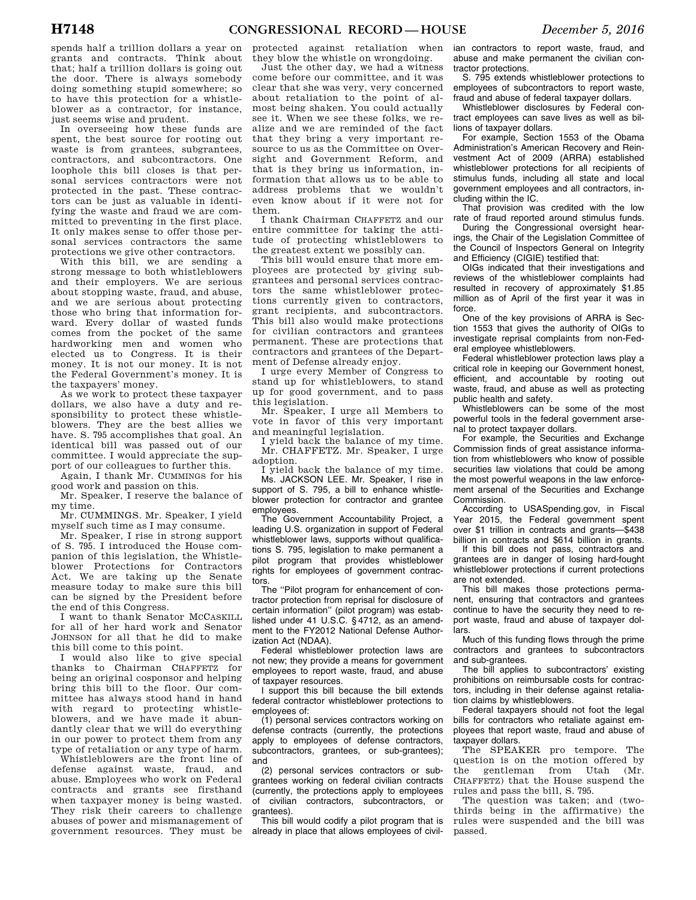spends half a trillion dollars a year on grants and contracts. Think about that; half a trillion dollars is going out the door. There is always somebody doing something stupid somewhere; so to have this protection for a whistleblower as a contractor, for instance, just seems wise and prudent.

In overseeing how these funds are spent, the best source for rooting out waste is from grantees, subgrantees, contractors, and subcontractors. One loophole this bill closes is that personal services contractors were not protected in the past. These contractors can be just as valuable in identifying the waste and fraud we are committed to preventing in the first place. It only makes sense to offer those personal services contractors the same protections we give other contractors.

With this bill, we are sending a strong message to both whistleblowers and their employers. We are serious about stopping waste, fraud, and abuse, and we are serious about protecting those who bring that information forward. Every dollar of wasted funds comes from the pocket of the same hardworking men and women who elected us to Congress. It is their money. It is not our money. It is not the Federal Government's money. It is the taxpayers' money.

As we work to protect these taxpayer dollars, we also have a duty and responsibility to protect these whistleblowers. They are the best allies we have. S. 795 accomplishes that goal. An identical bill was passed out of our committee. I would appreciate the support of our colleagues to further this.

Again, I thank Mr. CUMMINGS for his good work and passion on this.

Mr. Speaker, I reserve the balance of my time.

Mr. CUMMINGS. Mr. Speaker, I yield myself such time as I may consume.

Mr. Speaker, I rise in strong support of S. 795. I introduced the House companion of this legislation, the Whistleblower Protections for Contractors Act. We are taking up the Senate measure today to make sure this bill can be signed by the President before the end of this Congress.

I want to thank Senator MCCASKILL for all of her hard work and Senator JOHNSON for all that he did to make this bill come to this point.

I would also like to give special thanks to Chairman CHAFFETZ for being an original cosponsor and helping bring this bill to the floor. Our committee has always stood hand in hand with regard to protecting whistleblowers, and we have made it abundantly clear that we will do everything in our power to protect them from any type of retaliation or any type of harm.

Whistleblowers are the front line of defense against waste, fraud, and abuse. Employees who work on Federal contracts and grants see firsthand when taxpayer money is being wasted. They risk their careers to challenge abuses of power and mismanagement of government resources. They must be protected against retaliation when they blow the whistle on wrongdoing.

Just the other day, we had a witness come before our committee, and it was clear that she was very, very concerned about retaliation to the point of almost being shaken. You could actually see it. When we see these folks, we realize and we are reminded of the fact that they bring a very important resource to us as the Committee on Oversight and Government Reform, and that is they bring us information, information that allows us to be able to address problems that we wouldn't even know about if it were not for them.

I thank Chairman CHAFFETZ and our entire committee for taking the attitude of protecting whistleblowers to the greatest extent we possibly can.

This bill would ensure that more employees are protected by giving subgrantees and personal services contractors the same whistleblower protections currently given to contractors, grant recipients, and subcontractors. This bill also would make protections for civilian contractors and grantees permanent. These are protections that contractors and grantees of the Department of Defense already enjoy.

I urge every Member of Congress to stand up for whistleblowers, to stand up for good government, and to pass this legislation.

Mr. Speaker, I urge all Members to vote in favor of this very important and meaningful legislation.

I yield back the balance of my time.

Mr. CHAFFETZ. Mr. Speaker, I urge adoption.

I yield back the balance of my time.

Ms. JACKSON LEE. Mr. Speaker, I rise in support of S. 795, a bill to enhance whistleblower protection for contractor and grantee employees.

The Government Accountability Project, a leading U.S. organization in support of Federal whistleblower laws, supports without qualifications S. 795, legislation to make permanent a pilot program that provides whistleblower rights for employees of government contractors.

The "Pilot program for enhancement of contractor protection from reprisal for disclosure of certain information" (pilot program) was established under 41 U.S.C. § 4712, as an amendment to the FY2012 National Defense Authorization Act (NDAA).

Federal whistleblower protection laws are not new; they provide a means for government employees to report waste, fraud, and abuse of taxpayer resources.

I support this bill because the bill extends federal contractor whistleblower protections to employees of:

(1) personal services contractors working on defense contracts (currently, the protections apply to employees of defense contractors, subcontractors, grantees, or sub-grantees); and

(2) personal services contractors or subgrantees working on federal civilian contracts (currently, the protections apply to employees of civilian contractors, subcontractors, or grantees).

This bill would codify a pilot program that is already in place that allows employees of civilian contractors to report waste, fraud, and abuse and make permanent the civilian contractor protections.

S. 795 extends whistleblower protections to employees of subcontractors to report waste, fraud and abuse of federal taxpayer dollars.

Whistleblower disclosures by Federal contract employees can save lives as well as billions of taxpayer dollars.

For example, Section 1553 of the Obama Administration's American Recovery and Reinvestment Act of 2009 (ARRA) established whistleblower protections for all recipients of stimulus funds, including all state and local government employees and all contractors, including within the IC.

That provision was credited with the low rate of fraud reported around stimulus funds.

During the Congressional oversight hearings, the Chair of the Legislation Committee of the Council of Inspectors General on Integrity and Efficiency (CIGIE) testified that:

OIGs indicated that their investigations and reviews of the whistleblower complaints had resulted in recovery of approximately $1.85 million as of April of the first year it was in force.

One of the key provisions of ARRA is Section 1553 that gives the authority of OIGs to investigate reprisal complaints from non-Federal employee whistleblowers.

Federal whistleblower protection laws play a critical role in keeping our Government honest, efficient, and accountable by rooting out waste, fraud, and abuse as well as protecting public health and safety.

Whistleblowers can be some of the most powerful tools in the federal government arsenal to protect taxpayer dollars.

For example, the Securities and Exchange Commission finds of great assistance information from whistleblowers who know of possible securities law violations that could be among the most powerful weapons in the law enforcement arsenal of the Securities and Exchange Commission.

According to USASpending.gov, in Fiscal Year 2015, the Federal government spent over $1 trillion in contracts and grants—$438 billion in contracts and $614 billion in grants.

If this bill does not pass, contractors and grantees are in danger of losing hard-fought whistleblower protections if current protections are not extended.

This bill makes those protections permanent, ensuring that contractors and grantees continue to have the security they need to report waste, fraud and abuse of taxpayer dollars.

Much of this funding flows through the prime contractors and grantees to subcontractors and sub-grantees.

The bill applies to subcontractors' existing prohibitions on reimbursable costs for contractors, including in their defense against retaliation claims by whistleblowers.

Federal taxpayers should not foot the legal bills for contractors who retaliate against employees that report waste, fraud and abuse of taxpayer dollars.

The SPEAKER pro tempore. The question is on the motion offered by the gentleman from Utah (Mr. CHAFFETZ) that the House suspend the rules and pass the bill, S. 795.

The question was taken; and (two-thirds being in the affirmative) the rules were suspended and the bill was passed.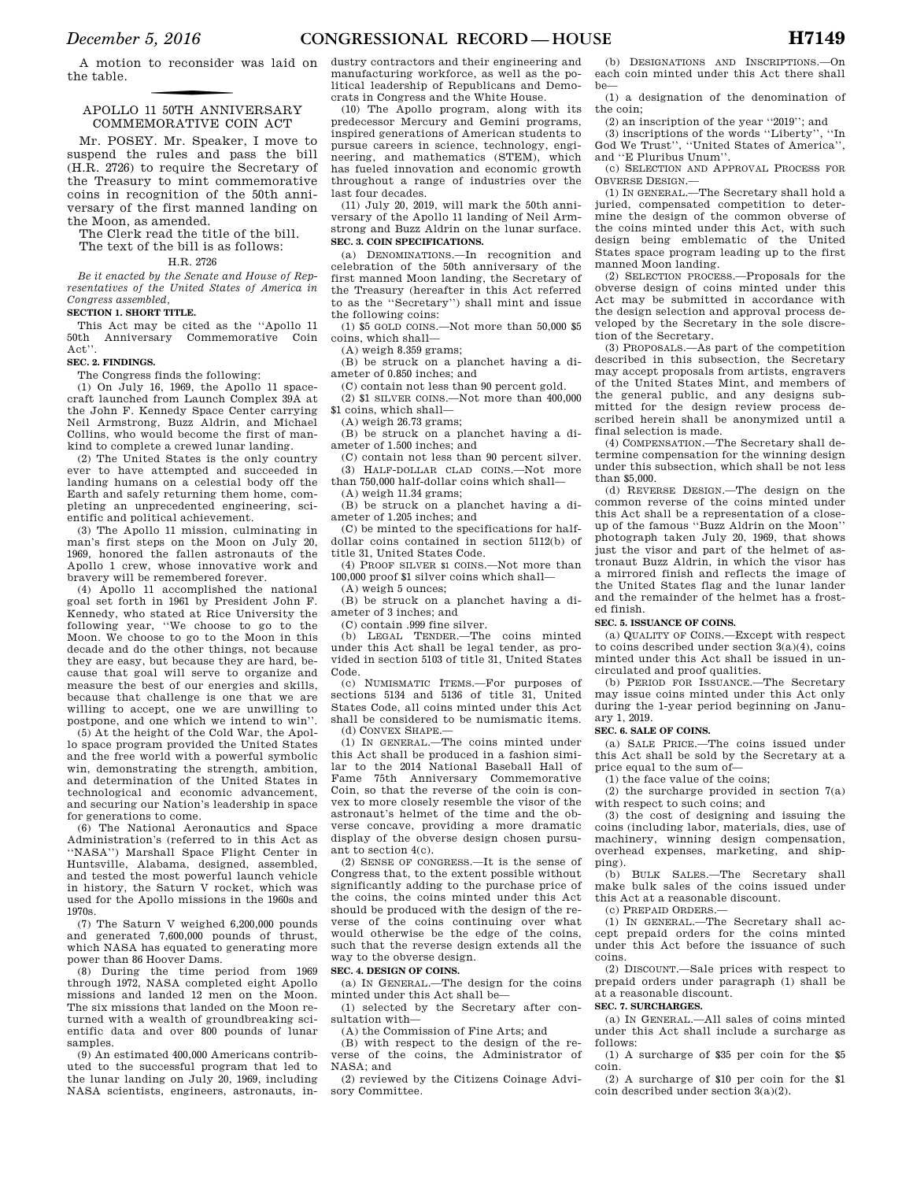A motion to reconsider was laid on the table.

## APOLLO 11 50TH ANNIVERSARY COMMEMORATIVE COIN ACT

Mr. POSEY. Mr. Speaker, I move to suspend the rules and pass the bill (H.R. 2726) to require the Secretary of the Treasury to mint commemorative coins in recognition of the 50th anniversary of the first manned landing on the Moon, as amended.

The Clerk read the title of the bill.

The text of the bill is as follows:

H.R. 2726

*Be it enacted by the Senate and House of Representatives of the United States of America in Congress assembled,*

**SECTION 1. SHORT TITLE.**

This Act may be cited as the "Apollo 11 50th Anniversary Commemorative Coin Act".

**SEC. 2. FINDINGS.**

The Congress finds the following:

(1) On July 16, 1969, the Apollo 11 spacecraft launched from Launch Complex 39A at the John F. Kennedy Space Center carrying Neil Armstrong, Buzz Aldrin, and Michael Collins, who would become the first of mankind to complete a crewed lunar landing.

(2) The United States is the only country ever to have attempted and succeeded in landing humans on a celestial body off the Earth and safely returning them home, completing an unprecedented engineering, scientific and political achievement.

(3) The Apollo 11 mission, culminating in man's first steps on the Moon on July 20, 1969, honored the fallen astronauts of the Apollo 1 crew, whose innovative work and bravery will be remembered forever.

(4) Apollo 11 accomplished the national goal set forth in 1961 by President John F. Kennedy, who stated at Rice University the following year, "We choose to go to the Moon. We choose to go to the Moon in this decade and do the other things, not because they are easy, but because they are hard, because that goal will serve to organize and measure the best of our energies and skills, because that challenge is one that we are willing to accept, one we are unwilling to postpone, and one which we intend to win".

(5) At the height of the Cold War, the Apollo space program provided the United States and the free world with a powerful symbolic win, demonstrating the strength, ambition, and determination of the United States in technological and economic advancement, and securing our Nation's leadership in space for generations to come.

(6) The National Aeronautics and Space Administration's (referred to in this Act as "NASA") Marshall Space Flight Center in Huntsville, Alabama, designed, assembled, and tested the most powerful launch vehicle in history, the Saturn V rocket, which was used for the Apollo missions in the 1960s and 1970s.

(7) The Saturn V weighed 6,200,000 pounds and generated 7,600,000 pounds of thrust, which NASA has equated to generating more power than 86 Hoover Dams.

(8) During the time period from 1969 through 1972, NASA completed eight Apollo missions and landed 12 men on the Moon. The six missions that landed on the Moon returned with a wealth of groundbreaking scientific data and over 800 pounds of lunar samples.

(9) An estimated 400,000 Americans contributed to the successful program that led to the lunar landing on July 20, 1969, including NASA scientists, engineers, astronauts, industry contractors and their engineering and manufacturing workforce, as well as the political leadership of Republicans and Democrats in Congress and the White House.

(10) The Apollo program, along with its predecessor Mercury and Gemini programs, inspired generations of American students to pursue careers in science, technology, engineering, and mathematics (STEM), which has fueled innovation and economic growth throughout a range of industries over the last four decades.

(11) July 20, 2019, will mark the 50th anniversary of the Apollo 11 landing of Neil Armstrong and Buzz Aldrin on the lunar surface.

**SEC. 3. COIN SPECIFICATIONS.**

(a) DENOMINATIONS.—In recognition and celebration of the 50th anniversary of the first manned Moon landing, the Secretary of the Treasury (hereafter in this Act referred to as the "Secretary") shall mint and issue the following coins:

(1) $5 GOLD COINS.—Not more than 50,000 $5 coins, which shall—

(A) weigh 8.359 grams;

(B) be struck on a planchet having a diameter of 0.850 inches; and

(C) contain not less than 90 percent gold.

(2) $1 SILVER COINS.—Not more than 400,000 $1 coins, which shall—

(A) weigh 26.73 grams;

(B) be struck on a planchet having a diameter of 1.500 inches; and

(C) contain not less than 90 percent silver.

(3) HALF-DOLLAR CLAD COINS.—Not more than 750,000 half-dollar coins which shall—

(A) weigh 11.34 grams;

(B) be struck on a planchet having a diameter of 1.205 inches; and

(C) be minted to the specifications for half-dollar coins contained in section 5112(b) of title 31, United States Code.

(4) PROOF SILVER $1 COINS.—Not more than 100,000 proof $1 silver coins which shall—

(A) weigh 5 ounces;

(B) be struck on a planchet having a diameter of 3 inches; and

(C) contain .999 fine silver.

(b) LEGAL TENDER.—The coins minted under this Act shall be legal tender, as provided in section 5103 of title 31, United States Code.

(c) NUMISMATIC ITEMS.—For purposes of sections 5134 and 5136 of title 31, United States Code, all coins minted under this Act shall be considered to be numismatic items.

(d) CONVEX SHAPE.—

(1) IN GENERAL.—The coins minted under this Act shall be produced in a fashion similar to the 2014 National Baseball Hall of Fame 75th Anniversary Commemorative Coin, so that the reverse of the coin is convex to more closely resemble the visor of the astronaut's helmet of the time and the obverse concave, providing a more dramatic display of the obverse design chosen pursuant to section 4(c).

(2) SENSE OF CONGRESS.—It is the sense of Congress that, to the extent possible without significantly adding to the purchase price of the coins, the coins minted under this Act should be produced with the design of the reverse of the coins continuing over what would otherwise be the edge of the coins, such that the reverse design extends all the way to the obverse design.

**SEC. 4. DESIGN OF COINS.**

(a) IN GENERAL.—The design for the coins minted under this Act shall be—

(1) selected by the Secretary after consultation with—

(A) the Commission of Fine Arts; and

(B) with respect to the design of the reverse of the coins, the Administrator of NASA; and

(2) reviewed by the Citizens Coinage Advisory Committee.

(b) DESIGNATIONS AND INSCRIPTIONS.—On each coin minted under this Act there shall be—

(1) a designation of the denomination of the coin;

(2) an inscription of the year "2019"; and

(3) inscriptions of the words "Liberty", "In God We Trust", "United States of America", and "E Pluribus Unum".

(c) SELECTION AND APPROVAL PROCESS FOR OBVERSE DESIGN.—

(1) IN GENERAL.—The Secretary shall hold a juried, compensated competition to determine the design of the common obverse of the coins minted under this Act, with such design being emblematic of the United States space program leading up to the first manned Moon landing.

(2) SELECTION PROCESS.—Proposals for the obverse design of coins minted under this Act may be submitted in accordance with the design selection and approval process developed by the Secretary in the sole discretion of the Secretary.

(3) PROPOSALS.—As part of the competition described in this subsection, the Secretary may accept proposals from artists, engravers of the United States Mint, and members of the general public, and any designs submitted for the design review process described herein shall be anonymized until a final selection is made.

(4) COMPENSATION.—The Secretary shall determine compensation for the winning design under this subsection, which shall be not less than $5,000.

(d) REVERSE DESIGN.—The design on the common reverse of the coins minted under this Act shall be a representation of a close-up of the famous "Buzz Aldrin on the Moon" photograph taken July 20, 1969, that shows just the visor and part of the helmet of astronaut Buzz Aldrin, in which the visor has a mirrored finish and reflects the image of the United States flag and the lunar lander and the remainder of the helmet has a frosted finish.

**SEC. 5. ISSUANCE OF COINS.**

(a) QUALITY OF COINS.—Except with respect to coins described under section 3(a)(4), coins minted under this Act shall be issued in uncirculated and proof qualities.

(b) PERIOD FOR ISSUANCE.—The Secretary may issue coins minted under this Act only during the 1-year period beginning on January 1, 2019.

**SEC. 6. SALE OF COINS.**

(a) SALE PRICE.—The coins issued under this Act shall be sold by the Secretary at a price equal to the sum of—

(1) the face value of the coins;

(2) the surcharge provided in section 7(a) with respect to such coins; and

(3) the cost of designing and issuing the coins (including labor, materials, dies, use of machinery, winning design compensation, overhead expenses, marketing, and shipping).

(b) BULK SALES.—The Secretary shall make bulk sales of the coins issued under this Act at a reasonable discount.

(c) PREPAID ORDERS.—

(1) IN GENERAL.—The Secretary shall accept prepaid orders for the coins minted under this Act before the issuance of such coins.

(2) DISCOUNT.—Sale prices with respect to prepaid orders under paragraph (1) shall be at a reasonable discount.

**SEC. 7. SURCHARGES.**

(a) IN GENERAL.—All sales of coins minted under this Act shall include a surcharge as follows:

(1) A surcharge of $35 per coin for the $5 coin.

(2) A surcharge of $10 per coin for the $1 coin described under section 3(a)(2).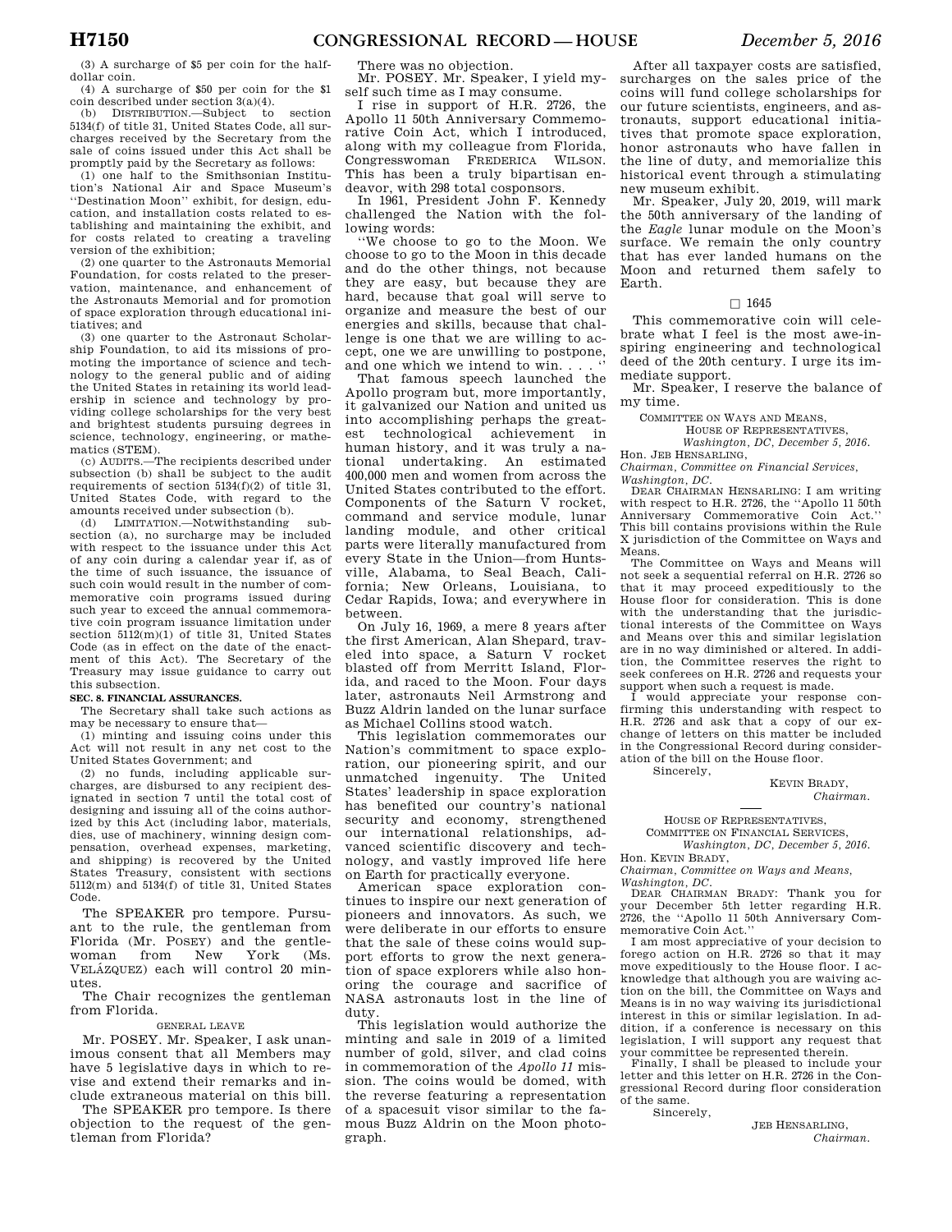(3) A surcharge of $5 per coin for the half-dollar coin.

(4) A surcharge of $50 per coin for the $1 coin described under section 3(a)(4).

(b) DISTRIBUTION.—Subject to section 5134(f) of title 31, United States Code, all surcharges received by the Secretary from the sale of coins issued under this Act shall be promptly paid by the Secretary as follows:

(1) one half to the Smithsonian Institution's National Air and Space Museum's ''Destination Moon'' exhibit, for design, education, and installation costs related to establishing and maintaining the exhibit, and for costs related to creating a traveling version of the exhibition;

(2) one quarter to the Astronauts Memorial Foundation, for costs related to the preservation, maintenance, and enhancement of the Astronauts Memorial and for promotion of space exploration through educational initiatives; and

(3) one quarter to the Astronaut Scholarship Foundation, to aid its missions of promoting the importance of science and technology to the general public and of aiding the United States in retaining its world leadership in science and technology by providing college scholarships for the very best and brightest students pursuing degrees in science, technology, engineering, or mathematics (STEM).

(c) AUDITS.—The recipients described under subsection (b) shall be subject to the audit requirements of section 5134(f)(2) of title 31, United States Code, with regard to the amounts received under subsection (b).

(d) LIMITATION.—Notwithstanding subsection (a), no surcharge may be included with respect to the issuance under this Act of any coin during a calendar year if, as of the time of such issuance, the issuance of such coin would result in the number of commemorative coin programs issued during such year to exceed the annual commemorative coin program issuance limitation under section 5112(m)(1) of title 31, United States Code (as in effect on the date of the enactment of this Act). The Secretary of the Treasury may issue guidance to carry out this subsection.

**SEC. 8. FINANCIAL ASSURANCES.**

The Secretary shall take such actions as may be necessary to ensure that—

(1) minting and issuing coins under this Act will not result in any net cost to the United States Government; and

(2) no funds, including applicable surcharges, are disbursed to any recipient designated in section 7 until the total cost of designing and issuing all of the coins authorized by this Act (including labor, materials, dies, use of machinery, winning design compensation, overhead expenses, marketing, and shipping) is recovered by the United States Treasury, consistent with sections 5112(m) and 5134(f) of title 31, United States Code.

The SPEAKER pro tempore. Pursuant to the rule, the gentleman from Florida (Mr. POSEY) and the gentlewoman from New York (Ms. VELÁZQUEZ) each will control 20 minutes.

The Chair recognizes the gentleman from Florida.

GENERAL LEAVE

Mr. POSEY. Mr. Speaker, I ask unanimous consent that all Members may have 5 legislative days in which to revise and extend their remarks and include extraneous material on this bill.

The SPEAKER pro tempore. Is there objection to the request of the gentleman from Florida?

There was no objection.

Mr. POSEY. Mr. Speaker, I yield myself such time as I may consume.

I rise in support of H.R. 2726, the Apollo 11 50th Anniversary Commemorative Coin Act, which I introduced, along with my colleague from Florida, Congresswoman FREDERICA WILSON. This has been a truly bipartisan endeavor, with 298 total cosponsors.

In 1961, President John F. Kennedy challenged the Nation with the following words:

''We choose to go to the Moon. We choose to go to the Moon in this decade and do the other things, not because they are easy, but because they are hard, because that goal will serve to organize and measure the best of our energies and skills, because that challenge is one that we are willing to accept, one we are unwilling to postpone, and one which we intend to win. . . . ''

That famous speech launched the Apollo program but, more importantly, it galvanized our Nation and united us into accomplishing perhaps the greatest technological achievement in human history, and it was truly a national undertaking. An estimated 400,000 men and women from across the United States contributed to the effort. Components of the Saturn V rocket, command and service module, lunar landing module, and other critical parts were literally manufactured from every State in the Union—from Huntsville, Alabama, to Seal Beach, California; New Orleans, Louisiana, to Cedar Rapids, Iowa; and everywhere in between.

On July 16, 1969, a mere 8 years after the first American, Alan Shepard, traveled into space, a Saturn V rocket blasted off from Merritt Island, Florida, and raced to the Moon. Four days later, astronauts Neil Armstrong and Buzz Aldrin landed on the lunar surface as Michael Collins stood watch.

This legislation commemorates our Nation's commitment to space exploration, our pioneering spirit, and our unmatched ingenuity. The United States' leadership in space exploration has benefited our country's national security and economy, strengthened our international relationships, advanced scientific discovery and technology, and vastly improved life here on Earth for practically everyone.

American space exploration continues to inspire our next generation of pioneers and innovators. As such, we were deliberate in our efforts to ensure that the sale of these coins would support efforts to grow the next generation of space explorers while also honoring the courage and sacrifice of NASA astronauts lost in the line of duty.

This legislation would authorize the minting and sale in 2019 of a limited number of gold, silver, and clad coins in commemoration of the *Apollo 11* mission. The coins would be domed, with the reverse featuring a representation of a spacesuit visor similar to the famous Buzz Aldrin on the Moon photograph.

After all taxpayer costs are satisfied, surcharges on the sales price of the coins will fund college scholarships for our future scientists, engineers, and astronauts, support educational initiatives that promote space exploration, honor astronauts who have fallen in the line of duty, and memorialize this historical event through a stimulating new museum exhibit.

Mr. Speaker, July 20, 2019, will mark the 50th anniversary of the landing of the *Eagle* lunar module on the Moon's surface. We remain the only country that has ever landed humans on the Moon and returned them safely to Earth.

□ 1645

This commemorative coin will celebrate what I feel is the most awe-inspiring engineering and technological deed of the 20th century. I urge its immediate support.

Mr. Speaker, I reserve the balance of my time.

COMMITTEE ON WAYS AND MEANS,
HOUSE OF REPRESENTATIVES,
*Washington, DC, December 5, 2016.*

Hon. JEB HENSARLING,
*Chairman, Committee on Financial Services, Washington, DC.*

DEAR CHAIRMAN HENSARLING: I am writing with respect to H.R. 2726, the ''Apollo 11 50th Anniversary Commemorative Coin Act.'' This bill contains provisions within the Rule X jurisdiction of the Committee on Ways and Means.

The Committee on Ways and Means will not seek a sequential referral on H.R. 2726 so that it may proceed expeditiously to the House floor for consideration. This is done with the understanding that the jurisdictional interests of the Committee on Ways and Means over this and similar legislation are in no way diminished or altered. In addition, the Committee reserves the right to seek conferees on H.R. 2726 and requests your support when such a request is made.

I would appreciate your response confirming this understanding with respect to H.R. 2726 and ask that a copy of our exchange of letters on this matter be included in the Congressional Record during consideration of the bill on the House floor.

Sincerely,

KEVIN BRADY,
*Chairman.*

HOUSE OF REPRESENTATIVES,
COMMITTEE ON FINANCIAL SERVICES,
*Washington, DC, December 5, 2016.*

Hon. KEVIN BRADY,
*Chairman, Committee on Ways and Means, Washington, DC.*

DEAR CHAIRMAN BRADY: Thank you for your December 5th letter regarding H.R. 2726, the ''Apollo 11 50th Anniversary Commemorative Coin Act.''

I am most appreciative of your decision to forego action on H.R. 2726 so that it may move expeditiously to the House floor. I acknowledge that although you are waiving action on the bill, the Committee on Ways and Means is in no way waiving its jurisdictional interest in this or similar legislation. In addition, if a conference is necessary on this legislation, I will support any request that your committee be represented therein.

Finally, I shall be pleased to include your letter and this letter on H.R. 2726 in the Congressional Record during floor consideration of the same.

Sincerely,

JEB HENSARLING,
*Chairman.*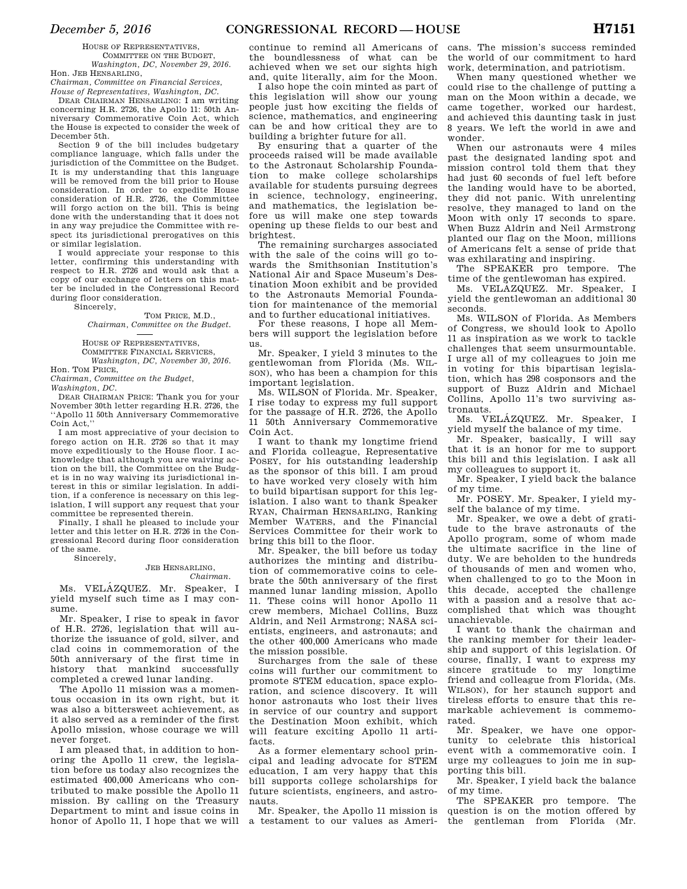HOUSE OF REPRESENTATIVES,
COMMITTEE ON THE BUDGET,
*Washington, DC, November 29, 2016.*

Hon. JEB HENSARLING,
*Chairman, Committee on Financial Services, House of Representatives, Washington, DC.*

DEAR CHAIRMAN HENSARLING: I am writing concerning H.R. 2726, the Apollo 11: 50th Anniversary Commemorative Coin Act, which the House is expected to consider the week of December 5th.

Section 9 of the bill includes budgetary compliance language, which falls under the jurisdiction of the Committee on the Budget. It is my understanding that this language will be removed from the bill prior to House consideration. In order to expedite House consideration of H.R. 2726, the Committee will forgo action on the bill. This is being done with the understanding that it does not in any way prejudice the Committee with respect its jurisdictional prerogatives on this or similar legislation.

I would appreciate your response to this letter, confirming this understanding with respect to H.R. 2726 and would ask that a copy of our exchange of letters on this matter be included in the Congressional Record during floor consideration.

Sincerely,

TOM PRICE, M.D.,
*Chairman, Committee on the Budget.*

---

HOUSE OF REPRESENTATIVES,
COMMITTEE FINANCIAL SERVICES,
*Washington, DC, November 30, 2016.*

Hon. TOM PRICE,
*Chairman, Committee on the Budget, Washington, DC.*

DEAR CHAIRMAN PRICE: Thank you for your November 30th letter regarding H.R. 2726, the ''Apollo 11 50th Anniversary Commemorative Coin Act,''

I am most appreciative of your decision to forego action on H.R. 2726 so that it may move expeditiously to the House floor. I acknowledge that although you are waiving action on the bill, the Committee on the Budget is in no way waiving its jurisdictional interest in this or similar legislation. In addition, if a conference is necessary on this legislation, I will support any request that your committee be represented therein.

Finally, I shall he pleased to include your letter and this letter on H.R. 2726 in the Congressional Record during floor consideration of the same.

Sincerely,

JEB HENSARLING,
*Chairman.*

Ms. VELÁZQUEZ. Mr. Speaker, I yield myself such time as I may consume.

Mr. Speaker, I rise to speak in favor of H.R. 2726, legislation that will authorize the issuance of gold, silver, and clad coins in commemoration of the 50th anniversary of the first time in history that mankind successfully completed a crewed lunar landing.

The Apollo 11 mission was a momentous occasion in its own right, but it was also a bittersweet achievement, as it also served as a reminder of the first Apollo mission, whose courage we will never forget.

I am pleased that, in addition to honoring the Apollo 11 crew, the legislation before us today also recognizes the estimated 400,000 Americans who contributed to make possible the Apollo 11 mission. By calling on the Treasury Department to mint and issue coins in honor of Apollo 11, I hope that we will continue to remind all Americans of the boundlessness of what can be achieved when we set our sights high and, quite literally, aim for the Moon.

I also hope the coin minted as part of this legislation will show our young people just how exciting the fields of science, mathematics, and engineering can be and how critical they are to building a brighter future for all.

By ensuring that a quarter of the proceeds raised will be made available to the Astronaut Scholarship Foundation to make college scholarships available for students pursuing degrees in science, technology, engineering, and mathematics, the legislation before us will make one step towards opening up these fields to our best and brightest.

The remaining surcharges associated with the sale of the coins will go towards the Smithsonian Institution's National Air and Space Museum's Destination Moon exhibit and be provided to the Astronauts Memorial Foundation for maintenance of the memorial and to further educational initiatives.

For these reasons, I hope all Members will support the legislation before us.

Mr. Speaker, I yield 3 minutes to the gentlewoman from Florida (Ms. WILSON), who has been a champion for this important legislation.

Ms. WILSON of Florida. Mr. Speaker, I rise today to express my full support for the passage of H.R. 2726, the Apollo 11 50th Anniversary Commemorative Coin Act.

I want to thank my longtime friend and Florida colleague, Representative POSEY, for his outstanding leadership as the sponsor of this bill. I am proud to have worked very closely with him to build bipartisan support for this legislation. I also want to thank Speaker RYAN, Chairman HENSARLING, Ranking Member WATERS, and the Financial Services Committee for their work to bring this bill to the floor.

Mr. Speaker, the bill before us today authorizes the minting and distribution of commemorative coins to celebrate the 50th anniversary of the first manned lunar landing mission, Apollo 11. These coins will honor Apollo 11 crew members, Michael Collins, Buzz Aldrin, and Neil Armstrong; NASA scientists, engineers, and astronauts; and the other 400,000 Americans who made the mission possible.

Surcharges from the sale of these coins will further our commitment to promote STEM education, space exploration, and science discovery. It will honor astronauts who lost their lives in service of our country and support the Destination Moon exhibit, which will feature exciting Apollo 11 artifacts.

As a former elementary school principal and leading advocate for STEM education, I am very happy that this bill supports college scholarships for future scientists, engineers, and astronauts.

Mr. Speaker, the Apollo 11 mission is a testament to our values as Americans. The mission's success reminded the world of our commitment to hard work, determination, and patriotism.

When many questioned whether we could rise to the challenge of putting a man on the Moon within a decade, we came together, worked our hardest, and achieved this daunting task in just 8 years. We left the world in awe and wonder.

When our astronauts were 4 miles past the designated landing spot and mission control told them that they had just 60 seconds of fuel left before the landing would have to be aborted, they did not panic. With unrelenting resolve, they managed to land on the Moon with only 17 seconds to spare. When Buzz Aldrin and Neil Armstrong planted our flag on the Moon, millions of Americans felt a sense of pride that was exhilarating and inspiring.

The SPEAKER pro tempore. The time of the gentlewoman has expired.

Ms. VELAZQUEZ. Mr. Speaker, I yield the gentlewoman an additional 30 seconds.

Ms. WILSON of Florida. As Members of Congress, we should look to Apollo 11 as inspiration as we work to tackle challenges that seem unsurmountable. I urge all of my colleagues to join me in voting for this bipartisan legislation, which has 298 cosponsors and the support of Buzz Aldrin and Michael Collins, Apollo 11's two surviving astronauts.

Ms. VELÁZQUEZ. Mr. Speaker, I yield myself the balance of my time.

Mr. Speaker, basically, I will say that it is an honor for me to support this bill and this legislation. I ask all my colleagues to support it.

Mr. Speaker, I yield back the balance of my time.

Mr. POSEY. Mr. Speaker, I yield myself the balance of my time.

Mr. Speaker, we owe a debt of gratitude to the brave astronauts of the Apollo program, some of whom made the ultimate sacrifice in the line of duty. We are beholden to the hundreds of thousands of men and women who, when challenged to go to the Moon in this decade, accepted the challenge with a passion and a resolve that accomplished that which was thought unachievable.

I want to thank the chairman and the ranking member for their leadership and support of this legislation. Of course, finally, I want to express my sincere gratitude to my longtime friend and colleague from Florida, (Ms. WILSON), for her staunch support and tireless efforts to ensure that this remarkable achievement is commemorated.

Mr. Speaker, we have one opportunity to celebrate this historical event with a commemorative coin. I urge my colleagues to join me in supporting this bill.

Mr. Speaker, I yield back the balance of my time.

The SPEAKER pro tempore. The question is on the motion offered by the gentleman from Florida (Mr.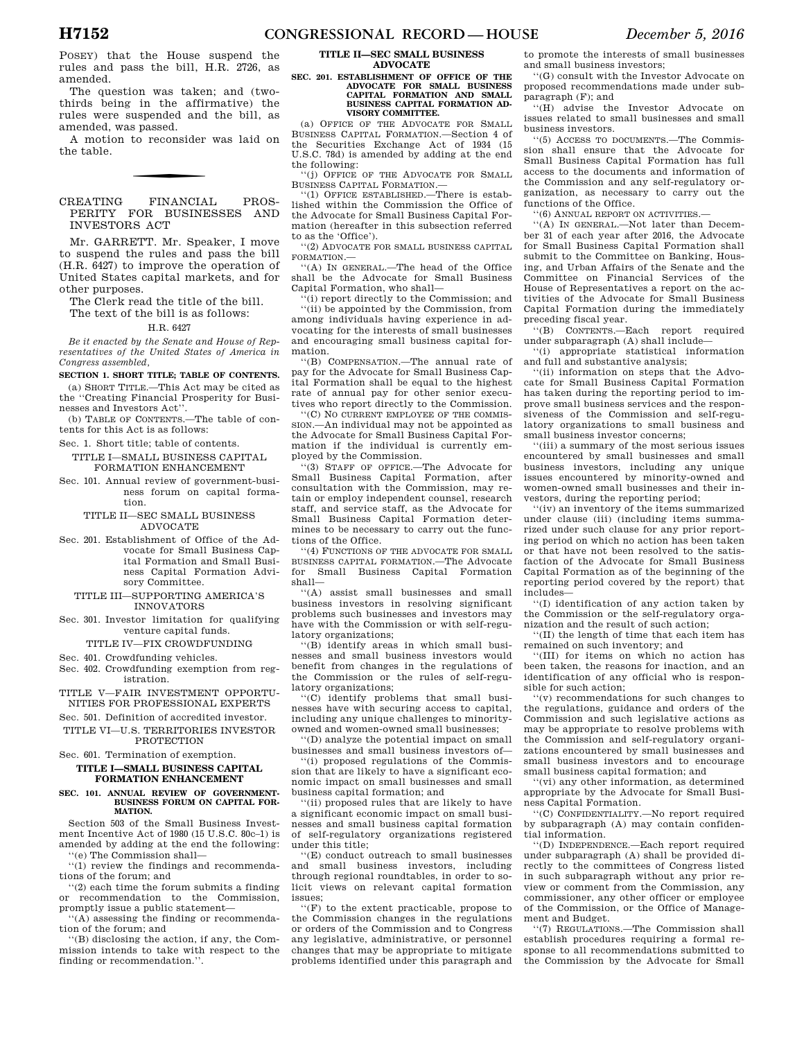POSEY) that the House suspend the rules and pass the bill, H.R. 2726, as amended.

The question was taken; and (two-thirds being in the affirmative) the rules were suspended and the bill, as amended, was passed.

A motion to reconsider was laid on the table.

## CREATING FINANCIAL PROSPERITY FOR BUSINESSES AND INVESTORS ACT

Mr. GARRETT. Mr. Speaker, I move to suspend the rules and pass the bill (H.R. 6427) to improve the operation of United States capital markets, and for other purposes.

The Clerk read the title of the bill.

The text of the bill is as follows:

H.R. 6427

*Be it enacted by the Senate and House of Representatives of the United States of America in Congress assembled,*

**SECTION 1. SHORT TITLE; TABLE OF CONTENTS.**

(a) SHORT TITLE.—This Act may be cited as the ''Creating Financial Prosperity for Businesses and Investors Act''.

(b) TABLE OF CONTENTS.—The table of contents for this Act is as follows:

Sec. 1. Short title; table of contents.

TITLE I—SMALL BUSINESS CAPITAL FORMATION ENHANCEMENT

Sec. 101. Annual review of government-business forum on capital formation.

TITLE II—SEC SMALL BUSINESS ADVOCATE

Sec. 201. Establishment of Office of the Advocate for Small Business Capital Formation and Small Business Capital Formation Advisory Committee.

TITLE III—SUPPORTING AMERICA'S INNOVATORS

Sec. 301. Investor limitation for qualifying venture capital funds.

TITLE IV—FIX CROWDFUNDING

Sec. 401. Crowdfunding vehicles.

Sec. 402. Crowdfunding exemption from registration.

TITLE V—FAIR INVESTMENT OPPORTUNITIES FOR PROFESSIONAL EXPERTS

Sec. 501. Definition of accredited investor.

TITLE VI—U.S. TERRITORIES INVESTOR PROTECTION

Sec. 601. Termination of exemption.

**TITLE I—SMALL BUSINESS CAPITAL FORMATION ENHANCEMENT**

**SEC. 101. ANNUAL REVIEW OF GOVERNMENT-BUSINESS FORUM ON CAPITAL FORMATION.**

Section 503 of the Small Business Investment Incentive Act of 1980 (15 U.S.C. 80c–1) is amended by adding at the end the following:

''(e) The Commission shall—

''(1) review the findings and recommendations of the forum; and

''(2) each time the forum submits a finding or recommendation to the Commission, promptly issue a public statement—

''(A) assessing the finding or recommendation of the forum; and

''(B) disclosing the action, if any, the Commission intends to take with respect to the finding or recommendation.''.

**TITLE II—SEC SMALL BUSINESS ADVOCATE**

**SEC. 201. ESTABLISHMENT OF OFFICE OF THE ADVOCATE FOR SMALL BUSINESS CAPITAL FORMATION AND SMALL BUSINESS CAPITAL FORMATION ADVISORY COMMITTEE.**

(a) OFFICE OF THE ADVOCATE FOR SMALL BUSINESS CAPITAL FORMATION.—Section 4 of the Securities Exchange Act of 1934 (15 U.S.C. 78d) is amended by adding at the end the following:

''(j) OFFICE OF THE ADVOCATE FOR SMALL BUSINESS CAPITAL FORMATION.—

''(1) OFFICE ESTABLISHED.—There is established within the Commission the Office of the Advocate for Small Business Capital Formation (hereafter in this subsection referred to as the 'Office').

''(2) ADVOCATE FOR SMALL BUSINESS CAPITAL FORMATION.—

''(A) IN GENERAL.—The head of the Office shall be the Advocate for Small Business Capital Formation, who shall—

''(i) report directly to the Commission; and

''(ii) be appointed by the Commission, from among individuals having experience in advocating for the interests of small businesses and encouraging small business capital formation.

''(B) COMPENSATION.—The annual rate of pay for the Advocate for Small Business Capital Formation shall be equal to the highest rate of annual pay for other senior executives who report directly to the Commission.

''(C) NO CURRENT EMPLOYEE OF THE COMMISSION.—An individual may not be appointed as the Advocate for Small Business Capital Formation if the individual is currently employed by the Commission.

''(3) STAFF OF OFFICE.—The Advocate for Small Business Capital Formation, after consultation with the Commission, may retain or employ independent counsel, research staff, and service staff, as the Advocate for Small Business Capital Formation determines to be necessary to carry out the functions of the Office.

''(4) FUNCTIONS OF THE ADVOCATE FOR SMALL BUSINESS CAPITAL FORMATION.—The Advocate for Small Business Capital Formation shall—

''(A) assist small businesses and small business investors in resolving significant problems such businesses and investors may have with the Commission or with self-regulatory organizations;

''(B) identify areas in which small businesses and small business investors would benefit from changes in the regulations of the Commission or the rules of self-regulatory organizations;

''(C) identify problems that small businesses have with securing access to capital, including any unique challenges to minority-owned and women-owned small businesses;

''(D) analyze the potential impact on small businesses and small business investors of—

''(i) proposed regulations of the Commission that are likely to have a significant economic impact on small businesses and small business capital formation; and

''(ii) proposed rules that are likely to have a significant economic impact on small businesses and small business capital formation of self-regulatory organizations registered under this title;

''(E) conduct outreach to small businesses and small business investors, including through regional roundtables, in order to solicit views on relevant capital formation issues;

''(F) to the extent practicable, propose to the Commission changes in the regulations or orders of the Commission and to Congress any legislative, administrative, or personnel changes that may be appropriate to mitigate problems identified under this paragraph and to promote the interests of small businesses and small business investors;

''(G) consult with the Investor Advocate on proposed recommendations made under subparagraph (F); and

''(H) advise the Investor Advocate on issues related to small businesses and small business investors.

''(5) ACCESS TO DOCUMENTS.—The Commission shall ensure that the Advocate for Small Business Capital Formation has full access to the documents and information of the Commission and any self-regulatory organization, as necessary to carry out the functions of the Office.

''(6) ANNUAL REPORT ON ACTIVITIES.—

''(A) IN GENERAL.—Not later than December 31 of each year after 2016, the Advocate for Small Business Capital Formation shall submit to the Committee on Banking, Housing, and Urban Affairs of the Senate and the Committee on Financial Services of the House of Representatives a report on the activities of the Advocate for Small Business Capital Formation during the immediately preceding fiscal year.

''(B) CONTENTS.—Each report required under subparagraph (A) shall include—

''(i) appropriate statistical information and full and substantive analysis;

''(ii) information on steps that the Advocate for Small Business Capital Formation has taken during the reporting period to improve small business services and the responsiveness of the Commission and self-regulatory organizations to small business and small business investor concerns;

''(iii) a summary of the most serious issues encountered by small businesses and small business investors, including any unique issues encountered by minority-owned and women-owned small businesses and their investors, during the reporting period;

''(iv) an inventory of the items summarized under clause (iii) (including items summarized under such clause for any prior reporting period on which no action has been taken or that have not been resolved to the satisfaction of the Advocate for Small Business Capital Formation as of the beginning of the reporting period covered by the report) that includes—

''(I) identification of any action taken by the Commission or the self-regulatory organization and the result of such action;

''(II) the length of time that each item has remained on such inventory; and

''(III) for items on which no action has been taken, the reasons for inaction, and an identification of any official who is responsible for such action;

''(v) recommendations for such changes to the regulations, guidance and orders of the Commission and such legislative actions as may be appropriate to resolve problems with the Commission and self-regulatory organizations encountered by small businesses and small business investors and to encourage small business capital formation; and

''(vi) any other information, as determined appropriate by the Advocate for Small Business Capital Formation.

''(C) CONFIDENTIALITY.—No report required by subparagraph (A) may contain confidential information.

''(D) INDEPENDENCE.—Each report required under subparagraph (A) shall be provided directly to the committees of Congress listed in such subparagraph without any prior review or comment from the Commission, any commissioner, any other officer or employee of the Commission, or the Office of Management and Budget.

''(7) REGULATIONS.—The Commission shall establish procedures requiring a formal response to all recommendations submitted to the Commission by the Advocate for Small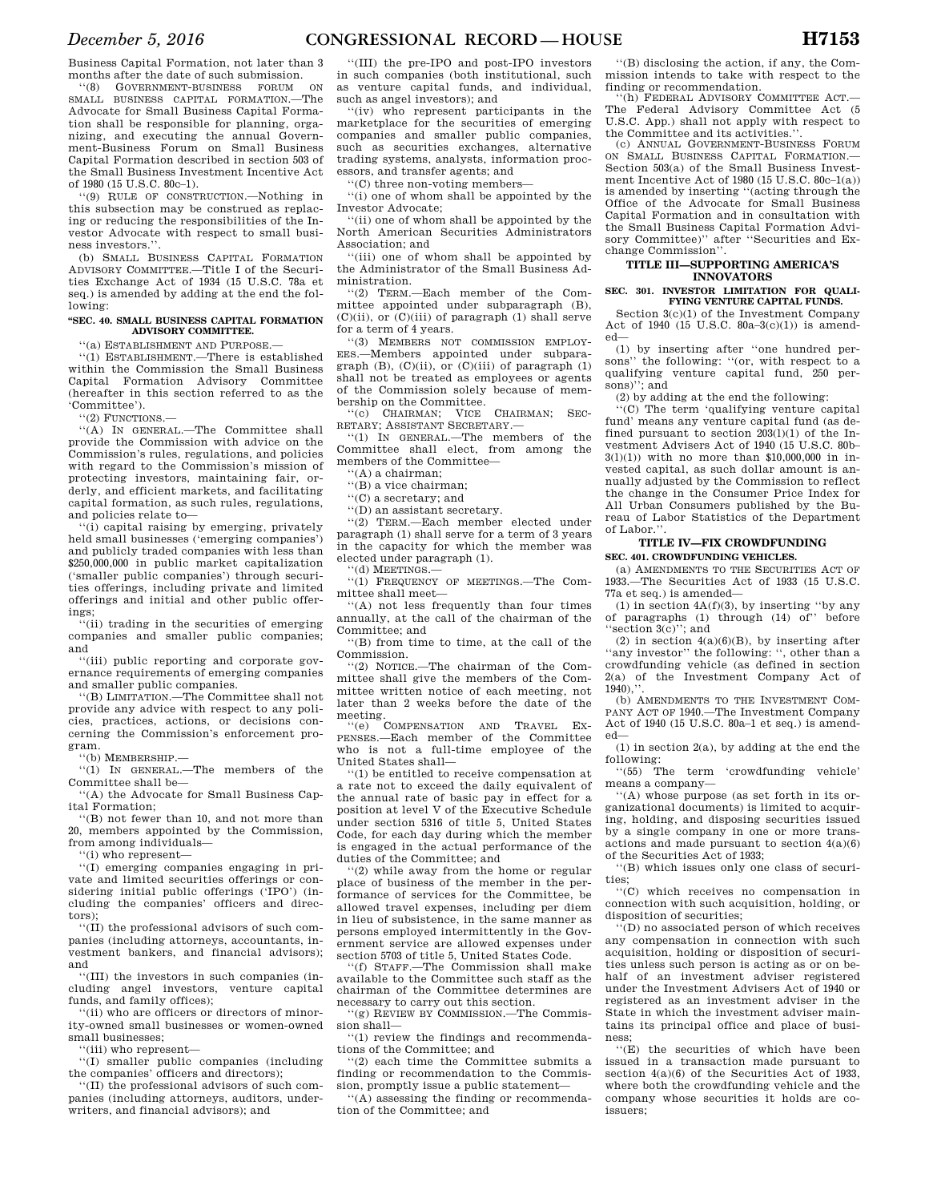Business Capital Formation, not later than 3 months after the date of such submission.

''(8) GOVERNMENT-BUSINESS FORUM ON SMALL BUSINESS CAPITAL FORMATION.—The Advocate for Small Business Capital Formation shall be responsible for planning, organizing, and executing the annual Government-Business Forum on Small Business Capital Formation described in section 503 of the Small Business Investment Incentive Act of 1980 (15 U.S.C. 80c–1).

''(9) RULE OF CONSTRUCTION.—Nothing in this subsection may be construed as replacing or reducing the responsibilities of the Investor Advocate with respect to small business investors.''.

(b) SMALL BUSINESS CAPITAL FORMATION ADVISORY COMMITTEE.—Title I of the Securities Exchange Act of 1934 (15 U.S.C. 78a et seq.) is amended by adding at the end the following:

**''SEC. 40. SMALL BUSINESS CAPITAL FORMATION ADVISORY COMMITTEE.**

''(a) ESTABLISHMENT AND PURPOSE.—

''(1) ESTABLISHMENT.—There is established within the Commission the Small Business Capital Formation Advisory Committee (hereafter in this section referred to as the 'Committee').

''(2) FUNCTIONS.—

''(A) IN GENERAL.—The Committee shall provide the Commission with advice on the Commission's rules, regulations, and policies with regard to the Commission's mission of protecting investors, maintaining fair, orderly, and efficient markets, and facilitating capital formation, as such rules, regulations, and policies relate to—

''(i) capital raising by emerging, privately held small businesses ('emerging companies') and publicly traded companies with less than $250,000,000 in public market capitalization ('smaller public companies') through securities offerings, including private and limited offerings and initial and other public offerings;

''(ii) trading in the securities of emerging companies and smaller public companies; and

''(iii) public reporting and corporate governance requirements of emerging companies and smaller public companies.

''(B) LIMITATION.—The Committee shall not provide any advice with respect to any policies, practices, actions, or decisions concerning the Commission's enforcement program.

''(b) MEMBERSHIP.—

''(1) IN GENERAL.—The members of the Committee shall be—

''(A) the Advocate for Small Business Capital Formation;

''(B) not fewer than 10, and not more than 20, members appointed by the Commission, from among individuals—

''(i) who represent—

''(I) emerging companies engaging in private and limited securities offerings or considering initial public offerings ('IPO') (including the companies' officers and directors);

''(II) the professional advisors of such companies (including attorneys, accountants, investment bankers, and financial advisors); and

''(III) the investors in such companies (including angel investors, venture capital funds, and family offices);

''(ii) who are officers or directors of minority-owned small businesses or women-owned small businesses;

''(iii) who represent—

''(I) smaller public companies (including the companies' officers and directors);

''(II) the professional advisors of such companies (including attorneys, auditors, underwriters, and financial advisors); and

''(III) the pre-IPO and post-IPO investors in such companies (both institutional, such as venture capital funds, and individual, such as angel investors); and

''(iv) who represent participants in the marketplace for the securities of emerging companies and smaller public companies, such as securities exchanges, alternative trading systems, analysts, information processors, and transfer agents; and

''(C) three non-voting members—

''(i) one of whom shall be appointed by the Investor Advocate;

''(ii) one of whom shall be appointed by the North American Securities Administrators Association; and

''(iii) one of whom shall be appointed by the Administrator of the Small Business Administration.

''(2) TERM.—Each member of the Committee appointed under subparagraph (B), (C)(ii), or (C)(iii) of paragraph (1) shall serve for a term of 4 years.

''(3) MEMBERS NOT COMMISSION EMPLOYEES.—Members appointed under subparagraph (B), (C)(ii), or (C)(iii) of paragraph (1) shall not be treated as employees or agents of the Commission solely because of membership on the Committee.

''(c) CHAIRMAN; VICE CHAIRMAN; SECRETARY; ASSISTANT SECRETARY.—

''(1) IN GENERAL.—The members of the Committee shall elect, from among the members of the Committee—

''(A) a chairman;

''(B) a vice chairman;

''(C) a secretary; and

''(D) an assistant secretary.

''(2) TERM.—Each member elected under paragraph (1) shall serve for a term of 3 years in the capacity for which the member was elected under paragraph (1).

''(d) MEETINGS.—

''(1) FREQUENCY OF MEETINGS.—The Committee shall meet—

''(A) not less frequently than four times annually, at the call of the chairman of the Committee; and

''(B) from time to time, at the call of the Commission.

''(2) NOTICE.—The chairman of the Committee shall give the members of the Committee written notice of each meeting, not later than 2 weeks before the date of the meeting.

''(e) COMPENSATION AND TRAVEL EXPENSES.—Each member of the Committee who is not a full-time employee of the United States shall—

''(1) be entitled to receive compensation at a rate not to exceed the daily equivalent of the annual rate of basic pay in effect for a position at level V of the Executive Schedule under section 5316 of title 5, United States Code, for each day during which the member is engaged in the actual performance of the duties of the Committee; and

''(2) while away from the home or regular place of business of the member in the performance of services for the Committee, be allowed travel expenses, including per diem in lieu of subsistence, in the same manner as persons employed intermittently in the Government service are allowed expenses under section 5703 of title 5, United States Code.

''(f) STAFF.—The Commission shall make available to the Committee such staff as the chairman of the Committee determines are necessary to carry out this section.

''(g) REVIEW BY COMMISSION.—The Commission shall—

''(1) review the findings and recommendations of the Committee; and

''(2) each time the Committee submits a finding or recommendation to the Commission, promptly issue a public statement—

''(A) assessing the finding or recommendation of the Committee; and

''(B) disclosing the action, if any, the Commission intends to take with respect to the finding or recommendation.

''(h) FEDERAL ADVISORY COMMITTEE ACT.—The Federal Advisory Committee Act (5 U.S.C. App.) shall not apply with respect to the Committee and its activities.''.

(c) ANNUAL GOVERNMENT-BUSINESS FORUM ON SMALL BUSINESS CAPITAL FORMATION.—Section 503(a) of the Small Business Investment Incentive Act of 1980 (15 U.S.C. 80c–1(a)) is amended by inserting ''(acting through the Office of the Advocate for Small Business Capital Formation and in consultation with the Small Business Capital Formation Advisory Committee)'' after ''Securities and Exchange Commission''.

## TITLE III—SUPPORTING AMERICA'S INNOVATORS

**SEC. 301. INVESTOR LIMITATION FOR QUALIFYING VENTURE CAPITAL FUNDS.**

Section 3(c)(1) of the Investment Company Act of 1940 (15 U.S.C. 80a–3(c)(1)) is amended—

(1) by inserting after ''one hundred persons'' the following: ''(or, with respect to a qualifying venture capital fund, 250 persons)''; and

(2) by adding at the end the following:

''(C) The term 'qualifying venture capital fund' means any venture capital fund (as defined pursuant to section 203(l)(1) of the Investment Advisers Act of 1940 (15 U.S.C. 80b–3(l)(1)) with no more than $10,000,000 in invested capital, as such dollar amount is annually adjusted by the Commission to reflect the change in the Consumer Price Index for All Urban Consumers published by the Bureau of Labor Statistics of the Department of Labor.''.

## TITLE IV—FIX CROWDFUNDING

**SEC. 401. CROWDFUNDING VEHICLES.**

(a) AMENDMENTS TO THE SECURITIES ACT OF 1933.—The Securities Act of 1933 (15 U.S.C. 77a et seq.) is amended—

(1) in section 4A(f)(3), by inserting ''by any of paragraphs (1) through (14) of'' before ''section 3(c)''; and

(2) in section 4(a)(6)(B), by inserting after ''any investor'' the following: '', other than a crowdfunding vehicle (as defined in section 2(a) of the Investment Company Act of 1940),''.

(b) AMENDMENTS TO THE INVESTMENT COMPANY ACT OF 1940.—The Investment Company Act of 1940 (15 U.S.C. 80a–1 et seq.) is amended—

(1) in section 2(a), by adding at the end the following:

''(55) The term 'crowdfunding vehicle' means a company—

''(A) whose purpose (as set forth in its organizational documents) is limited to acquiring, holding, and disposing securities issued by a single company in one or more transactions and made pursuant to section 4(a)(6) of the Securities Act of 1933;

''(B) which issues only one class of securities;

''(C) which receives no compensation in connection with such acquisition, holding, or disposition of securities;

''(D) no associated person of which receives any compensation in connection with such acquisition, holding or disposition of securities unless such person is acting as or on behalf of an investment adviser registered under the Investment Advisers Act of 1940 or registered as an investment adviser in the State in which the investment adviser maintains its principal office and place of business;

''(E) the securities of which have been issued in a transaction made pursuant to section 4(a)(6) of the Securities Act of 1933, where both the crowdfunding vehicle and the company whose securities it holds are co-issuers;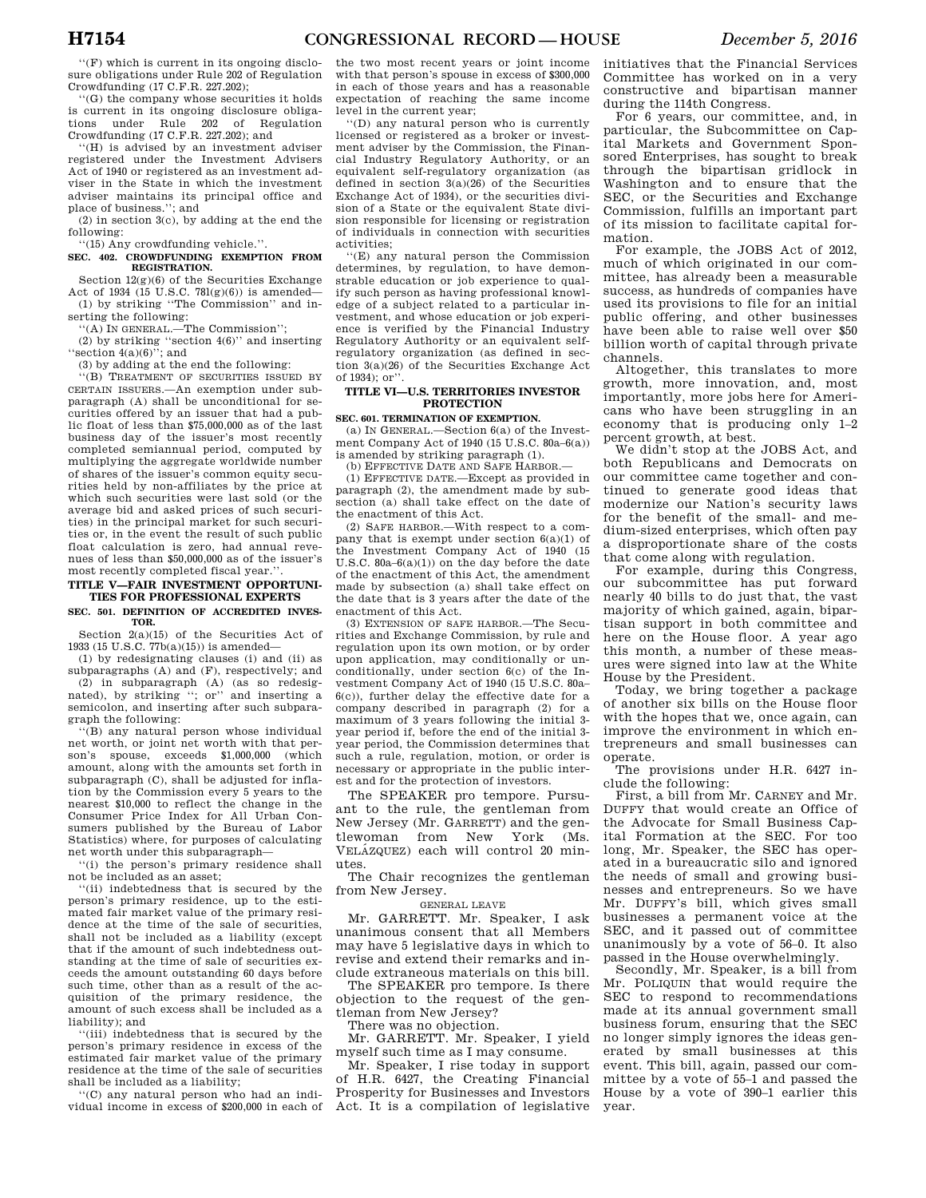"(F) which is current in its ongoing disclosure obligations under Rule 202 of Regulation Crowdfunding (17 C.F.R. 227.202);

"(G) the company whose securities it holds is current in its ongoing disclosure obligations under Rule 202 of Regulation Crowdfunding (17 C.F.R. 227.202); and

"(H) is advised by an investment adviser registered under the Investment Advisers Act of 1940 or registered as an investment adviser in the State in which the investment adviser maintains its principal office and place of business."; and

(2) in section 3(c), by adding at the end the following:

"(15) Any crowdfunding vehicle.".

**SEC. 402. CROWDFUNDING EXEMPTION FROM REGISTRATION.**

Section 12(g)(6) of the Securities Exchange Act of 1934 (15 U.S.C. 78l(g)(6)) is amended—

(1) by striking "The Commission" and inserting the following:

"(A) IN GENERAL.—The Commission";

(2) by striking "section 4(6)" and inserting "section 4(a)(6)"; and

(3) by adding at the end the following:

"(B) TREATMENT OF SECURITIES ISSUED BY CERTAIN ISSUERS.—An exemption under subparagraph (A) shall be unconditional for securities offered by an issuer that had a public float of less than $75,000,000 as of the last business day of the issuer's most recently completed semiannual period, computed by multiplying the aggregate worldwide number of shares of the issuer's common equity securities held by non-affiliates by the price at which such securities were last sold (or the average bid and asked prices of such securities) in the principal market for such securities or, in the event the result of such public float calculation is zero, had annual revenues of less than $50,000,000 as of the issuer's most recently completed fiscal year.".

**TITLE V—FAIR INVESTMENT OPPORTUNITIES FOR PROFESSIONAL EXPERTS**

**SEC. 501. DEFINITION OF ACCREDITED INVESTOR.**

Section 2(a)(15) of the Securities Act of 1933 (15 U.S.C. 77b(a)(15)) is amended—

(1) by redesignating clauses (i) and (ii) as subparagraphs (A) and (F), respectively; and

(2) in subparagraph (A) (as so redesignated), by striking "; or" and inserting a semicolon, and inserting after such subparagraph the following:

"(B) any natural person whose individual net worth, or joint net worth with that person's spouse, exceeds $1,000,000 (which amount, along with the amounts set forth in subparagraph (C), shall be adjusted for inflation by the Commission every 5 years to the nearest $10,000 to reflect the change in the Consumer Price Index for All Urban Consumers published by the Bureau of Labor Statistics) where, for purposes of calculating net worth under this subparagraph—

"(i) the person's primary residence shall not be included as an asset;

"(ii) indebtedness that is secured by the person's primary residence, up to the estimated fair market value of the primary residence at the time of the sale of securities, shall not be included as a liability (except that if the amount of such indebtedness outstanding at the time of sale of securities exceeds the amount outstanding 60 days before such time, other than as a result of the acquisition of the primary residence, the amount of such excess shall be included as a liability); and

"(iii) indebtedness that is secured by the person's primary residence in excess of the estimated fair market value of the primary residence at the time of the sale of securities shall be included as a liability;

"(C) any natural person who had an individual income in excess of $200,000 in each of the two most recent years or joint income with that person's spouse in excess of $300,000 in each of those years and has a reasonable expectation of reaching the same income level in the current year;

"(D) any natural person who is currently licensed or registered as a broker or investment adviser by the Commission, the Financial Industry Regulatory Authority, or an equivalent self-regulatory organization (as defined in section 3(a)(26) of the Securities Exchange Act of 1934), or the securities division of a State or the equivalent State division responsible for licensing or registration of individuals in connection with securities activities;

"(E) any natural person the Commission determines, by regulation, to have demonstrable education or job experience to qualify such person as having professional knowledge of a subject related to a particular investment, and whose education or job experience is verified by the Financial Industry Regulatory Authority or an equivalent self-regulatory organization (as defined in section 3(a)(26) of the Securities Exchange Act of 1934); or".

**TITLE VI—U.S. TERRITORIES INVESTOR PROTECTION**

**SEC. 601. TERMINATION OF EXEMPTION.**

(a) IN GENERAL.—Section 6(a) of the Investment Company Act of 1940 (15 U.S.C. 80a–6(a)) is amended by striking paragraph (1).

(b) EFFECTIVE DATE AND SAFE HARBOR.—

(1) EFFECTIVE DATE.—Except as provided in paragraph (2), the amendment made by subsection (a) shall take effect on the date of the enactment of this Act.

(2) SAFE HARBOR.—With respect to a company that is exempt under section 6(a)(1) of the Investment Company Act of 1940 (15 U.S.C. 80a–6(a)(1)) on the day before the date of the enactment of this Act, the amendment made by subsection (a) shall take effect on the date that is 3 years after the date of the enactment of this Act.

(3) EXTENSION OF SAFE HARBOR.—The Securities and Exchange Commission, by rule and regulation upon its own motion, or by order upon application, may conditionally or unconditionally, under section 6(c) of the Investment Company Act of 1940 (15 U.S.C. 80a–6(c)), further delay the effective date for a company described in paragraph (2) for a maximum of 3 years following the initial 3-year period if, before the end of the initial 3-year period, the Commission determines that such a rule, regulation, motion, or order is necessary or appropriate in the public interest and for the protection of investors.

The SPEAKER pro tempore. Pursuant to the rule, the gentleman from New Jersey (Mr. GARRETT) and the gentlewoman from New York (Ms. VELÁZQUEZ) each will control 20 minutes.

The Chair recognizes the gentleman from New Jersey.

GENERAL LEAVE

Mr. GARRETT. Mr. Speaker, I ask unanimous consent that all Members may have 5 legislative days in which to revise and extend their remarks and include extraneous materials on this bill.

The SPEAKER pro tempore. Is there objection to the request of the gentleman from New Jersey?

There was no objection.

Mr. GARRETT. Mr. Speaker, I yield myself such time as I may consume.

Mr. Speaker, I rise today in support of H.R. 6427, the Creating Financial Prosperity for Businesses and Investors Act. It is a compilation of legislative initiatives that the Financial Services Committee has worked on in a very constructive and bipartisan manner during the 114th Congress.

For 6 years, our committee, and, in particular, the Subcommittee on Capital Markets and Government Sponsored Enterprises, has sought to break through the bipartisan gridlock in Washington and to ensure that the SEC, or the Securities and Exchange Commission, fulfills an important part of its mission to facilitate capital formation.

For example, the JOBS Act of 2012, much of which originated in our committee, has already been a measurable success, as hundreds of companies have used its provisions to file for an initial public offering, and other businesses have been able to raise well over $50 billion worth of capital through private channels.

Altogether, this translates to more growth, more innovation, and, most importantly, more jobs here for Americans who have been struggling in an economy that is producing only 1–2 percent growth, at best.

We didn't stop at the JOBS Act, and both Republicans and Democrats on our committee came together and continued to generate good ideas that modernize our Nation's security laws for the benefit of the small- and medium-sized enterprises, which often pay a disproportionate share of the costs that come along with regulation.

For example, during this Congress, our subcommittee has put forward nearly 40 bills to do just that, the vast majority of which gained, again, bipartisan support in both committee and here on the House floor. A year ago this month, a number of these measures were signed into law at the White House by the President.

Today, we bring together a package of another six bills on the House floor with the hopes that we, once again, can improve the environment in which entrepreneurs and small businesses can operate.

The provisions under H.R. 6427 include the following:

First, a bill from Mr. CARNEY and Mr. DUFFY that would create an Office of the Advocate for Small Business Capital Formation at the SEC. For too long, Mr. Speaker, the SEC has operated in a bureaucratic silo and ignored the needs of small and growing businesses and entrepreneurs. So we have Mr. DUFFY's bill, which gives small businesses a permanent voice at the SEC, and it passed out of committee unanimously by a vote of 56–0. It also passed in the House overwhelmingly.

Secondly, Mr. Speaker, is a bill from Mr. POLIQUIN that would require the SEC to respond to recommendations made at its annual government small business forum, ensuring that the SEC no longer simply ignores the ideas generated by small businesses at this event. This bill, again, passed our committee by a vote of 55–1 and passed the House by a vote of 390–1 earlier this year.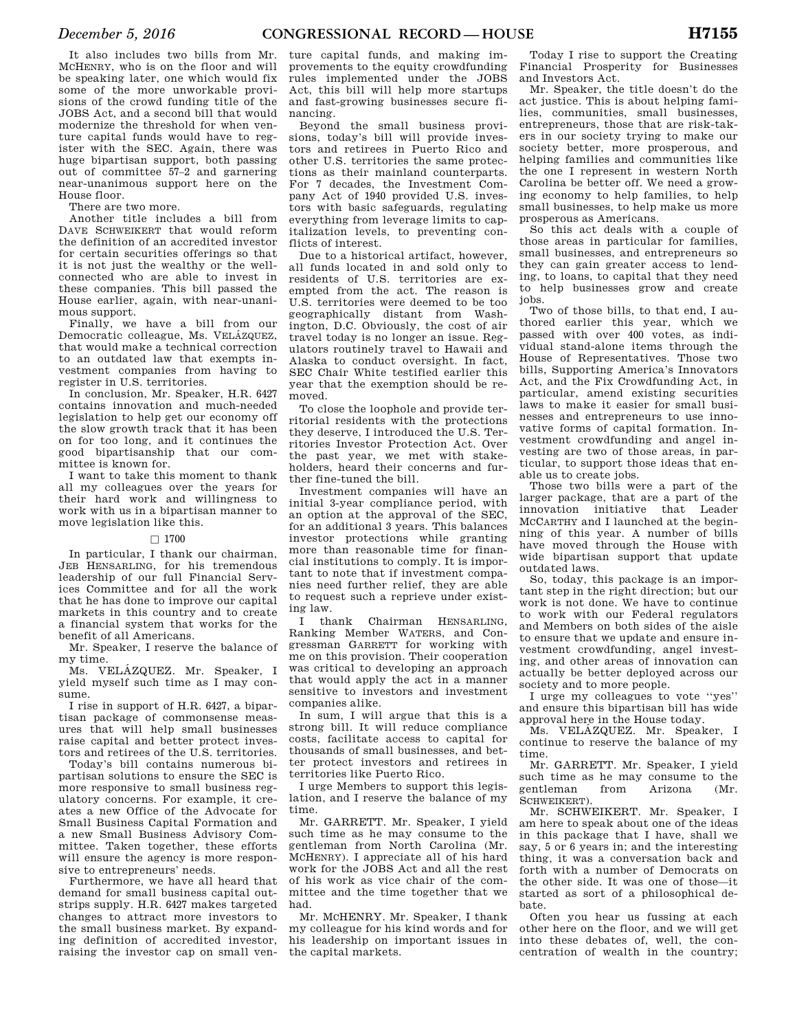It also includes two bills from Mr. MCHENRY, who is on the floor and will be speaking later, one which would fix some of the more unworkable provisions of the crowd funding title of the JOBS Act, and a second bill that would modernize the threshold for when venture capital funds would have to register with the SEC. Again, there was huge bipartisan support, both passing out of committee 57–2 and garnering near-unanimous support here on the House floor.

There are two more.

Another title includes a bill from DAVE SCHWEIKERT that would reform the definition of an accredited investor for certain securities offerings so that it is not just the wealthy or the well-connected who are able to invest in these companies. This bill passed the House earlier, again, with near-unanimous support.

Finally, we have a bill from our Democratic colleague, Ms. VELÁZQUEZ, that would make a technical correction to an outdated law that exempts investment companies from having to register in U.S. territories.

In conclusion, Mr. Speaker, H.R. 6427 contains innovation and much-needed legislation to help get our economy off the slow growth track that it has been on for too long, and it continues the good bipartisanship that our committee is known for.

I want to take this moment to thank all my colleagues over the years for their hard work and willingness to work with us in a bipartisan manner to move legislation like this.

□ 1700

In particular, I thank our chairman, JEB HENSARLING, for his tremendous leadership of our full Financial Services Committee and for all the work that he has done to improve our capital markets in this country and to create a financial system that works for the benefit of all Americans.

Mr. Speaker, I reserve the balance of my time.

Ms. VELÁZQUEZ. Mr. Speaker, I yield myself such time as I may consume.

I rise in support of H.R. 6427, a bipartisan package of commonsense measures that will help small businesses raise capital and better protect investors and retirees of the U.S. territories.

Today's bill contains numerous bipartisan solutions to ensure the SEC is more responsive to small business regulatory concerns. For example, it creates a new Office of the Advocate for Small Business Capital Formation and a new Small Business Advisory Committee. Taken together, these efforts will ensure the agency is more responsive to entrepreneurs' needs.

Furthermore, we have all heard that demand for small business capital outstrips supply. H.R. 6427 makes targeted changes to attract more investors to the small business market. By expanding definition of accredited investor, raising the investor cap on small venture capital funds, and making improvements to the equity crowdfunding rules implemented under the JOBS Act, this bill will help more startups and fast-growing businesses secure financing.

Beyond the small business provisions, today's bill will provide investors and retirees in Puerto Rico and other U.S. territories the same protections as their mainland counterparts. For 7 decades, the Investment Company Act of 1940 provided U.S. investors with basic safeguards, regulating everything from leverage limits to capitalization levels, to preventing conflicts of interest.

Due to a historical artifact, however, all funds located in and sold only to residents of U.S. territories are exempted from the act. The reason is U.S. territories were deemed to be too geographically distant from Washington, D.C. Obviously, the cost of air travel today is no longer an issue. Regulators routinely travel to Hawaii and Alaska to conduct oversight. In fact, SEC Chair White testified earlier this year that the exemption should be removed.

To close the loophole and provide territorial residents with the protections they deserve, I introduced the U.S. Territories Investor Protection Act. Over the past year, we met with stakeholders, heard their concerns and further fine-tuned the bill.

Investment companies will have an initial 3-year compliance period, with an option at the approval of the SEC, for an additional 3 years. This balances investor protections while granting more than reasonable time for financial institutions to comply. It is important to note that if investment companies need further relief, they are able to request such a reprieve under existing law.

I thank Chairman HENSARLING, Ranking Member WATERS, and Congressman GARRETT for working with me on this provision. Their cooperation was critical to developing an approach that would apply the act in a manner sensitive to investors and investment companies alike.

In sum, I will argue that this is a strong bill. It will reduce compliance costs, facilitate access to capital for thousands of small businesses, and better protect investors and retirees in territories like Puerto Rico.

I urge Members to support this legislation, and I reserve the balance of my time.

Mr. GARRETT. Mr. Speaker, I yield such time as he may consume to the gentleman from North Carolina (Mr. MCHENRY). I appreciate all of his hard work for the JOBS Act and all the rest of his work as vice chair of the committee and the time together that we had.

Mr. MCHENRY. Mr. Speaker, I thank my colleague for his kind words and for his leadership on important issues in the capital markets.

Today I rise to support the Creating Financial Prosperity for Businesses and Investors Act.

Mr. Speaker, the title doesn't do the act justice. This is about helping families, communities, small businesses, entrepreneurs, those that are risk-takers in our society trying to make our society better, more prosperous, and helping families and communities like the one I represent in western North Carolina be better off. We need a growing economy to help families, to help small businesses, to help make us more prosperous as Americans.

So this act deals with a couple of those areas in particular for families, small businesses, and entrepreneurs so they can gain greater access to lending, to loans, to capital that they need to help businesses grow and create jobs.

Two of those bills, to that end, I authored earlier this year, which we passed with over 400 votes, as individual stand-alone items through the House of Representatives. Those two bills, Supporting America's Innovators Act, and the Fix Crowdfunding Act, in particular, amend existing securities laws to make it easier for small businesses and entrepreneurs to use innovative forms of capital formation. Investment crowdfunding and angel investing are two of those areas, in particular, to support those ideas that enable us to create jobs.

Those two bills were a part of the larger package, that are a part of the innovation initiative that Leader MCCARTHY and I launched at the beginning of this year. A number of bills have moved through the House with wide bipartisan support that update outdated laws.

So, today, this package is an important step in the right direction; but our work is not done. We have to continue to work with our Federal regulators and Members on both sides of the aisle to ensure that we update and ensure investment crowdfunding, angel investing, and other areas of innovation can actually be better deployed across our society and to more people.

I urge my colleagues to vote ''yes'' and ensure this bipartisan bill has wide approval here in the House today.

Ms. VELÁZQUEZ. Mr. Speaker, I continue to reserve the balance of my time.

Mr. GARRETT. Mr. Speaker, I yield such time as he may consume to the gentleman from Arizona (Mr. SCHWEIKERT).

Mr. SCHWEIKERT. Mr. Speaker, I am here to speak about one of the ideas in this package that I have, shall we say, 5 or 6 years in; and the interesting thing, it was a conversation back and forth with a number of Democrats on the other side. It was one of those—it started as sort of a philosophical debate.

Often you hear us fussing at each other here on the floor, and we will get into these debates of, well, the concentration of wealth in the country;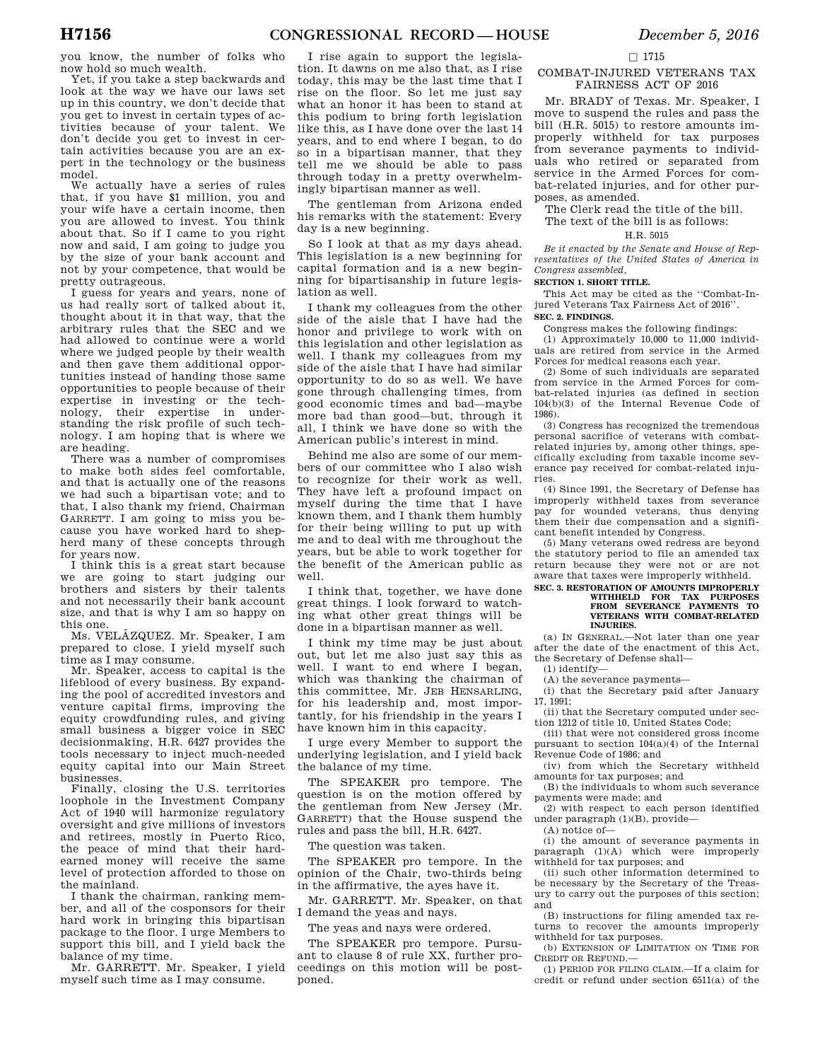you know, the number of folks who now hold so much wealth.

Yet, if you take a step backwards and look at the way we have our laws set up in this country, we don't decide that you get to invest in certain types of activities because of your talent. We don't decide you get to invest in certain activities because you are an expert in the technology or the business model.

We actually have a series of rules that, if you have $1 million, you and your wife have a certain income, then you are allowed to invest. You think about that. So if I came to you right now and said, I am going to judge you by the size of your bank account and not by your competence, that would be pretty outrageous.

I guess for years and years, none of us had really sort of talked about it, thought about it in that way, that the arbitrary rules that the SEC and we had allowed to continue were a world where we judged people by their wealth and then gave them additional opportunities instead of handing those same opportunities to people because of their expertise in investing or the technology, their expertise in understanding the risk profile of such technology. I am hoping that is where we are heading.

There was a number of compromises to make both sides feel comfortable, and that is actually one of the reasons we had such a bipartisan vote; and to that, I also thank my friend, Chairman GARRETT. I am going to miss you because you have worked hard to shepherd many of these concepts through for years now.

I think this is a great start because we are going to start judging our brothers and sisters by their talents and not necessarily their bank account size, and that is why I am so happy on this one.

Ms. VELÁZQUEZ. Mr. Speaker, I am prepared to close. I yield myself such time as I may consume.

Mr. Speaker, access to capital is the lifeblood of every business. By expanding the pool of accredited investors and venture capital firms, improving the equity crowdfunding rules, and giving small business a bigger voice in SEC decisionmaking, H.R. 6427 provides the tools necessary to inject much-needed equity capital into our Main Street businesses.

Finally, closing the U.S. territories loophole in the Investment Company Act of 1940 will harmonize regulatory oversight and give millions of investors and retirees, mostly in Puerto Rico, the peace of mind that their hard-earned money will receive the same level of protection afforded to those on the mainland.

I thank the chairman, ranking member, and all of the cosponsors for their hard work in bringing this bipartisan package to the floor. I urge Members to support this bill, and I yield back the balance of my time.

Mr. GARRETT. Mr. Speaker, I yield myself such time as I may consume.

I rise again to support the legislation. It dawns on me also that, as I rise today, this may be the last time that I rise on the floor. So let me just say what an honor it has been to stand at this podium to bring forth legislation like this, as I have done over the last 14 years, and to end where I began, to do so in a bipartisan manner, that they tell me we should be able to pass through today in a pretty overwhelmingly bipartisan manner as well.

The gentleman from Arizona ended his remarks with the statement: Every day is a new beginning.

So I look at that as my days ahead. This legislation is a new beginning for capital formation and is a new beginning for bipartisanship in future legislation as well.

I thank my colleagues from the other side of the aisle that I have had the honor and privilege to work with on this legislation and other legislation as well. I thank my colleagues from my side of the aisle that I have had similar opportunity to do so as well. We have gone through challenging times, from good economic times and bad—maybe more bad than good—but, through it all, I think we have done so with the American public's interest in mind.

Behind me also are some of our members of our committee who I also wish to recognize for their work as well. They have left a profound impact on myself during the time that I have known them, and I thank them humbly for their being willing to put up with me and to deal with me throughout the years, but be able to work together for the benefit of the American public as well.

I think that, together, we have done great things. I look forward to watching what other great things will be done in a bipartisan manner as well.

I think my time may be just about out, but let me also just say this as well. I want to end where I began, which was thanking the chairman of this committee, Mr. JEB HENSARLING, for his leadership and, most importantly, for his friendship in the years I have known him in this capacity.

I urge every Member to support the underlying legislation, and I yield back the balance of my time.

The SPEAKER pro tempore. The question is on the motion offered by the gentleman from New Jersey (Mr. GARRETT) that the House suspend the rules and pass the bill, H.R. 6427.

The question was taken.

The SPEAKER pro tempore. In the opinion of the Chair, two-thirds being in the affirmative, the ayes have it.

Mr. GARRETT. Mr. Speaker, on that I demand the yeas and nays.

The yeas and nays were ordered.

The SPEAKER pro tempore. Pursuant to clause 8 of rule XX, further proceedings on this motion will be postponed.

□ 1715

## COMBAT-INJURED VETERANS TAX FAIRNESS ACT OF 2016

Mr. BRADY of Texas. Mr. Speaker, I move to suspend the rules and pass the bill (H.R. 5015) to restore amounts improperly withheld for tax purposes from severance payments to individuals who retired or separated from service in the Armed Forces for combat-related injuries, and for other purposes, as amended.

The Clerk read the title of the bill.

The text of the bill is as follows:

H.R. 5015

*Be it enacted by the Senate and House of Representatives of the United States of America in Congress assembled,*

**SECTION 1. SHORT TITLE.**

This Act may be cited as the ''Combat-Injured Veterans Tax Fairness Act of 2016''.

**SEC. 2. FINDINGS.**

Congress makes the following findings:

(1) Approximately 10,000 to 11,000 individuals are retired from service in the Armed Forces for medical reasons each year.

(2) Some of such individuals are separated from service in the Armed Forces for combat-related injuries (as defined in section 104(b)(3) of the Internal Revenue Code of 1986).

(3) Congress has recognized the tremendous personal sacrifice of veterans with combat-related injuries by, among other things, specifically excluding from taxable income severance pay received for combat-related injuries.

(4) Since 1991, the Secretary of Defense has improperly withheld taxes from severance pay for wounded veterans, thus denying them their due compensation and a significant benefit intended by Congress.

(5) Many veterans owed redress are beyond the statutory period to file an amended tax return because they were not or are not aware that taxes were improperly withheld.

**SEC. 3. RESTORATION OF AMOUNTS IMPROPERLY WITHHELD FOR TAX PURPOSES FROM SEVERANCE PAYMENTS TO VETERANS WITH COMBAT-RELATED INJURIES.**

(a) IN GENERAL.—Not later than one year after the date of the enactment of this Act, the Secretary of Defense shall—

(1) identify—

(A) the severance payments—

(i) that the Secretary paid after January 17, 1991;

(ii) that the Secretary computed under section 1212 of title 10, United States Code;

(iii) that were not considered gross income pursuant to section 104(a)(4) of the Internal Revenue Code of 1986; and

(iv) from which the Secretary withheld amounts for tax purposes; and

(B) the individuals to whom such severance payments were made; and

(2) with respect to each person identified under paragraph (1)(B), provide—

(A) notice of—

(i) the amount of severance payments in paragraph (1)(A) which were improperly withheld for tax purposes; and

(ii) such other information determined to be necessary by the Secretary of the Treasury to carry out the purposes of this section; and

(B) instructions for filing amended tax returns to recover the amounts improperly withheld for tax purposes.

(b) EXTENSION OF LIMITATION ON TIME FOR CREDIT OR REFUND.—

(1) PERIOD FOR FILING CLAIM.—If a claim for credit or refund under section 6511(a) of the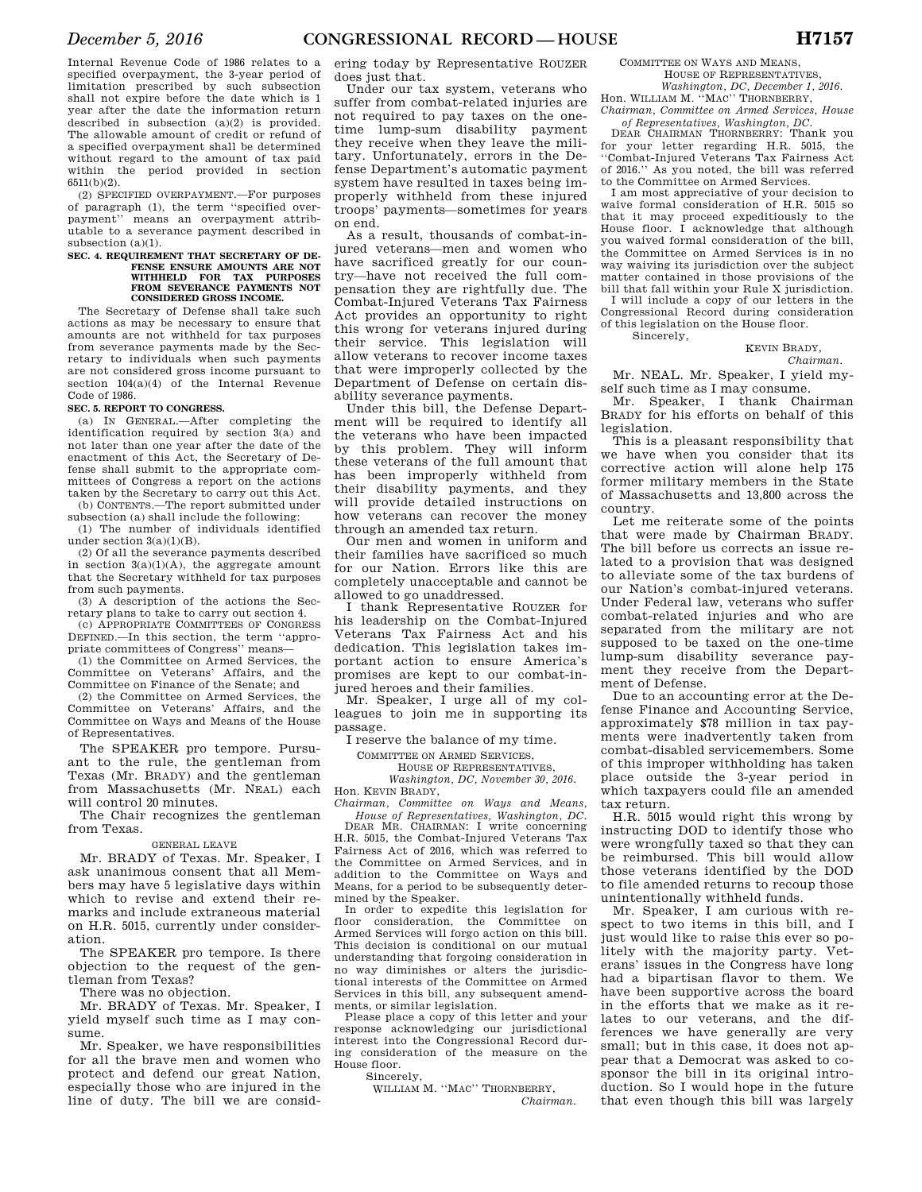Internal Revenue Code of 1986 relates to a specified overpayment, the 3-year period of limitation prescribed by such subsection shall not expire before the date which is 1 year after the date the information return described in subsection (a)(2) is provided. The allowable amount of credit or refund of a specified overpayment shall be determined without regard to the amount of tax paid within the period provided in section 6511(b)(2).

(2) SPECIFIED OVERPAYMENT.—For purposes of paragraph (1), the term ''specified overpayment'' means an overpayment attributable to a severance payment described in subsection (a)(1).

**SEC. 4. REQUIREMENT THAT SECRETARY OF DEFENSE ENSURE AMOUNTS ARE NOT WITHHELD FOR TAX PURPOSES FROM SEVERANCE PAYMENTS NOT CONSIDERED GROSS INCOME.**

The Secretary of Defense shall take such actions as may be necessary to ensure that amounts are not withheld for tax purposes from severance payments made by the Secretary to individuals when such payments are not considered gross income pursuant to section 104(a)(4) of the Internal Revenue Code of 1986.

**SEC. 5. REPORT TO CONGRESS.**

(a) IN GENERAL.—After completing the identification required by section 3(a) and not later than one year after the date of the enactment of this Act, the Secretary of Defense shall submit to the appropriate committees of Congress a report on the actions taken by the Secretary to carry out this Act.

(b) CONTENTS.—The report submitted under subsection (a) shall include the following:

(1) The number of individuals identified under section 3(a)(1)(B).

(2) Of all the severance payments described in section 3(a)(1)(A), the aggregate amount that the Secretary withheld for tax purposes from such payments.

(3) A description of the actions the Secretary plans to take to carry out section 4.

(c) APPROPRIATE COMMITTEES OF CONGRESS DEFINED.—In this section, the term ''appropriate committees of Congress'' means—

(1) the Committee on Armed Services, the Committee on Veterans' Affairs, and the Committee on Finance of the Senate; and

(2) the Committee on Armed Services, the Committee on Veterans' Affairs, and the Committee on Ways and Means of the House of Representatives.

The SPEAKER pro tempore. Pursuant to the rule, the gentleman from Texas (Mr. BRADY) and the gentleman from Massachusetts (Mr. NEAL) each will control 20 minutes.

The Chair recognizes the gentleman from Texas.

GENERAL LEAVE

Mr. BRADY of Texas. Mr. Speaker, I ask unanimous consent that all Members may have 5 legislative days within which to revise and extend their remarks and include extraneous material on H.R. 5015, currently under consideration.

The SPEAKER pro tempore. Is there objection to the request of the gentleman from Texas?

There was no objection.

Mr. BRADY of Texas. Mr. Speaker, I yield myself such time as I may consume.

Mr. Speaker, we have responsibilities for all the brave men and women who protect and defend our great Nation, especially those who are injured in the line of duty. The bill we are considering today by Representative ROUZER does just that.

Under our tax system, veterans who suffer from combat-related injuries are not required to pay taxes on the one-time lump-sum disability payment they receive when they leave the military. Unfortunately, errors in the Defense Department's automatic payment system have resulted in taxes being improperly withheld from these injured troops' payments—sometimes for years on end.

As a result, thousands of combat-injured veterans—men and women who have sacrificed greatly for our country—have not received the full compensation they are rightfully due. The Combat-Injured Veterans Tax Fairness Act provides an opportunity to right this wrong for veterans injured during their service. This legislation will allow veterans to recover income taxes that were improperly collected by the Department of Defense on certain disability severance payments.

Under this bill, the Defense Department will be required to identify all the veterans who have been impacted by this problem. They will inform these veterans of the full amount that has been improperly withheld from their disability payments, and they will provide detailed instructions on how veterans can recover the money through an amended tax return.

Our men and women in uniform and their families have sacrificed so much for our Nation. Errors like this are completely unacceptable and cannot be allowed to go unaddressed.

I thank Representative ROUZER for his leadership on the Combat-Injured Veterans Tax Fairness Act and his dedication. This legislation takes important action to ensure America's promises are kept to our combat-injured heroes and their families.

Mr. Speaker, I urge all of my colleagues to join me in supporting its passage.

I reserve the balance of my time.

COMMITTEE ON ARMED SERVICES,
HOUSE OF REPRESENTATIVES,
*Washington, DC, November 30, 2016.*

Hon. KEVIN BRADY,
*Chairman, Committee on Ways and Means, House of Representatives, Washington, DC.*

DEAR MR. CHAIRMAN: I write concerning H.R. 5015, the Combat-Injured Veterans Tax Fairness Act of 2016, which was referred to the Committee on Armed Services, and in addition to the Committee on Ways and Means, for a period to be subsequently determined by the Speaker.

In order to expedite this legislation for floor consideration, the Committee on Armed Services will forgo action on this bill. This decision is conditional on our mutual understanding that forgoing consideration in no way diminishes or alters the jurisdictional interests of the Committee on Armed Services in this bill, any subsequent amendments, or similar legislation.

Please place a copy of this letter and your response acknowledging our jurisdictional interest into the Congressional Record during consideration of the measure on the House floor.

Sincerely,

WILLIAM M. ''MAC'' THORNBERRY,
*Chairman.*

COMMITTEE ON WAYS AND MEANS,
HOUSE OF REPRESENTATIVES,
*Washington, DC, December 1, 2016.*

Hon. WILLIAM M. ''MAC'' THORNBERRY,
*Chairman, Committee on Armed Services, House of Representatives, Washington, DC.*

DEAR CHAIRMAN THORNBERRY: Thank you for your letter regarding H.R. 5015, the ''Combat-Injured Veterans Tax Fairness Act of 2016.'' As you noted, the bill was referred to the Committee on Armed Services.

I am most appreciative of your decision to waive formal consideration of H.R. 5015 so that it may proceed expeditiously to the House floor. I acknowledge that although you waived formal consideration of the bill, the Committee on Armed Services is in no way waiving its jurisdiction over the subject matter contained in those provisions of the bill that fall within your Rule X jurisdiction.

I will include a copy of our letters in the Congressional Record during consideration of this legislation on the House floor.

Sincerely,

KEVIN BRADY,
*Chairman.*

Mr. NEAL. Mr. Speaker, I yield myself such time as I may consume.

Mr. Speaker, I thank Chairman BRADY for his efforts on behalf of this legislation.

This is a pleasant responsibility that we have when you consider that its corrective action will alone help 175 former military members in the State of Massachusetts and 13,800 across the country.

Let me reiterate some of the points that were made by Chairman BRADY. The bill before us corrects an issue related to a provision that was designed to alleviate some of the tax burdens of our Nation's combat-injured veterans. Under Federal law, veterans who suffer combat-related injuries and who are separated from the military are not supposed to be taxed on the one-time lump-sum disability severance payment they receive from the Department of Defense.

Due to an accounting error at the Defense Finance and Accounting Service, approximately $78 million in tax payments were inadvertently taken from combat-disabled servicemembers. Some of this improper withholding has taken place outside the 3-year period in which taxpayers could file an amended tax return.

H.R. 5015 would right this wrong by instructing DOD to identify those who were wrongfully taxed so that they can be reimbursed. This bill would allow those veterans identified by the DOD to file amended returns to recoup those unintentionally withheld funds.

Mr. Speaker, I am curious with respect to two items in this bill, and I just would like to raise this ever so politely with the majority party. Veterans' issues in the Congress have long had a bipartisan flavor to them. We have been supportive across the board in the efforts that we make as it relates to our veterans, and the differences we have generally are very small; but in this case, it does not appear that a Democrat was asked to cosponsor the bill in its original introduction. So I would hope in the future that even though this bill was largely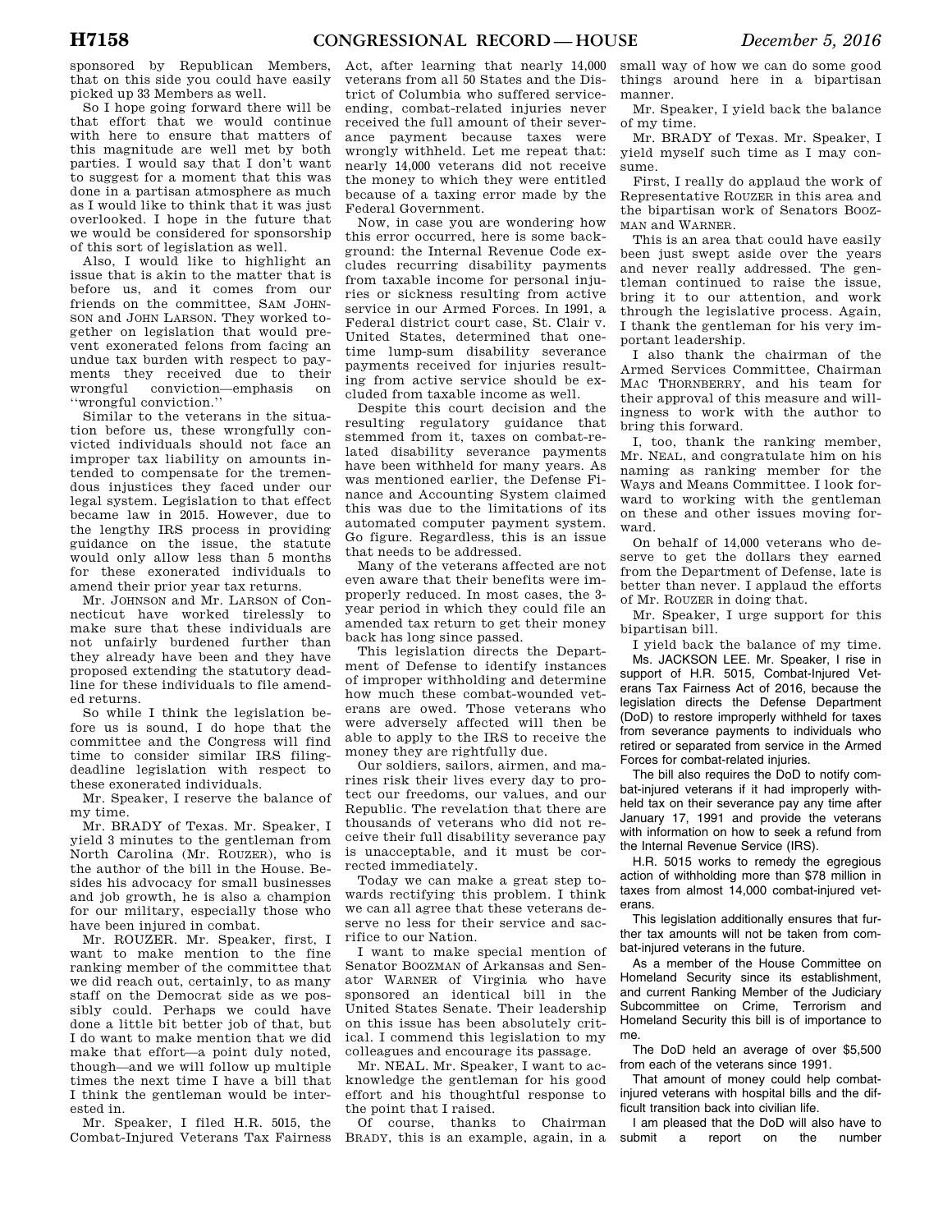sponsored by Republican Members, that on this side you could have easily picked up 33 Members as well.

So I hope going forward there will be that effort that we would continue with here to ensure that matters of this magnitude are well met by both parties. I would say that I don't want to suggest for a moment that this was done in a partisan atmosphere as much as I would like to think that it was just overlooked. I hope in the future that we would be considered for sponsorship of this sort of legislation as well.

Also, I would like to highlight an issue that is akin to the matter that is before us, and it comes from our friends on the committee, SAM JOHNSON and JOHN LARSON. They worked together on legislation that would prevent exonerated felons from facing an undue tax burden with respect to payments they received due to their wrongful conviction—emphasis on ''wrongful conviction.''

Similar to the veterans in the situation before us, these wrongfully convicted individuals should not face an improper tax liability on amounts intended to compensate for the tremendous injustices they faced under our legal system. Legislation to that effect became law in 2015. However, due to the lengthy IRS process in providing guidance on the issue, the statute would only allow less than 5 months for these exonerated individuals to amend their prior year tax returns.

Mr. JOHNSON and Mr. LARSON of Connecticut have worked tirelessly to make sure that these individuals are not unfairly burdened further than they already have been and they have proposed extending the statutory deadline for these individuals to file amended returns.

So while I think the legislation before us is sound, I do hope that the committee and the Congress will find time to consider similar IRS filing-deadline legislation with respect to these exonerated individuals.

Mr. Speaker, I reserve the balance of my time.

Mr. BRADY of Texas. Mr. Speaker, I yield 3 minutes to the gentleman from North Carolina (Mr. ROUZER), who is the author of the bill in the House. Besides his advocacy for small businesses and job growth, he is also a champion for our military, especially those who have been injured in combat.

Mr. ROUZER. Mr. Speaker, first, I want to make mention to the fine ranking member of the committee that we did reach out, certainly, to as many staff on the Democrat side as we possibly could. Perhaps we could have done a little bit better job of that, but I do want to make mention that we did make that effort—a point duly noted, though—and we will follow up multiple times the next time I have a bill that I think the gentleman would be interested in.

Mr. Speaker, I filed H.R. 5015, the Combat-Injured Veterans Tax Fairness Act, after learning that nearly 14,000 veterans from all 50 States and the District of Columbia who suffered service-ending, combat-related injuries never received the full amount of their severance payment because taxes were wrongly withheld. Let me repeat that: nearly 14,000 veterans did not receive the money to which they were entitled because of a taxing error made by the Federal Government.

Now, in case you are wondering how this error occurred, here is some background: the Internal Revenue Code excludes recurring disability payments from taxable income for personal injuries or sickness resulting from active service in our Armed Forces. In 1991, a Federal district court case, St. Clair v. United States, determined that one-time lump-sum disability severance payments received for injuries resulting from active service should be excluded from taxable income as well.

Despite this court decision and the resulting regulatory guidance that stemmed from it, taxes on combat-related disability severance payments have been withheld for many years. As was mentioned earlier, the Defense Finance and Accounting System claimed this was due to the limitations of its automated computer payment system. Go figure. Regardless, this is an issue that needs to be addressed.

Many of the veterans affected are not even aware that their benefits were improperly reduced. In most cases, the 3-year period in which they could file an amended tax return to get their money back has long since passed.

This legislation directs the Department of Defense to identify instances of improper withholding and determine how much these combat-wounded veterans are owed. Those veterans who were adversely affected will then be able to apply to the IRS to receive the money they are rightfully due.

Our soldiers, sailors, airmen, and marines risk their lives every day to protect our freedoms, our values, and our Republic. The revelation that there are thousands of veterans who did not receive their full disability severance pay is unacceptable, and it must be corrected immediately.

Today we can make a great step towards rectifying this problem. I think we can all agree that these veterans deserve no less for their service and sacrifice to our Nation.

I want to make special mention of Senator BOOZMAN of Arkansas and Senator WARNER of Virginia who have sponsored an identical bill in the United States Senate. Their leadership on this issue has been absolutely critical. I commend this legislation to my colleagues and encourage its passage.

Mr. NEAL. Mr. Speaker, I want to acknowledge the gentleman for his good effort and his thoughtful response to the point that I raised.

Of course, thanks to Chairman BRADY, this is an example, again, in a small way of how we can do some good things around here in a bipartisan manner.

Mr. Speaker, I yield back the balance of my time.

Mr. BRADY of Texas. Mr. Speaker, I yield myself such time as I may consume.

First, I really do applaud the work of Representative ROUZER in this area and the bipartisan work of Senators BOOZMAN and WARNER.

This is an area that could have easily been just swept aside over the years and never really addressed. The gentleman continued to raise the issue, bring it to our attention, and work through the legislative process. Again, I thank the gentleman for his very important leadership.

I also thank the chairman of the Armed Services Committee, Chairman MAC THORNBERRY, and his team for their approval of this measure and willingness to work with the author to bring this forward.

I, too, thank the ranking member, Mr. NEAL, and congratulate him on his naming as ranking member for the Ways and Means Committee. I look forward to working with the gentleman on these and other issues moving forward.

On behalf of 14,000 veterans who deserve to get the dollars they earned from the Department of Defense, late is better than never. I applaud the efforts of Mr. ROUZER in doing that.

Mr. Speaker, I urge support for this bipartisan bill.

I yield back the balance of my time.

Ms. JACKSON LEE. Mr. Speaker, I rise in support of H.R. 5015, Combat-Injured Veterans Tax Fairness Act of 2016, because the legislation directs the Defense Department (DoD) to restore improperly withheld for taxes from severance payments to individuals who retired or separated from service in the Armed Forces for combat-related injuries.

The bill also requires the DoD to notify combat-injured veterans if it had improperly withheld tax on their severance pay any time after January 17, 1991 and provide the veterans with information on how to seek a refund from the Internal Revenue Service (IRS).

H.R. 5015 works to remedy the egregious action of withholding more than $78 million in taxes from almost 14,000 combat-injured veterans.

This legislation additionally ensures that further tax amounts will not be taken from combat-injured veterans in the future.

As a member of the House Committee on Homeland Security since its establishment, and current Ranking Member of the Judiciary Subcommittee on Crime, Terrorism and Homeland Security this bill is of importance to me.

The DoD held an average of over $5,500 from each of the veterans since 1991.

That amount of money could help combat-injured veterans with hospital bills and the difficult transition back into civilian life.

I am pleased that the DoD will also have to submit a report on the number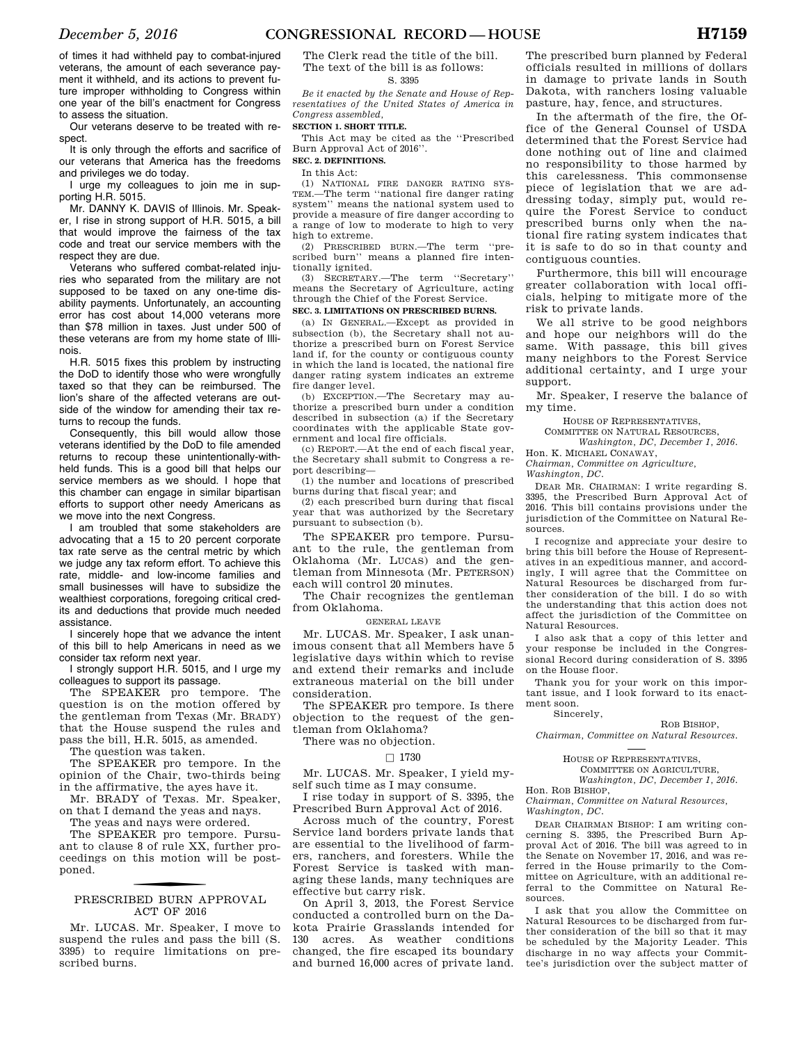of times it had withheld pay to combat-injured veterans, the amount of each severance payment it withheld, and its actions to prevent future improper withholding to Congress within one year of the bill's enactment for Congress to assess the situation.

Our veterans deserve to be treated with respect.

It is only through the efforts and sacrifice of our veterans that America has the freedoms and privileges we do today.

I urge my colleagues to join me in supporting H.R. 5015.

Mr. DANNY K. DAVIS of Illinois. Mr. Speaker, I rise in strong support of H.R. 5015, a bill that would improve the fairness of the tax code and treat our service members with the respect they are due.

Veterans who suffered combat-related injuries who separated from the military are not supposed to be taxed on any one-time disability payments. Unfortunately, an accounting error has cost about 14,000 veterans more than $78 million in taxes. Just under 500 of these veterans are from my home state of Illinois.

H.R. 5015 fixes this problem by instructing the DoD to identify those who were wrongfully taxed so that they can be reimbursed. The lion's share of the affected veterans are outside of the window for amending their tax returns to recoup the funds.

Consequently, this bill would allow those veterans identified by the DoD to file amended returns to recoup these unintentionally-withheld funds. This is a good bill that helps our service members as we should. I hope that this chamber can engage in similar bipartisan efforts to support other needy Americans as we move into the next Congress.

I am troubled that some stakeholders are advocating that a 15 to 20 percent corporate tax rate serve as the central metric by which we judge any tax reform effort. To achieve this rate, middle- and low-income families and small businesses will have to subsidize the wealthiest corporations, foregoing critical credits and deductions that provide much needed assistance.

I sincerely hope that we advance the intent of this bill to help Americans in need as we consider tax reform next year.

I strongly support H.R. 5015, and I urge my colleagues to support its passage.

The SPEAKER pro tempore. The question is on the motion offered by the gentleman from Texas (Mr. BRADY) that the House suspend the rules and pass the bill, H.R. 5015, as amended.

The question was taken.

The SPEAKER pro tempore. In the opinion of the Chair, two-thirds being in the affirmative, the ayes have it.

Mr. BRADY of Texas. Mr. Speaker, on that I demand the yeas and nays.

The yeas and nays were ordered.

The SPEAKER pro tempore. Pursuant to clause 8 of rule XX, further proceedings on this motion will be postponed.

## PRESCRIBED BURN APPROVAL ACT OF 2016

Mr. LUCAS. Mr. Speaker, I move to suspend the rules and pass the bill (S. 3395) to require limitations on prescribed burns.

The Clerk read the title of the bill.

The text of the bill is as follows:

S. 3395

*Be it enacted by the Senate and House of Representatives of the United States of America in Congress assembled,*

**SECTION 1. SHORT TITLE.**

This Act may be cited as the ''Prescribed Burn Approval Act of 2016''.

**SEC. 2. DEFINITIONS.**

In this Act:

(1) NATIONAL FIRE DANGER RATING SYSTEM.—The term ''national fire danger rating system'' means the national system used to provide a measure of fire danger according to a range of low to moderate to high to very high to extreme.

(2) PRESCRIBED BURN.—The term ''prescribed burn'' means a planned fire intentionally ignited.

(3) SECRETARY.—The term ''Secretary'' means the Secretary of Agriculture, acting through the Chief of the Forest Service.

**SEC. 3. LIMITATIONS ON PRESCRIBED BURNS.**

(a) IN GENERAL.—Except as provided in subsection (b), the Secretary shall not authorize a prescribed burn on Forest Service land if, for the county or contiguous county in which the land is located, the national fire danger rating system indicates an extreme fire danger level.

(b) EXCEPTION.—The Secretary may authorize a prescribed burn under a condition described in subsection (a) if the Secretary coordinates with the applicable State government and local fire officials.

(c) REPORT.—At the end of each fiscal year, the Secretary shall submit to Congress a report describing—

(1) the number and locations of prescribed burns during that fiscal year; and

(2) each prescribed burn during that fiscal year that was authorized by the Secretary pursuant to subsection (b).

The SPEAKER pro tempore. Pursuant to the rule, the gentleman from Oklahoma (Mr. LUCAS) and the gentleman from Minnesota (Mr. PETERSON) each will control 20 minutes.

The Chair recognizes the gentleman from Oklahoma.

GENERAL LEAVE

Mr. LUCAS. Mr. Speaker, I ask unanimous consent that all Members have 5 legislative days within which to revise and extend their remarks and include extraneous material on the bill under consideration.

The SPEAKER pro tempore. Is there objection to the request of the gentleman from Oklahoma?

There was no objection.

□ 1730

Mr. LUCAS. Mr. Speaker, I yield myself such time as I may consume.

I rise today in support of S. 3395, the Prescribed Burn Approval Act of 2016.

Across much of the country, Forest Service land borders private lands that are essential to the livelihood of farmers, ranchers, and foresters. While the Forest Service is tasked with managing these lands, many techniques are effective but carry risk.

On April 3, 2013, the Forest Service conducted a controlled burn on the Dakota Prairie Grasslands intended for 130 acres. As weather conditions changed, the fire escaped its boundary and burned 16,000 acres of private land. The prescribed burn planned by Federal officials resulted in millions of dollars in damage to private lands in South Dakota, with ranchers losing valuable pasture, hay, fence, and structures.

In the aftermath of the fire, the Office of the General Counsel of USDA determined that the Forest Service had done nothing out of line and claimed no responsibility to those harmed by this carelessness. This commonsense piece of legislation that we are addressing today, simply put, would require the Forest Service to conduct prescribed burns only when the national fire rating system indicates that it is safe to do so in that county and contiguous counties.

Furthermore, this bill will encourage greater collaboration with local officials, helping to mitigate more of the risk to private lands.

We all strive to be good neighbors and hope our neighbors will do the same. With passage, this bill gives many neighbors to the Forest Service additional certainty, and I urge your support.

Mr. Speaker, I reserve the balance of my time.

HOUSE OF REPRESENTATIVES,
COMMITTEE ON NATURAL RESOURCES,
*Washington, DC, December 1, 2016.*

Hon. K. MICHAEL CONAWAY,
*Chairman, Committee on Agriculture,*
*Washington, DC.*

DEAR MR. CHAIRMAN: I write regarding S. 3395, the Prescribed Burn Approval Act of 2016. This bill contains provisions under the jurisdiction of the Committee on Natural Resources.

I recognize and appreciate your desire to bring this bill before the House of Representatives in an expeditious manner, and accordingly, I will agree that the Committee on Natural Resources be discharged from further consideration of the bill. I do so with the understanding that this action does not affect the jurisdiction of the Committee on Natural Resources.

I also ask that a copy of this letter and your response be included in the Congressional Record during consideration of S. 3395 on the House floor.

Thank you for your work on this important issue, and I look forward to its enactment soon.

Sincerely,

ROB BISHOP,
*Chairman, Committee on Natural Resources.*

HOUSE OF REPRESENTATIVES,
COMMITTEE ON AGRICULTURE,
*Washington, DC, December 1, 2016.*

Hon. ROB BISHOP,
*Chairman, Committee on Natural Resources,*
*Washington, DC.*

DEAR CHAIRMAN BISHOP: I am writing concerning S. 3395, the Prescribed Burn Approval Act of 2016. The bill was agreed to in the Senate on November 17, 2016, and was referred in the House primarily to the Committee on Agriculture, with an additional referral to the Committee on Natural Resources.

I ask that you allow the Committee on Natural Resources to be discharged from further consideration of the bill so that it may be scheduled by the Majority Leader. This discharge in no way affects your Committee's jurisdiction over the subject matter of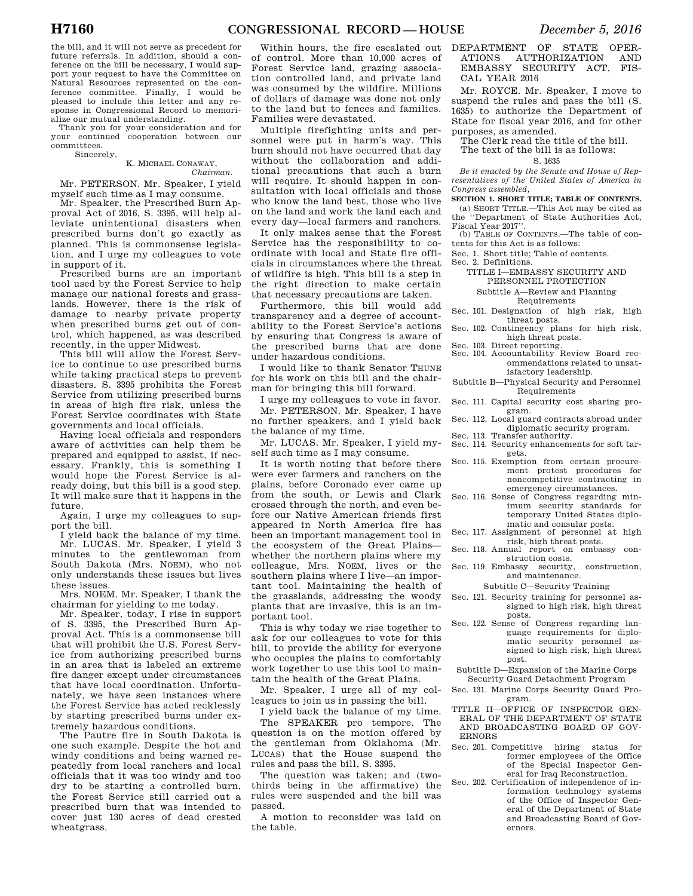the bill, and it will not serve as precedent for future referrals. In addition, should a conference on the bill be necessary, I would support your request to have the Committee on Natural Resources represented on the conference committee. Finally, I would be pleased to include this letter and any response in Congressional Record to memorialize our mutual understanding.

Thank you for your consideration and for your continued cooperation between our committees.

Sincerely,

K. MICHAEL CONAWAY,
*Chairman.*

Mr. PETERSON. Mr. Speaker, I yield myself such time as I may consume.

Mr. Speaker, the Prescribed Burn Approval Act of 2016, S. 3395, will help alleviate unintentional disasters when prescribed burns don't go exactly as planned. This is commonsense legislation, and I urge my colleagues to vote in support of it.

Prescribed burns are an important tool used by the Forest Service to help manage our national forests and grasslands. However, there is the risk of damage to nearby private property when prescribed burns get out of control, which happened, as was described recently, in the upper Midwest.

This bill will allow the Forest Service to continue to use prescribed burns while taking practical steps to prevent disasters. S. 3395 prohibits the Forest Service from utilizing prescribed burns in areas of high fire risk, unless the Forest Service coordinates with State governments and local officials.

Having local officials and responders aware of activities can help them be prepared and equipped to assist, if necessary. Frankly, this is something I would hope the Forest Service is already doing, but this bill is a good step. It will make sure that it happens in the future.

Again, I urge my colleagues to support the bill.

I yield back the balance of my time.

Mr. LUCAS. Mr. Speaker, I yield 3 minutes to the gentlewoman from South Dakota (Mrs. NOEM), who not only understands these issues but lives these issues.

Mrs. NOEM. Mr. Speaker, I thank the chairman for yielding to me today.

Mr. Speaker, today, I rise in support of S. 3395, the Prescribed Burn Approval Act. This is a commonsense bill that will prohibit the U.S. Forest Service from authorizing prescribed burns in an area that is labeled an extreme fire danger except under circumstances that have local coordination. Unfortunately, we have seen instances where the Forest Service has acted recklessly by starting prescribed burns under extremely hazardous conditions.

The Pautre fire in South Dakota is one such example. Despite the hot and windy conditions and being warned repeatedly from local ranchers and local officials that it was too windy and too dry to be starting a controlled burn, the Forest Service still carried out a prescribed burn that was intended to cover just 130 acres of dead crested wheatgrass.

Within hours, the fire escalated out of control. More than 10,000 acres of Forest Service land, grazing association controlled land, and private land was consumed by the wildfire. Millions of dollars of damage was done not only to the land but to fences and families. Families were devastated.

Multiple firefighting units and personnel were put in harm's way. This burn should not have occurred that day without the collaboration and additional precautions that such a burn will require. It should happen in consultation with local officials and those who know the land best, those who live on the land and work the land each and every day—local farmers and ranchers.

It only makes sense that the Forest Service has the responsibility to coordinate with local and State fire officials in circumstances where the threat of wildfire is high. This bill is a step in the right direction to make certain that necessary precautions are taken.

Furthermore, this bill would add transparency and a degree of accountability to the Forest Service's actions by ensuring that Congress is aware of the prescribed burns that are done under hazardous conditions.

I would like to thank Senator THUNE for his work on this bill and the chairman for bringing this bill forward.

I urge my colleagues to vote in favor.

Mr. PETERSON. Mr. Speaker, I have no further speakers, and I yield back the balance of my time.

Mr. LUCAS. Mr. Speaker, I yield myself such time as I may consume.

It is worth noting that before there were ever farmers and ranchers on the plains, before Coronado ever came up from the south, or Lewis and Clark crossed through the north, and even before our Native American friends first appeared in North America fire has been an important management tool in the ecosystem of the Great Plains—whether the northern plains where my colleague, Mrs. NOEM, lives or the southern plains where I live—an important tool. Maintaining the health of the grasslands, addressing the woody plants that are invasive, this is an important tool.

This is why today we rise together to ask for our colleagues to vote for this bill, to provide the ability for everyone who occupies the plains to comfortably work together to use this tool to maintain the health of the Great Plains.

Mr. Speaker, I urge all of my colleagues to join us in passing the bill.

I yield back the balance of my time.

The SPEAKER pro tempore. The question is on the motion offered by the gentleman from Oklahoma (Mr. LUCAS) that the House suspend the rules and pass the bill, S. 3395.

The question was taken; and (two-thirds being in the affirmative) the rules were suspended and the bill was passed.

A motion to reconsider was laid on the table.

## DEPARTMENT OF STATE OPERATIONS AUTHORIZATION AND EMBASSY SECURITY ACT, FISCAL YEAR 2016

Mr. ROYCE. Mr. Speaker, I move to suspend the rules and pass the bill (S. 1635) to authorize the Department of State for fiscal year 2016, and for other purposes, as amended.

The Clerk read the title of the bill.

The text of the bill is as follows:

S. 1635

*Be it enacted by the Senate and House of Representatives of the United States of America in Congress assembled,*

**SECTION 1. SHORT TITLE; TABLE OF CONTENTS.**

(a) SHORT TITLE.—This Act may be cited as the ''Department of State Authorities Act, Fiscal Year 2017''.

(b) TABLE OF CONTENTS.—The table of contents for this Act is as follows:

Sec. 1. Short title; Table of contents.
Sec. 2. Definitions.

TITLE I—EMBASSY SECURITY AND PERSONNEL PROTECTION

Subtitle A—Review and Planning Requirements

Sec. 101. Designation of high risk, high threat posts.
Sec. 102. Contingency plans for high risk, high threat posts.
Sec. 103. Direct reporting.
Sec. 104. Accountability Review Board recommendations related to unsatisfactory leadership.

Subtitle B—Physical Security and Personnel Requirements

Sec. 111. Capital security cost sharing program.
Sec. 112. Local guard contracts abroad under diplomatic security program.
Sec. 113. Transfer authority.
Sec. 114. Security enhancements for soft targets.
Sec. 115. Exemption from certain procurement protest procedures for noncompetitive contracting in emergency circumstances.
Sec. 116. Sense of Congress regarding minimum security standards for temporary United States diplomatic and consular posts.
Sec. 117. Assignment of personnel at high risk, high threat posts.
Sec. 118. Annual report on embassy construction costs.
Sec. 119. Embassy security, construction, and maintenance.

Subtitle C—Security Training

Sec. 121. Security training for personnel assigned to high risk, high threat posts.
Sec. 122. Sense of Congress regarding language requirements for diplomatic security personnel assigned to high risk, high threat post.

Subtitle D—Expansion of the Marine Corps Security Guard Detachment Program

Sec. 131. Marine Corps Security Guard Program.

TITLE II—OFFICE OF INSPECTOR GENERAL OF THE DEPARTMENT OF STATE AND BROADCASTING BOARD OF GOVERNORS

Sec. 201. Competitive hiring status for former employees of the Office of the Special Inspector General for Iraq Reconstruction.
Sec. 202. Certification of independence of information technology systems of the Office of Inspector General of the Department of State and Broadcasting Board of Governors.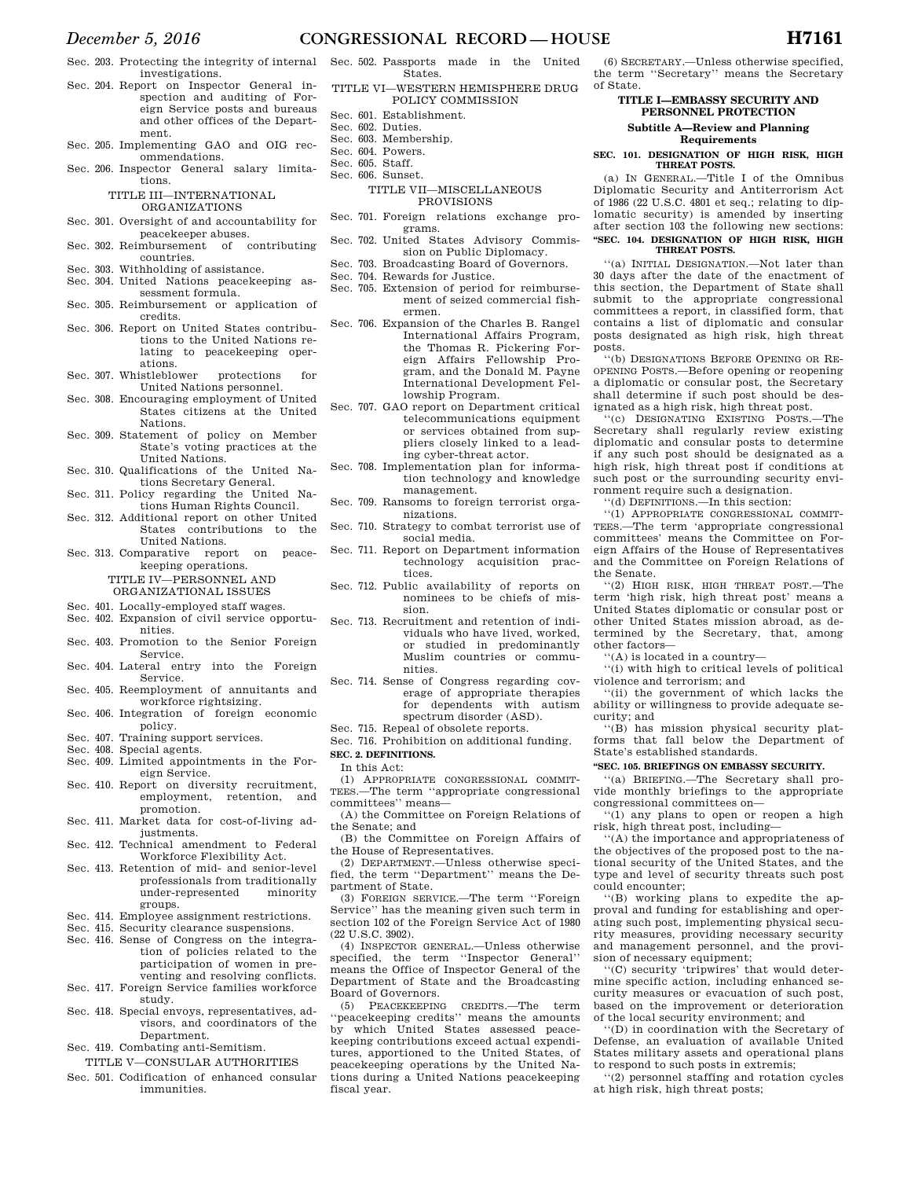Sec. 203. Protecting the integrity of internal investigations.
Sec. 204. Report on Inspector General inspection and auditing of Foreign Service posts and bureaus and other offices of the Department.
Sec. 205. Implementing GAO and OIG recommendations.
Sec. 206. Inspector General salary limitations.

TITLE III—INTERNATIONAL ORGANIZATIONS

Sec. 301. Oversight of and accountability for peacekeeper abuses.
Sec. 302. Reimbursement of contributing countries.
Sec. 303. Withholding of assistance.
Sec. 304. United Nations peacekeeping assessment formula.
Sec. 305. Reimbursement or application of credits.
Sec. 306. Report on United States contributions to the United Nations relating to peacekeeping operations.
Sec. 307. Whistleblower protections for United Nations personnel.
Sec. 308. Encouraging employment of United States citizens at the United Nations.
Sec. 309. Statement of policy on Member State's voting practices at the United Nations.
Sec. 310. Qualifications of the United Nations Secretary General.
Sec. 311. Policy regarding the United Nations Human Rights Council.
Sec. 312. Additional report on other United States contributions to the United Nations.
Sec. 313. Comparative report on peacekeeping operations.

TITLE IV—PERSONNEL AND ORGANIZATIONAL ISSUES

Sec. 401. Locally-employed staff wages.
Sec. 402. Expansion of civil service opportunities.
Sec. 403. Promotion to the Senior Foreign Service.
Sec. 404. Lateral entry into the Foreign Service.
Sec. 405. Reemployment of annuitants and workforce rightsizing.
Sec. 406. Integration of foreign economic policy.
Sec. 407. Training support services.
Sec. 408. Special agents.
Sec. 409. Limited appointments in the Foreign Service.
Sec. 410. Report on diversity recruitment, employment, retention, and promotion.
Sec. 411. Market data for cost-of-living adjustments.
Sec. 412. Technical amendment to Federal Workforce Flexibility Act.
Sec. 413. Retention of mid- and senior-level professionals from traditionally under-represented minority groups.
Sec. 414. Employee assignment restrictions.
Sec. 415. Security clearance suspensions.
Sec. 416. Sense of Congress on the integration of policies related to the participation of women in preventing and resolving conflicts.
Sec. 417. Foreign Service families workforce study.
Sec. 418. Special envoys, representatives, advisors, and coordinators of the Department.
Sec. 419. Combating anti-Semitism.

TITLE V—CONSULAR AUTHORITIES

Sec. 501. Codification of enhanced consular immunities.
Sec. 502. Passports made in the United States.

TITLE VI—WESTERN HEMISPHERE DRUG POLICY COMMISSION

Sec. 601. Establishment.
Sec. 602. Duties.
Sec. 603. Membership.
Sec. 604. Powers.
Sec. 605. Staff.
Sec. 606. Sunset.

TITLE VII—MISCELLANEOUS PROVISIONS

Sec. 701. Foreign relations exchange programs.
Sec. 702. United States Advisory Commission on Public Diplomacy.
Sec. 703. Broadcasting Board of Governors.
Sec. 704. Rewards for Justice.
Sec. 705. Extension of period for reimbursement of seized commercial fishermen.
Sec. 706. Expansion of the Charles B. Rangel International Affairs Program, the Thomas R. Pickering Foreign Affairs Fellowship Program, and the Donald M. Payne International Development Fellowship Program.
Sec. 707. GAO report on Department critical telecommunications equipment or services obtained from suppliers closely linked to a leading cyber-threat actor.
Sec. 708. Implementation plan for information technology and knowledge management.
Sec. 709. Ransoms to foreign terrorist organizations.
Sec. 710. Strategy to combat terrorist use of social media.
Sec. 711. Report on Department information technology acquisition practices.
Sec. 712. Public availability of reports on nominees to be chiefs of mission.
Sec. 713. Recruitment and retention of individuals who have lived, worked, or studied in predominantly Muslim countries or communities.
Sec. 714. Sense of Congress regarding coverage of appropriate therapies for dependents with autism spectrum disorder (ASD).
Sec. 715. Repeal of obsolete reports.
Sec. 716. Prohibition on additional funding.

**SEC. 2. DEFINITIONS.**

In this Act:

(1) APPROPRIATE CONGRESSIONAL COMMITTEES.—The term ''appropriate congressional committees'' means—

(A) the Committee on Foreign Relations of the Senate; and

(B) the Committee on Foreign Affairs of the House of Representatives.

(2) DEPARTMENT.—Unless otherwise specified, the term ''Department'' means the Department of State.

(3) FOREIGN SERVICE.—The term ''Foreign Service'' has the meaning given such term in section 102 of the Foreign Service Act of 1980 (22 U.S.C. 3902).

(4) INSPECTOR GENERAL.—Unless otherwise specified, the term ''Inspector General'' means the Office of Inspector General of the Department of State and the Broadcasting Board of Governors.

(5) PEACEKEEPING CREDITS.—The term ''peacekeeping credits'' means the amounts by which United States assessed peacekeeping contributions exceed actual expenditures, apportioned to the United States, of peacekeeping operations by the United Nations during a United Nations peacekeeping fiscal year.

(6) SECRETARY.—Unless otherwise specified, the term ''Secretary'' means the Secretary of State.

## TITLE I—EMBASSY SECURITY AND PERSONNEL PROTECTION

### Subtitle A—Review and Planning Requirements

**SEC. 101. DESIGNATION OF HIGH RISK, HIGH THREAT POSTS.**

(a) IN GENERAL.—Title I of the Omnibus Diplomatic Security and Antiterrorism Act of 1986 (22 U.S.C. 4801 et seq.; relating to diplomatic security) is amended by inserting after section 103 the following new sections:

**''SEC. 104. DESIGNATION OF HIGH RISK, HIGH THREAT POSTS.**

''(a) INITIAL DESIGNATION.—Not later than 30 days after the date of the enactment of this section, the Department of State shall submit to the appropriate congressional committees a report, in classified form, that contains a list of diplomatic and consular posts designated as high risk, high threat posts.

''(b) DESIGNATIONS BEFORE OPENING OR REOPENING POSTS.—Before opening or reopening a diplomatic or consular post, the Secretary shall determine if such post should be designated as a high risk, high threat post.

''(c) DESIGNATING EXISTING POSTS.—The Secretary shall regularly review existing diplomatic and consular posts to determine if any such post should be designated as a high risk, high threat post if conditions at such post or the surrounding security environment require such a designation.

''(d) DEFINITIONS.—In this section:

''(1) APPROPRIATE CONGRESSIONAL COMMITTEES.—The term 'appropriate congressional committees' means the Committee on Foreign Affairs of the House of Representatives and the Committee on Foreign Relations of the Senate.

''(2) HIGH RISK, HIGH THREAT POST.—The term 'high risk, high threat post' means a United States diplomatic or consular post or other United States mission abroad, as determined by the Secretary, that, among other factors—

''(A) is located in a country—

''(i) with high to critical levels of political violence and terrorism; and

''(ii) the government of which lacks the ability or willingness to provide adequate security; and

''(B) has mission physical security platforms that fall below the Department of State's established standards.

**''SEC. 105. BRIEFINGS ON EMBASSY SECURITY.**

''(a) BRIEFING.—The Secretary shall provide monthly briefings to the appropriate congressional committees on—

''(1) any plans to open or reopen a high risk, high threat post, including—

''(A) the importance and appropriateness of the objectives of the proposed post to the national security of the United States, and the type and level of security threats such post could encounter;

''(B) working plans to expedite the approval and funding for establishing and operating such post, implementing physical security measures, providing necessary security and management personnel, and the provision of necessary equipment;

''(C) security 'tripwires' that would determine specific action, including enhanced security measures or evacuation of such post, based on the improvement or deterioration of the local security environment; and

''(D) in coordination with the Secretary of Defense, an evaluation of available United States military assets and operational plans to respond to such posts in extremis;

''(2) personnel staffing and rotation cycles at high risk, high threat posts;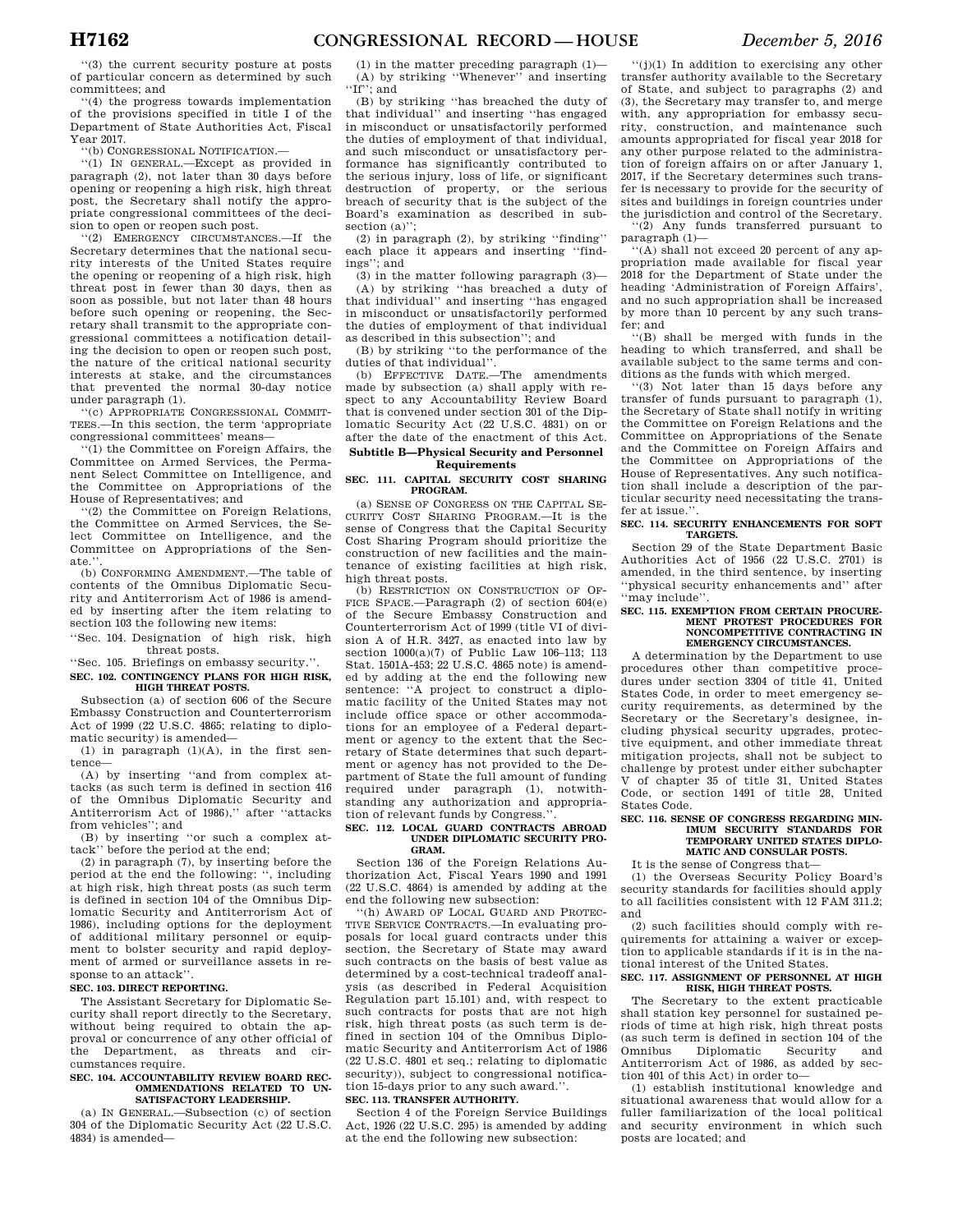''(3) the current security posture at posts of particular concern as determined by such committees; and

''(4) the progress towards implementation of the provisions specified in title I of the Department of State Authorities Act, Fiscal Year 2017.

''(b) CONGRESSIONAL NOTIFICATION.—

''(1) IN GENERAL.—Except as provided in paragraph (2), not later than 30 days before opening or reopening a high risk, high threat post, the Secretary shall notify the appropriate congressional committees of the decision to open or reopen such post.

''(2) EMERGENCY CIRCUMSTANCES.—If the Secretary determines that the national security interests of the United States require the opening or reopening of a high risk, high threat post in fewer than 30 days, then as soon as possible, but not later than 48 hours before such opening or reopening, the Secretary shall transmit to the appropriate congressional committees a notification detailing the decision to open or reopen such post, the nature of the critical national security interests at stake, and the circumstances that prevented the normal 30-day notice under paragraph (1).

''(c) APPROPRIATE CONGRESSIONAL COMMITTEES.—In this section, the term 'appropriate congressional committees' means—

''(1) the Committee on Foreign Affairs, the Committee on Armed Services, the Permanent Select Committee on Intelligence, and the Committee on Appropriations of the House of Representatives; and

''(2) the Committee on Foreign Relations, the Committee on Armed Services, the Select Committee on Intelligence, and the Committee on Appropriations of the Senate.''.

(b) CONFORMING AMENDMENT.—The table of contents of the Omnibus Diplomatic Security and Antiterrorism Act of 1986 is amended by inserting after the item relating to section 103 the following new items:

''Sec. 104. Designation of high risk, high threat posts.

''Sec. 105. Briefings on embassy security.''.

### SEC. 102. CONTINGENCY PLANS FOR HIGH RISK, HIGH THREAT POSTS.

Subsection (a) of section 606 of the Secure Embassy Construction and Counterterrorism Act of 1999 (22 U.S.C. 4865; relating to diplomatic security) is amended—

(1) in paragraph (1)(A), in the first sentence—

(A) by inserting ''and from complex attacks (as such term is defined in section 416 of the Omnibus Diplomatic Security and Antiterrorism Act of 1986),'' after ''attacks from vehicles''; and

(B) by inserting ''or such a complex attack'' before the period at the end;

(2) in paragraph (7), by inserting before the period at the end the following: '', including at high risk, high threat posts (as such term is defined in section 104 of the Omnibus Diplomatic Security and Antiterrorism Act of 1986), including options for the deployment of additional military personnel or equipment to bolster security and rapid deployment of armed or surveillance assets in response to an attack''.

### SEC. 103. DIRECT REPORTING.

The Assistant Secretary for Diplomatic Security shall report directly to the Secretary, without being required to obtain the approval or concurrence of any other official of the Department, as threats and circumstances require.

### SEC. 104. ACCOUNTABILITY REVIEW BOARD RECOMMENDATIONS RELATED TO UNSATISFACTORY LEADERSHIP.

(a) IN GENERAL.—Subsection (c) of section 304 of the Diplomatic Security Act (22 U.S.C. 4834) is amended—

(1) in the matter preceding paragraph (1)—

(A) by striking ''Whenever'' and inserting ''If''; and

(B) by striking ''has breached the duty of that individual'' and inserting ''has engaged in misconduct or unsatisfactorily performed the duties of employment of that individual, and such misconduct or unsatisfactory performance has significantly contributed to the serious injury, loss of life, or significant destruction of property, or the serious breach of security that is the subject of the Board's examination as described in subsection (a)'';

(2) in paragraph (2), by striking ''finding'' each place it appears and inserting ''findings''; and

(3) in the matter following paragraph (3)—

(A) by striking ''has breached a duty of that individual'' and inserting ''has engaged in misconduct or unsatisfactorily performed the duties of employment of that individual as described in this subsection''; and

(B) by striking ''to the performance of the duties of that individual''.

(b) EFFECTIVE DATE.—The amendments made by subsection (a) shall apply with respect to any Accountability Review Board that is convened under section 301 of the Diplomatic Security Act (22 U.S.C. 4831) on or after the date of the enactment of this Act.

## Subtitle B—Physical Security and Personnel Requirements

### SEC. 111. CAPITAL SECURITY COST SHARING PROGRAM.

(a) SENSE OF CONGRESS ON THE CAPITAL SECURITY COST SHARING PROGRAM.—It is the sense of Congress that the Capital Security Cost Sharing Program should prioritize the construction of new facilities and the maintenance of existing facilities at high risk, high threat posts.

(b) RESTRICTION ON CONSTRUCTION OF OFFICE SPACE.—Paragraph (2) of section 604(e) of the Secure Embassy Construction and Counterterrorism Act of 1999 (title VI of division A of H.R. 3427, as enacted into law by section 1000(a)(7) of Public Law 106–113; 113 Stat. 1501A–453; 22 U.S.C. 4865 note) is amended by adding at the end the following new sentence: ''A project to construct a diplomatic facility of the United States may not include office space or other accommodations for an employee of a Federal department or agency to the extent that the Secretary of State determines that such department or agency has not provided to the Department of State the full amount of funding required under paragraph (1), notwithstanding any authorization and appropriation of relevant funds by Congress.''.

### SEC. 112. LOCAL GUARD CONTRACTS ABROAD UNDER DIPLOMATIC SECURITY PROGRAM.

Section 136 of the Foreign Relations Authorization Act, Fiscal Years 1990 and 1991 (22 U.S.C. 4864) is amended by adding at the end the following new subsection:

''(h) AWARD OF LOCAL GUARD AND PROTECTIVE SERVICE CONTRACTS.—In evaluating proposals for local guard contracts under this section, the Secretary of State may award such contracts on the basis of best value as determined by a cost-technical tradeoff analysis (as described in Federal Acquisition Regulation part 15.101) and, with respect to such contracts for posts that are not high risk, high threat posts (as such term is defined in section 104 of the Omnibus Diplomatic Security and Antiterrorism Act of 1986 (22 U.S.C. 4801 et seq.; relating to diplomatic security)), subject to congressional notification 15-days prior to any such award.''.

### SEC. 113. TRANSFER AUTHORITY.

Section 4 of the Foreign Service Buildings Act, 1926 (22 U.S.C. 295) is amended by adding at the end the following new subsection:

''(j)(1) In addition to exercising any other transfer authority available to the Secretary of State, and subject to paragraphs (2) and (3), the Secretary may transfer to, and merge with, any appropriation for embassy security, construction, and maintenance such amounts appropriated for fiscal year 2018 for any other purpose related to the administration of foreign affairs on or after January 1, 2017, if the Secretary determines such transfer is necessary to provide for the security of sites and buildings in foreign countries under the jurisdiction and control of the Secretary.

''(2) Any funds transferred pursuant to paragraph (1)—

''(A) shall not exceed 20 percent of any appropriation made available for fiscal year 2018 for the Department of State under the heading 'Administration of Foreign Affairs', and no such appropriation shall be increased by more than 10 percent by any such transfer; and

''(B) shall be merged with funds in the heading to which transferred, and shall be available subject to the same terms and conditions as the funds with which merged.

''(3) Not later than 15 days before any transfer of funds pursuant to paragraph (1), the Secretary of State shall notify in writing the Committee on Foreign Relations and the Committee on Appropriations of the Senate and the Committee on Foreign Affairs and the Committee on Appropriations of the House of Representatives. Any such notification shall include a description of the particular security need necessitating the transfer at issue.''.

### SEC. 114. SECURITY ENHANCEMENTS FOR SOFT TARGETS.

Section 29 of the State Department Basic Authorities Act of 1956 (22 U.S.C. 2701) is amended, in the third sentence, by inserting ''physical security enhancements and'' after ''may include''.

### SEC. 115. EXEMPTION FROM CERTAIN PROCUREMENT PROTEST PROCEDURES FOR NONCOMPETITIVE CONTRACTING IN EMERGENCY CIRCUMSTANCES.

A determination by the Department to use procedures other than competitive procedures under section 3304 of title 41, United States Code, in order to meet emergency security requirements, as determined by the Secretary or the Secretary's designee, including physical security upgrades, protective equipment, and other immediate threat mitigation projects, shall not be subject to challenge by protest under either subchapter V of chapter 35 of title 31, United States Code, or section 1491 of title 28, United States Code.

### SEC. 116. SENSE OF CONGRESS REGARDING MINIMUM SECURITY STANDARDS FOR TEMPORARY UNITED STATES DIPLOMATIC AND CONSULAR POSTS.

It is the sense of Congress that—

(1) the Overseas Security Policy Board's security standards for facilities should apply to all facilities consistent with 12 FAM 311.2; and

(2) such facilities should comply with requirements for attaining a waiver or exception to applicable standards if it is in the national interest of the United States.

### SEC. 117. ASSIGNMENT OF PERSONNEL AT HIGH RISK, HIGH THREAT POSTS.

The Secretary to the extent practicable shall station key personnel for sustained periods of time at high risk, high threat posts (as such term is defined in section 104 of the Omnibus Diplomatic Security and Antiterrorism Act of 1986, as added by section 401 of this Act) in order to—

(1) establish institutional knowledge and situational awareness that would allow for a fuller familiarization of the local political and security environment in which such posts are located; and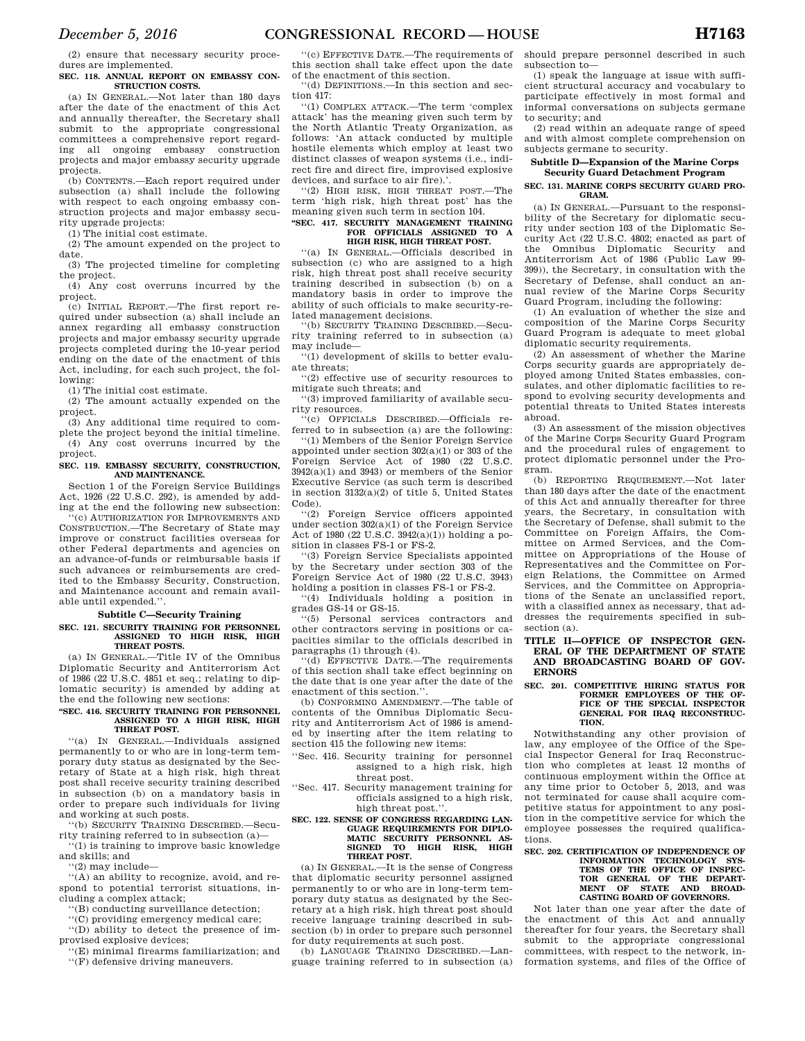(2) ensure that necessary security procedures are implemented.

**SEC. 118. ANNUAL REPORT ON EMBASSY CONSTRUCTION COSTS.**

(a) IN GENERAL.—Not later than 180 days after the date of the enactment of this Act and annually thereafter, the Secretary shall submit to the appropriate congressional committees a comprehensive report regarding all ongoing embassy construction projects and major embassy security upgrade projects.

(b) CONTENTS.—Each report required under subsection (a) shall include the following with respect to each ongoing embassy construction projects and major embassy security upgrade projects:

(1) The initial cost estimate.

(2) The amount expended on the project to date.

(3) The projected timeline for completing the project.

(4) Any cost overruns incurred by the project.

(c) INITIAL REPORT.—The first report required under subsection (a) shall include an annex regarding all embassy construction projects and major embassy security upgrade projects completed during the 10-year period ending on the date of the enactment of this Act, including, for each such project, the following:

(1) The initial cost estimate.

(2) The amount actually expended on the project.

(3) Any additional time required to complete the project beyond the initial timeline.

(4) Any cost overruns incurred by the project.

**SEC. 119. EMBASSY SECURITY, CONSTRUCTION, AND MAINTENANCE.**

Section 1 of the Foreign Service Buildings Act, 1926 (22 U.S.C. 292), is amended by adding at the end the following new subsection:

''(c) AUTHORIZATION FOR IMPROVEMENTS AND CONSTRUCTION.—The Secretary of State may improve or construct facilities overseas for other Federal departments and agencies on an advance-of-funds or reimbursable basis if such advances or reimbursements are credited to the Embassy Security, Construction, and Maintenance account and remain available until expended.''.

**Subtitle C—Security Training**

**SEC. 121. SECURITY TRAINING FOR PERSONNEL ASSIGNED TO HIGH RISK, HIGH THREAT POSTS.**

(a) IN GENERAL.—Title IV of the Omnibus Diplomatic Security and Antiterrorism Act of 1986 (22 U.S.C. 4851 et seq.; relating to diplomatic security) is amended by adding at the end the following new sections:

**''SEC. 416. SECURITY TRAINING FOR PERSONNEL ASSIGNED TO A HIGH RISK, HIGH THREAT POST.**

''(a) IN GENERAL.—Individuals assigned permanently to or who are in long-term temporary duty status as designated by the Secretary of State at a high risk, high threat post shall receive security training described in subsection (b) on a mandatory basis in order to prepare such individuals for living and working at such posts.

''(b) SECURITY TRAINING DESCRIBED.—Security training referred to in subsection (a)—

''(1) is training to improve basic knowledge and skills; and

''(2) may include—

''(A) an ability to recognize, avoid, and respond to potential terrorist situations, including a complex attack;

''(B) conducting surveillance detection;

''(C) providing emergency medical care;

''(D) ability to detect the presence of improvised explosive devices;

''(E) minimal firearms familiarization; and

''(F) defensive driving maneuvers.

''(c) EFFECTIVE DATE.—The requirements of this section shall take effect upon the date of the enactment of this section.

''(d) DEFINITIONS.—In this section and section 417:

''(1) COMPLEX ATTACK.—The term 'complex attack' has the meaning given such term by the North Atlantic Treaty Organization, as follows: 'An attack conducted by multiple hostile elements which employ at least two distinct classes of weapon systems (i.e., indirect fire and direct fire, improvised explosive devices, and surface to air fire).'.

''(2) HIGH RISK, HIGH THREAT POST.—The term 'high risk, high threat post' has the meaning given such term in section 104.

**''SEC. 417. SECURITY MANAGEMENT TRAINING FOR OFFICIALS ASSIGNED TO A HIGH RISK, HIGH THREAT POST.**

''(a) IN GENERAL.—Officials described in subsection (c) who are assigned to a high risk, high threat post shall receive security training described in subsection (b) on a mandatory basis in order to improve the ability of such officials to make security-related management decisions.

''(b) SECURITY TRAINING DESCRIBED.—Security training referred to in subsection (a) may include—

''(1) development of skills to better evaluate threats;

''(2) effective use of security resources to mitigate such threats; and

''(3) improved familiarity of available security resources.

''(c) OFFICIALS DESCRIBED.—Officials referred to in subsection (a) are the following:

''(1) Members of the Senior Foreign Service appointed under section 302(a)(1) or 303 of the Foreign Service Act of 1980 (22 U.S.C. 3942(a)(1) and 3943) or members of the Senior Executive Service (as such term is described in section 3132(a)(2) of title 5, United States Code).

''(2) Foreign Service officers appointed under section 302(a)(1) of the Foreign Service Act of 1980 (22 U.S.C. 3942(a)(1)) holding a position in classes FS-1 or FS-2.

''(3) Foreign Service Specialists appointed by the Secretary under section 303 of the Foreign Service Act of 1980 (22 U.S.C. 3943) holding a position in classes FS-1 or FS-2.

''(4) Individuals holding a position in grades GS-14 or GS-15.

''(5) Personal services contractors and other contractors serving in positions or capacities similar to the officials described in paragraphs (1) through (4).

''(d) EFFECTIVE DATE.—The requirements of this section shall take effect beginning on the date that is one year after the date of the enactment of this section.''.

(b) CONFORMING AMENDMENT.—The table of contents of the Omnibus Diplomatic Security and Antiterrorism Act of 1986 is amended by inserting after the item relating to section 415 the following new items:

''Sec. 416. Security training for personnel assigned to a high risk, high threat post.

''Sec. 417. Security management training for officials assigned to a high risk, high threat post.''.

**SEC. 122. SENSE OF CONGRESS REGARDING LANGUAGE REQUIREMENTS FOR DIPLOMATIC SECURITY PERSONNEL ASSIGNED TO HIGH RISK, HIGH THREAT POST.**

(a) IN GENERAL.—It is the sense of Congress that diplomatic security personnel assigned permanently to or who are in long-term temporary duty status as designated by the Secretary at a high risk, high threat post should receive language training described in subsection (b) in order to prepare such personnel for duty requirements at such post.

(b) LANGUAGE TRAINING DESCRIBED.—Language training referred to in subsection (a) should prepare personnel described in such subsection to—

(1) speak the language at issue with sufficient structural accuracy and vocabulary to participate effectively in most formal and informal conversations on subjects germane to security; and

(2) read within an adequate range of speed and with almost complete comprehension on subjects germane to security.

**Subtitle D—Expansion of the Marine Corps Security Guard Detachment Program**

**SEC. 131. MARINE CORPS SECURITY GUARD PROGRAM.**

(a) IN GENERAL.—Pursuant to the responsibility of the Secretary for diplomatic security under section 103 of the Diplomatic Security Act (22 U.S.C. 4802; enacted as part of the Omnibus Diplomatic Security and Antiterrorism Act of 1986 (Public Law 99-399)), the Secretary, in consultation with the Secretary of Defense, shall conduct an annual review of the Marine Corps Security Guard Program, including the following:

(1) An evaluation of whether the size and composition of the Marine Corps Security Guard Program is adequate to meet global diplomatic security requirements.

(2) An assessment of whether the Marine Corps security guards are appropriately deployed among United States embassies, consulates, and other diplomatic facilities to respond to evolving security developments and potential threats to United States interests abroad.

(3) An assessment of the mission objectives of the Marine Corps Security Guard Program and the procedural rules of engagement to protect diplomatic personnel under the Program.

(b) REPORTING REQUIREMENT.—Not later than 180 days after the date of the enactment of this Act and annually thereafter for three years, the Secretary, in consultation with the Secretary of Defense, shall submit to the Committee on Foreign Affairs, the Committee on Armed Services, and the Committee on Appropriations of the House of Representatives and the Committee on Foreign Relations, the Committee on Armed Services, and the Committee on Appropriations of the Senate an unclassified report, with a classified annex as necessary, that addresses the requirements specified in subsection (a).

**TITLE II—OFFICE OF INSPECTOR GENERAL OF THE DEPARTMENT OF STATE AND BROADCASTING BOARD OF GOVERNORS**

**SEC. 201. COMPETITIVE HIRING STATUS FOR FORMER EMPLOYEES OF THE OFFICE OF THE SPECIAL INSPECTOR GENERAL FOR IRAQ RECONSTRUCTION.**

Notwithstanding any other provision of law, any employee of the Office of the Special Inspector General for Iraq Reconstruction who completes at least 12 months of continuous employment within the Office at any time prior to October 5, 2013, and was not terminated for cause shall acquire competitive status for appointment to any position in the competitive service for which the employee possesses the required qualifications.

**SEC. 202. CERTIFICATION OF INDEPENDENCE OF INFORMATION TECHNOLOGY SYSTEMS OF THE OFFICE OF INSPECTOR GENERAL OF THE DEPARTMENT OF STATE AND BROADCASTING BOARD OF GOVERNORS.**

Not later than one year after the date of the enactment of this Act and annually thereafter for four years, the Secretary shall submit to the appropriate congressional committees, with respect to the network, information systems, and files of the Office of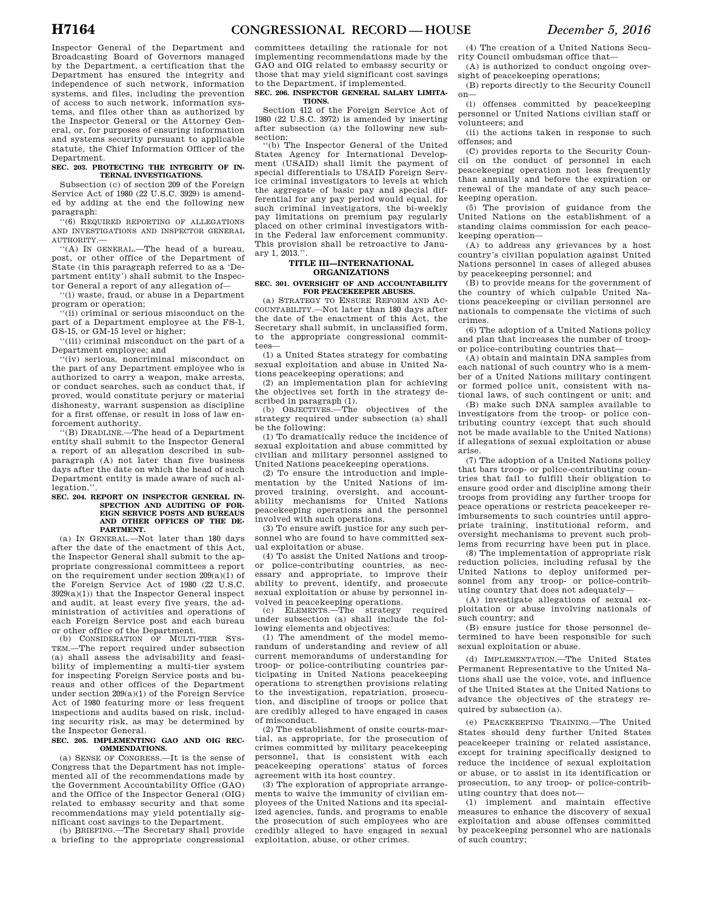Inspector General of the Department and Broadcasting Board of Governors managed by the Department, a certification that the Department has ensured the integrity and independence of such network, information systems, and files, including the prevention of access to such network, information systems, and files other than as authorized by the Inspector General or the Attorney General, or, for purposes of ensuring information and systems security pursuant to applicable statute, the Chief Information Officer of the Department.

**SEC. 203. PROTECTING THE INTEGRITY OF INTERNAL INVESTIGATIONS.**

Subsection (c) of section 209 of the Foreign Service Act of 1980 (22 U.S.C. 3929) is amended by adding at the end the following new paragraph:

''(6) REQUIRED REPORTING OF ALLEGATIONS AND INVESTIGATIONS AND INSPECTOR GENERAL AUTHORITY.—

''(A) IN GENERAL.—The head of a bureau, post, or other office of the Department of State (in this paragraph referred to as a 'Department entity') shall submit to the Inspector General a report of any allegation of—

''(i) waste, fraud, or abuse in a Department program or operation;

''(ii) criminal or serious misconduct on the part of a Department employee at the FS-1, GS-15, or GM-15 level or higher;

''(iii) criminal misconduct on the part of a Department employee; and

''(iv) serious, noncriminal misconduct on the part of any Department employee who is authorized to carry a weapon, make arrests, or conduct searches, such as conduct that, if proved, would constitute perjury or material dishonesty, warrant suspension as discipline for a first offense, or result in loss of law enforcement authority.

''(B) DEADLINE.—The head of a Department entity shall submit to the Inspector General a report of an allegation described in subparagraph (A) not later than five business days after the date on which the head of such Department entity is made aware of such allegation.''.

**SEC. 204. REPORT ON INSPECTOR GENERAL INSPECTION AND AUDITING OF FOREIGN SERVICE POSTS AND BUREAUS AND OTHER OFFICES OF THE DEPARTMENT.**

(a) IN GENERAL.—Not later than 180 days after the date of the enactment of this Act, the Inspector General shall submit to the appropriate congressional committees a report on the requirement under section 209(a)(1) of the Foreign Service Act of 1980 (22 U.S.C. 3929(a)(1)) that the Inspector General inspect and audit, at least every five years, the administration of activities and operations of each Foreign Service post and each bureau or other office of the Department.

(b) CONSIDERATION OF MULTI-TIER SYSTEM.—The report required under subsection (a) shall assess the advisability and feasibility of implementing a multi-tier system for inspecting Foreign Service posts and bureaus and other offices of the Department under section 209(a)(1) of the Foreign Service Act of 1980 featuring more or less frequent inspections and audits based on risk, including security risk, as may be determined by the Inspector General.

**SEC. 205. IMPLEMENTING GAO AND OIG RECOMMENDATIONS.**

(a) SENSE OF CONGRESS.—It is the sense of Congress that the Department has not implemented all of the recommendations made by the Government Accountability Office (GAO) and the Office of the Inspector General (OIG) related to embassy security and that some recommendations may yield potentially significant cost savings to the Department.

(b) BRIEFING.—The Secretary shall provide a briefing to the appropriate congressional committees detailing the rationale for not implementing recommendations made by the GAO and OIG related to embassy security or those that may yield significant cost savings to the Department, if implemented.

**SEC. 206. INSPECTOR GENERAL SALARY LIMITATIONS.**

Section 412 of the Foreign Service Act of 1980 (22 U.S.C. 3972) is amended by inserting after subsection (a) the following new subsection:

''(b) The Inspector General of the United States Agency for International Development (USAID) shall limit the payment of special differentials to USAID Foreign Service criminal investigators to levels at which the aggregate of basic pay and special differential for any pay period would equal, for such criminal investigators, the bi-weekly pay limitations on premium pay regularly placed on other criminal investigators within the Federal law enforcement community. This provision shall be retroactive to January 1, 2013.''.

## TITLE III—INTERNATIONAL ORGANIZATIONS

**SEC. 301. OVERSIGHT OF AND ACCOUNTABILITY FOR PEACEKEEPER ABUSES.**

(a) STRATEGY TO ENSURE REFORM AND ACCOUNTABILITY.—Not later than 180 days after the date of the enactment of this Act, the Secretary shall submit, in unclassified form, to the appropriate congressional committees—

(1) a United States strategy for combating sexual exploitation and abuse in United Nations peacekeeping operations; and

(2) an implementation plan for achieving the objectives set forth in the strategy described in paragraph (1).

(b) OBJECTIVES.—The objectives of the strategy required under subsection (a) shall be the following:

(1) To dramatically reduce the incidence of sexual exploitation and abuse committed by civilian and military personnel assigned to United Nations peacekeeping operations.

(2) To ensure the introduction and implementation by the United Nations of improved training, oversight, and accountability mechanisms for United Nations peacekeeping operations and the personnel involved with such operations.

(3) To ensure swift justice for any such personnel who are found to have committed sexual exploitation or abuse.

(4) To assist the United Nations and troop- or police-contributing countries, as necessary and appropriate, to improve their ability to prevent, identify, and prosecute sexual exploitation or abuse by personnel involved in peacekeeping operations.

(c) ELEMENTS.—The strategy required under subsection (a) shall include the following elements and objectives:

(1) The amendment of the model memorandum of understanding and review of all current memorandums of understanding for troop- or police-contributing countries participating in United Nations peacekeeping operations to strengthen provisions relating to the investigation, repatriation, prosecution, and discipline of troops or police that are credibly alleged to have engaged in cases of misconduct.

(2) The establishment of onsite courts-martial, as appropriate, for the prosecution of crimes committed by military peacekeeping personnel, that is consistent with each peacekeeping operations' status of forces agreement with its host country.

(3) The exploration of appropriate arrangements to waive the immunity of civilian employees of the United Nations and its specialized agencies, funds, and programs to enable the prosecution of such employees who are credibly alleged to have engaged in sexual exploitation, abuse, or other crimes.

(4) The creation of a United Nations Security Council ombudsman office that—

(A) is authorized to conduct ongoing oversight of peacekeeping operations;

(B) reports directly to the Security Council on—

(i) offenses committed by peacekeeping personnel or United Nations civilian staff or volunteers; and

(ii) the actions taken in response to such offenses; and

(C) provides reports to the Security Council on the conduct of personnel in each peacekeeping operation not less frequently than annually and before the expiration or renewal of the mandate of any such peacekeeping operation.

(5) The provision of guidance from the United Nations on the establishment of a standing claims commission for each peacekeeping operation—

(A) to address any grievances by a host country's civilian population against United Nations personnel in cases of alleged abuses by peacekeeping personnel; and

(B) to provide means for the government of the country of which culpable United Nations peacekeeping or civilian personnel are nationals to compensate the victims of such crimes.

(6) The adoption of a United Nations policy and plan that increases the number of troop- or police-contributing countries that—

(A) obtain and maintain DNA samples from each national of such country who is a member of a United Nations military contingent or formed police unit, consistent with national laws, of such contingent or unit; and

(B) make such DNA samples available to investigators from the troop- or police contributing country (except that such should not be made available to the United Nations) if allegations of sexual exploitation or abuse arise.

(7) The adoption of a United Nations policy that bars troop- or police-contributing countries that fail to fulfill their obligation to ensure good order and discipline among their troops from providing any further troops for peace operations or restricts peacekeeper reimbursements to such countries until appropriate training, institutional reform, and oversight mechanisms to prevent such problems from recurring have been put in place.

(8) The implementation of appropriate risk reduction policies, including refusal by the United Nations to deploy uniformed personnel from any troop- or police-contributing country that does not adequately—

(A) investigate allegations of sexual exploitation or abuse involving nationals of such country; and

(B) ensure justice for those personnel determined to have been responsible for such sexual exploitation or abuse.

(d) IMPLEMENTATION.—The United States Permanent Representative to the United Nations shall use the voice, vote, and influence of the United States at the United Nations to advance the objectives of the strategy required by subsection (a).

(e) PEACEKEEPING TRAINING.—The United States should deny further United States peacekeeper training or related assistance, except for training specifically designed to reduce the incidence of sexual exploitation or abuse, or to assist in its identification or prosecution, to any troop- or police-contributing country that does not—

(1) implement and maintain effective measures to enhance the discovery of sexual exploitation and abuse offenses committed by peacekeeping personnel who are nationals of such country;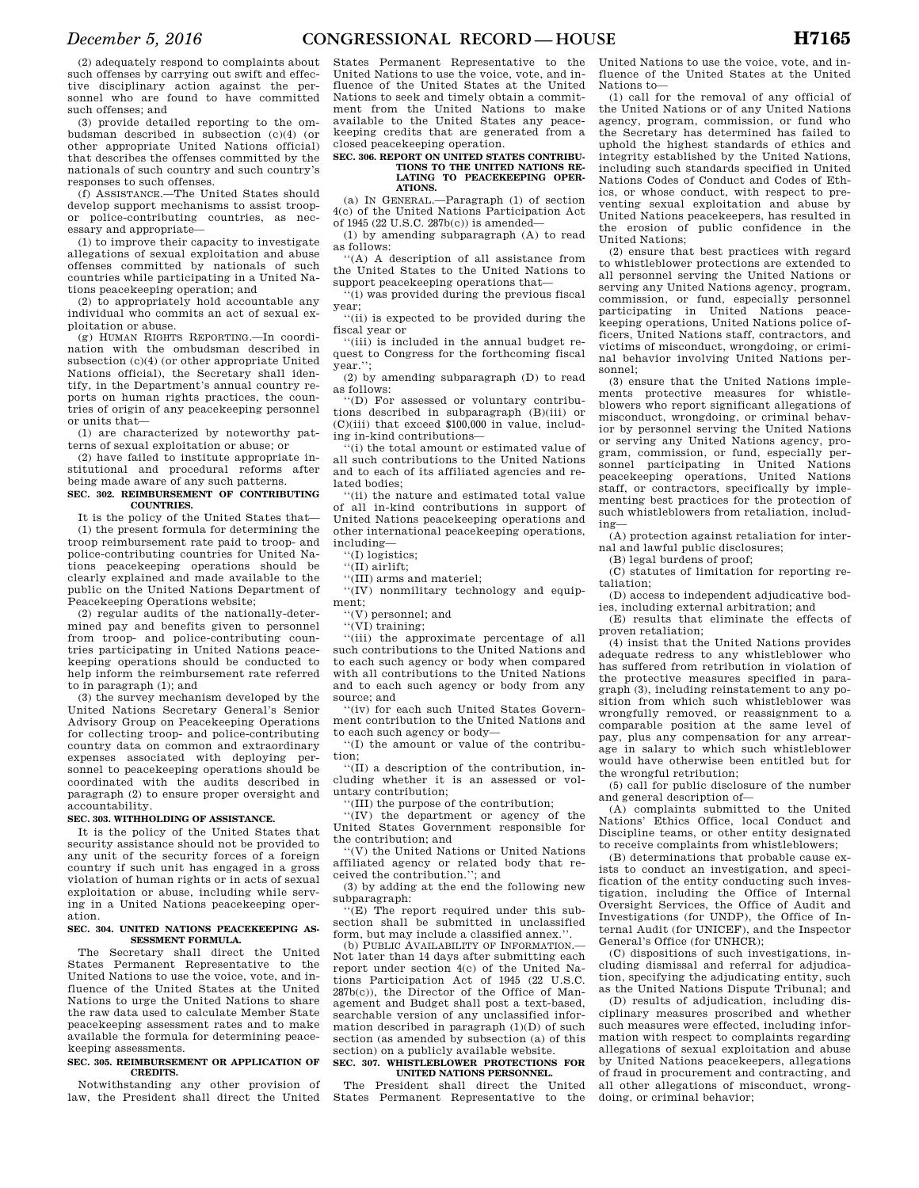(2) adequately respond to complaints about such offenses by carrying out swift and effective disciplinary action against the personnel who are found to have committed such offenses; and

(3) provide detailed reporting to the ombudsman described in subsection (c)(4) (or other appropriate United Nations official) that describes the offenses committed by the nationals of such country and such country's responses to such offenses.

(f) ASSISTANCE.—The United States should develop support mechanisms to assist troop- or police-contributing countries, as necessary and appropriate—

(1) to improve their capacity to investigate allegations of sexual exploitation and abuse offenses committed by nationals of such countries while participating in a United Nations peacekeeping operation; and

(2) to appropriately hold accountable any individual who commits an act of sexual exploitation or abuse.

(g) HUMAN RIGHTS REPORTING.—In coordination with the ombudsman described in subsection (c)(4) (or other appropriate United Nations official), the Secretary shall identify, in the Department's annual country reports on human rights practices, the countries of origin of any peacekeeping personnel or units that—

(1) are characterized by noteworthy patterns of sexual exploitation or abuse; or

(2) have failed to institute appropriate institutional and procedural reforms after being made aware of any such patterns.

**SEC. 302. REIMBURSEMENT OF CONTRIBUTING COUNTRIES.**

It is the policy of the United States that—

(1) the present formula for determining the troop reimbursement rate paid to troop- and police-contributing countries for United Nations peacekeeping operations should be clearly explained and made available to the public on the United Nations Department of Peacekeeping Operations website;

(2) regular audits of the nationally-determined pay and benefits given to personnel from troop- and police-contributing countries participating in United Nations peacekeeping operations should be conducted to help inform the reimbursement rate referred to in paragraph (1); and

(3) the survey mechanism developed by the United Nations Secretary General's Senior Advisory Group on Peacekeeping Operations for collecting troop- and police-contributing country data on common and extraordinary expenses associated with deploying personnel to peacekeeping operations should be coordinated with the audits described in paragraph (2) to ensure proper oversight and accountability.

**SEC. 303. WITHHOLDING OF ASSISTANCE.**

It is the policy of the United States that security assistance should not be provided to any unit of the security forces of a foreign country if such unit has engaged in a gross violation of human rights or in acts of sexual exploitation or abuse, including while serving in a United Nations peacekeeping operation.

**SEC. 304. UNITED NATIONS PEACEKEEPING ASSESSMENT FORMULA.**

The Secretary shall direct the United States Permanent Representative to the United Nations to use the voice, vote, and influence of the United States at the United Nations to urge the United Nations to share the raw data used to calculate Member State peacekeeping assessment rates and to make available the formula for determining peacekeeping assessments.

**SEC. 305. REIMBURSEMENT OR APPLICATION OF CREDITS.**

Notwithstanding any other provision of law, the President shall direct the United States Permanent Representative to the United Nations to use the voice, vote, and influence of the United States at the United Nations to seek and timely obtain a commitment from the United Nations to make available to the United States any peacekeeping credits that are generated from a closed peacekeeping operation.

**SEC. 306. REPORT ON UNITED STATES CONTRIBUTIONS TO THE UNITED NATIONS RELATING TO PEACEKEEPING OPERATIONS.**

(a) IN GENERAL.—Paragraph (1) of section 4(c) of the United Nations Participation Act of 1945 (22 U.S.C. 287b(c)) is amended—

(1) by amending subparagraph (A) to read as follows:

''(A) A description of all assistance from the United States to the United Nations to support peacekeeping operations that—

''(i) was provided during the previous fiscal year;

''(ii) is expected to be provided during the fiscal year or

''(iii) is included in the annual budget request to Congress for the forthcoming fiscal year.'';

(2) by amending subparagraph (D) to read as follows:

''(D) For assessed or voluntary contributions described in subparagraph (B)(iii) or (C)(iii) that exceed $100,000 in value, including in-kind contributions—

''(i) the total amount or estimated value of all such contributions to the United Nations and to each of its affiliated agencies and related bodies;

''(ii) the nature and estimated total value of all in-kind contributions in support of United Nations peacekeeping operations and other international peacekeeping operations, including—

''(I) logistics;

''(II) airlift;

''(III) arms and materiel;

''(IV) nonmilitary technology and equipment;

''(V) personnel; and

''(VI) training;

''(iii) the approximate percentage of all such contributions to the United Nations and to each such agency or body when compared with all contributions to the United Nations and to each such agency or body from any source; and

''(iv) for each such United States Government contribution to the United Nations and to each such agency or body—

''(I) the amount or value of the contribution;

''(II) a description of the contribution, including whether it is an assessed or voluntary contribution;

''(III) the purpose of the contribution;

''(IV) the department or agency of the United States Government responsible for the contribution; and

''(V) the United Nations or United Nations affiliated agency or related body that received the contribution.''; and

(3) by adding at the end the following new subparagraph:

''(E) The report required under this subsection shall be submitted in unclassified form, but may include a classified annex.''.

(b) PUBLIC AVAILABILITY OF INFORMATION.—Not later than 14 days after submitting each report under section 4(c) of the United Nations Participation Act of 1945 (22 U.S.C. 287b(c)), the Director of the Office of Management and Budget shall post a text-based, searchable version of any unclassified information described in paragraph (1)(D) of such section (as amended by subsection (a) of this section) on a publicly available website.

**SEC. 307. WHISTLEBLOWER PROTECTIONS FOR UNITED NATIONS PERSONNEL.**

The President shall direct the United States Permanent Representative to the United Nations to use the voice, vote, and influence of the United States at the United Nations to—

(1) call for the removal of any official of the United Nations or of any United Nations agency, program, commission, or fund who the Secretary has determined has failed to uphold the highest standards of ethics and integrity established by the United Nations, including such standards specified in United Nations Codes of Conduct and Codes of Ethics, or whose conduct, with respect to preventing sexual exploitation and abuse by United Nations peacekeepers, has resulted in the erosion of public confidence in the United Nations;

(2) ensure that best practices with regard to whistleblower protections are extended to all personnel serving the United Nations or serving any United Nations agency, program, commission, or fund, especially personnel participating in United Nations peacekeeping operations, United Nations police officers, United Nations staff, contractors, and victims of misconduct, wrongdoing, or criminal behavior involving United Nations personnel;

(3) ensure that the United Nations implements protective measures for whistleblowers who report significant allegations of misconduct, wrongdoing, or criminal behavior by personnel serving the United Nations or serving any United Nations agency, program, commission, or fund, especially personnel participating in United Nations peacekeeping operations, United Nations staff, or contractors, specifically by implementing best practices for the protection of such whistleblowers from retaliation, including—

(A) protection against retaliation for internal and lawful public disclosures;

(B) legal burdens of proof;

(C) statutes of limitation for reporting retaliation;

(D) access to independent adjudicative bodies, including external arbitration; and

(E) results that eliminate the effects of proven retaliation;

(4) insist that the United Nations provides adequate redress to any whistleblower who has suffered from retribution in violation of the protective measures specified in paragraph (3), including reinstatement to any position from which such whistleblower was wrongfully removed, or reassignment to a comparable position at the same level of pay, plus any compensation for any arrearage in salary to which such whistleblower would have otherwise been entitled but for the wrongful retribution;

(5) call for public disclosure of the number and general description of—

(A) complaints submitted to the United Nations' Ethics Office, local Conduct and Discipline teams, or other entity designated to receive complaints from whistleblowers;

(B) determinations that probable cause exists to conduct an investigation, and specification of the entity conducting such investigation, including the Office of Internal Oversight Services, the Office of Audit and Investigations (for UNDP), the Office of Internal Audit (for UNICEF), and the Inspector General's Office (for UNHCR);

(C) dispositions of such investigations, including dismissal and referral for adjudication, specifying the adjudicating entity, such as the United Nations Dispute Tribunal; and

(D) results of adjudication, including disciplinary measures proscribed and whether such measures were effected, including information with respect to complaints regarding allegations of sexual exploitation and abuse by United Nations peacekeepers, allegations of fraud in procurement and contracting, and all other allegations of misconduct, wrongdoing, or criminal behavior;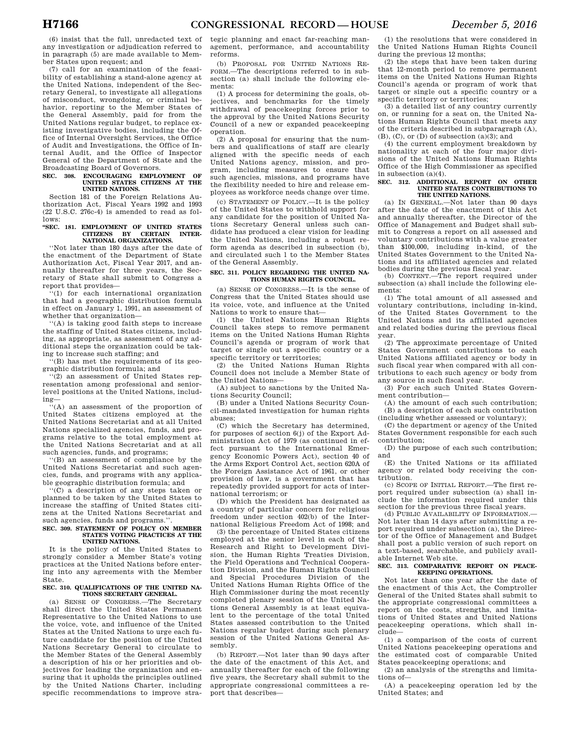(6) insist that the full, unredacted text of any investigation or adjudication referred to in paragraph (5) are made available to Member States upon request; and

(7) call for an examination of the feasibility of establishing a stand-alone agency at the United Nations, independent of the Secretary General, to investigate all allegations of misconduct, wrongdoing, or criminal behavior, reporting to the Member States of the General Assembly, paid for from the United Nations regular budget, to replace existing investigative bodies, including the Office of Internal Oversight Services, the Office of Audit and Investigations, the Office of Internal Audit, and the Office of Inspector General of the Department of State and the Broadcasting Board of Governors.

**SEC. 308. ENCOURAGING EMPLOYMENT OF UNITED STATES CITIZENS AT THE UNITED NATIONS.**

Section 181 of the Foreign Relations Authorization Act, Fiscal Years 1992 and 1993 (22 U.S.C. 276c-4) is amended to read as follows:

**"SEC. 181. EMPLOYMENT OF UNITED STATES CITIZENS BY CERTAIN INTERNATIONAL ORGANIZATIONS.**

"Not later than 180 days after the date of the enactment of the Department of State Authorization Act, Fiscal Year 2017, and annually thereafter for three years, the Secretary of State shall submit to Congress a report that provides—

"(1) for each international organization that had a geographic distribution formula in effect on January 1, 1991, an assessment of whether that organization—

"(A) is taking good faith steps to increase the staffing of United States citizens, including, as appropriate, as assessment of any additional steps the organization could be taking to increase such staffing; and

"(B) has met the requirements of its geographic distribution formula; and

"(2) an assessment of United States representation among professional and senior-level positions at the United Nations, including—

"(A) an assessment of the proportion of United States citizens employed at the United Nations Secretariat and at all United Nations specialized agencies, funds, and programs relative to the total employment at the United Nations Secretariat and at all such agencies, funds, and programs;

"(B) an assessment of compliance by the United Nations Secretariat and such agencies, funds, and programs with any applicable geographic distribution formula; and

"(C) a description of any steps taken or planned to be taken by the United States to increase the staffing of United States citizens at the United Nations Secretariat and such agencies, funds and programs.".

**SEC. 309. STATEMENT OF POLICY ON MEMBER STATE'S VOTING PRACTICES AT THE UNITED NATIONS.**

It is the policy of the United States to strongly consider a Member State's voting practices at the United Nations before entering into any agreements with the Member State.

**SEC. 310. QUALIFICATIONS OF THE UNITED NATIONS SECRETARY GENERAL.**

(a) SENSE OF CONGRESS.—The Secretary shall direct the United States Permanent Representative to the United Nations to use the voice, vote, and influence of the United States at the United Nations to urge each future candidate for the position of the United Nations Secretary General to circulate to the Member States of the General Assembly a description of his or her priorities and objectives for leading the organization and ensuring that it upholds the principles outlined by the United Nations Charter, including specific recommendations to improve strategic planning and enact far-reaching management, performance, and accountability reforms.

(b) PROPOSAL FOR UNITED NATIONS REFORM.—The descriptions referred to in subsection (a) shall include the following elements:

(1) A process for determining the goals, objectives, and benchmarks for the timely withdrawal of peacekeeping forces prior to the approval by the United Nations Security Council of a new or expanded peacekeeping operation.

(2) A proposal for ensuring that the numbers and qualifications of staff are clearly aligned with the specific needs of each United Nations agency, mission, and program, including measures to ensure that such agencies, missions, and programs have the flexibility needed to hire and release employees as workforce needs change over time.

(c) STATEMENT OF POLICY.—It is the policy of the United States to withhold support for any candidate for the position of United Nations Secretary General unless such candidate has produced a clear vision for leading the United Nations, including a robust reform agenda as described in subsection (b), and circulated such l to the Member States of the General Assembly.

**SEC. 311. POLICY REGARDING THE UNITED NATIONS HUMAN RIGHTS COUNCIL.**

(a) SENSE OF CONGRESS.—It is the sense of Congress that the United States should use its voice, vote, and influence at the United Nations to work to ensure that—

(1) the United Nations Human Rights Council takes steps to remove permanent items on the United Nations Human Rights Council's agenda or program of work that target or single out a specific country or a specific territory or territories;

(2) the United Nations Human Rights Council does not include a Member State of the United Nations—

(A) subject to sanctions by the United Nations Security Council;

(B) under a United Nations Security Council-mandated investigation for human rights abuses;

(C) which the Secretary has determined, for purposes of section 6(j) of the Export Administration Act of 1979 (as continued in effect pursuant to the International Emergency Economic Powers Act), section 40 of the Arms Export Control Act, section 620A of the Foreign Assistance Act of 1961, or other provision of law, is a government that has repeatedly provided support for acts of international terrorism; or

(D) which the President has designated as a country of particular concern for religious freedom under section 402(b) of the International Religious Freedom Act of 1998; and

(3) the percentage of United States citizens employed at the senior level in each of the Research and Right to Development Division, the Human Rights Treaties Division, the Field Operations and Technical Cooperation Division, and the Human Rights Council and Special Procedures Division of the United Nations Human Rights Office of the High Commissioner during the most recently completed plenary session of the United Nations General Assembly is at least equivalent to the percentage of the total United States assessed contribution to the United Nations regular budget during such plenary session of the United Nations General Assembly.

(b) REPORT.—Not later than 90 days after the date of the enactment of this Act, and annually thereafter for each of the following five years, the Secretary shall submit to the appropriate congressional committees a report that describes—

(1) the resolutions that were considered in the United Nations Human Rights Council during the previous 12 months;

(2) the steps that have been taken during that 12-month period to remove permanent items on the United Nations Human Rights Council's agenda or program of work that target or single out a specific country or a specific territory or territories;

(3) a detailed list of any country currently on, or running for a seat on, the United Nations Human Rights Council that meets any of the criteria described in subparagraph (A), (B), (C), or (D) of subsection (a)(3); and

(4) the current employment breakdown by nationality at each of the four major divisions of the United Nations Human Rights Office of the High Commissioner as specified in subsection (a)(4).

**SEC. 312. ADDITIONAL REPORT ON OTHER UNITED STATES CONTRIBUTIONS TO THE UNITED NATIONS.**

(a) IN GENERAL.—Not later than 90 days after the date of the enactment of this Act and annually thereafter, the Director of the Office of Management and Budget shall submit to Congress a report on all assessed and voluntary contributions with a value greater than $100,000, including in-kind, of the United States Government to the United Nations and its affiliated agencies and related bodies during the previous fiscal year.

(b) CONTENT.—The report required under subsection (a) shall include the following elements:

(1) The total amount of all assessed and voluntary contributions, including in-kind, of the United States Government to the United Nations and its affiliated agencies and related bodies during the previous fiscal year.

(2) The approximate percentage of United States Government contributions to each United Nations affiliated agency or body in such fiscal year when compared with all contributions to each such agency or body from any source in such fiscal year.

(3) For each such United States Government contribution—

(A) the amount of each such contribution;

(B) a description of each such contribution (including whether assessed or voluntary);

(C) the department or agency of the United States Government responsible for each such contribution;

(D) the purpose of each such contribution; and

(E) the United Nations or its affiliated agency or related body receiving the contribution.

(c) SCOPE OF INITIAL REPORT.—The first report required under subsection (a) shall include the information required under this section for the previous three fiscal years.

(d) PUBLIC AVAILABILITY OF INFORMATION.—Not later than 14 days after submitting a report required under subsection (a), the Director of the Office of Management and Budget shall post a public version of such report on a text-based, searchable, and publicly available Internet Web site.

**SEC. 313. COMPARATIVE REPORT ON PEACEKEEPING OPERATIONS.**

Not later than one year after the date of the enactment of this Act, the Comptroller General of the United States shall submit to the appropriate congressional committees a report on the costs, strengths, and limitations of United States and United Nations peacekeeping operations, which shall include—

(1) a comparison of the costs of current United Nations peacekeeping operations and the estimated cost of comparable United States peacekeeping operations; and

(2) an analysis of the strengths and limitations of—

(A) a peacekeeping operation led by the United States; and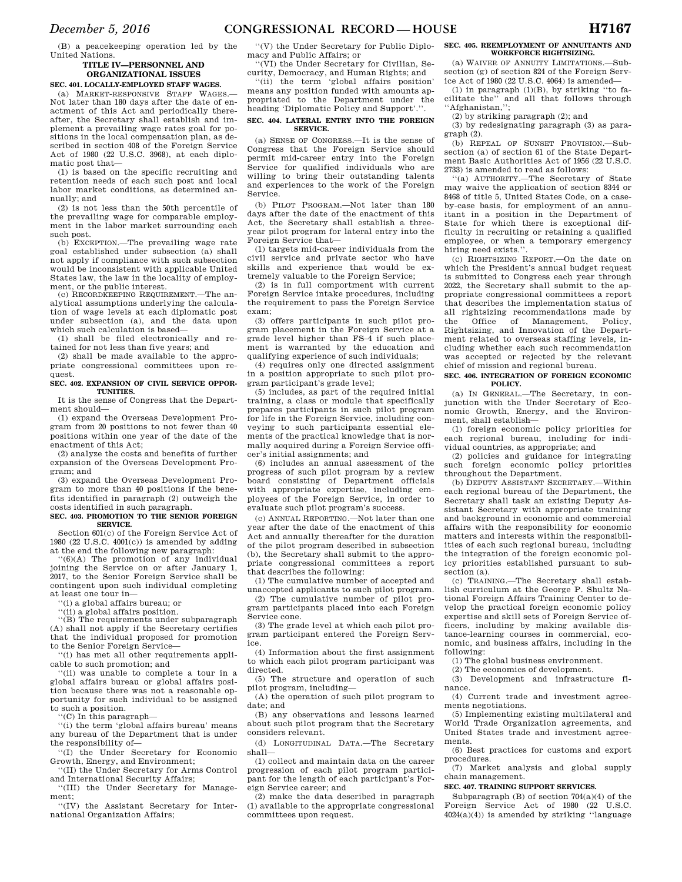(B) a peacekeeping operation led by the United Nations.

## TITLE IV—PERSONNEL AND ORGANIZATIONAL ISSUES

### SEC. 401. LOCALLY-EMPLOYED STAFF WAGES.

(a) MARKET-RESPONSIVE STAFF WAGES.—Not later than 180 days after the date of enactment of this Act and periodically thereafter, the Secretary shall establish and implement a prevailing wage rates goal for positions in the local compensation plan, as described in section 408 of the Foreign Service Act of 1980 (22 U.S.C. 3968), at each diplomatic post that—

(1) is based on the specific recruiting and retention needs of each such post and local labor market conditions, as determined annually; and

(2) is not less than the 50th percentile of the prevailing wage for comparable employment in the labor market surrounding each such post.

(b) EXCEPTION.—The prevailing wage rate goal established under subsection (a) shall not apply if compliance with such subsection would be inconsistent with applicable United States law, the law in the locality of employment, or the public interest.

(c) RECORDKEEPING REQUIREMENT.—The analytical assumptions underlying the calculation of wage levels at each diplomatic post under subsection (a), and the data upon which such calculation is based—

(1) shall be filed electronically and retained for not less than five years; and

(2) shall be made available to the appropriate congressional committees upon request.

### SEC. 402. EXPANSION OF CIVIL SERVICE OPPORTUNITIES.

It is the sense of Congress that the Department should—

(1) expand the Overseas Development Program from 20 positions to not fewer than 40 positions within one year of the date of the enactment of this Act;

(2) analyze the costs and benefits of further expansion of the Overseas Development Program; and

(3) expand the Overseas Development Program to more than 40 positions if the benefits identified in paragraph (2) outweigh the costs identified in such paragraph.

### SEC. 403. PROMOTION TO THE SENIOR FOREIGN SERVICE.

Section 601(c) of the Foreign Service Act of 1980 (22 U.S.C. 4001(c)) is amended by adding at the end the following new paragraph:

''(6)(A) The promotion of any individual joining the Service on or after January 1, 2017, to the Senior Foreign Service shall be contingent upon such individual completing at least one tour in—

''(i) a global affairs bureau; or

''(ii) a global affairs position.

''(B) The requirements under subparagraph (A) shall not apply if the Secretary certifies that the individual proposed for promotion to the Senior Foreign Service—

''(i) has met all other requirements applicable to such promotion; and

''(ii) was unable to complete a tour in a global affairs bureau or global affairs position because there was not a reasonable opportunity for such individual to be assigned to such a position.

''(C) In this paragraph—

''(i) the term 'global affairs bureau' means any bureau of the Department that is under the responsibility of—

''(I) the Under Secretary for Economic Growth, Energy, and Environment;

''(II) the Under Secretary for Arms Control and International Security Affairs;

''(III) the Under Secretary for Management;

''(IV) the Assistant Secretary for International Organization Affairs;

''(V) the Under Secretary for Public Diplomacy and Public Affairs; or

''(VI) the Under Secretary for Civilian, Security, Democracy, and Human Rights; and

''(ii) the term 'global affairs position' means any position funded with amounts appropriated to the Department under the heading 'Diplomatic Policy and Support'.''.

### SEC. 404. LATERAL ENTRY INTO THE FOREIGN SERVICE.

(a) SENSE OF CONGRESS.—It is the sense of Congress that the Foreign Service should permit mid-career entry into the Foreign Service for qualified individuals who are willing to bring their outstanding talents and experiences to the work of the Foreign Service.

(b) PILOT PROGRAM.—Not later than 180 days after the date of the enactment of this Act, the Secretary shall establish a three-year pilot program for lateral entry into the Foreign Service that—

(1) targets mid-career individuals from the civil service and private sector who have skills and experience that would be extremely valuable to the Foreign Service;

(2) is in full comportment with current Foreign Service intake procedures, including the requirement to pass the Foreign Service exam;

(3) offers participants in such pilot program placement in the Foreign Service at a grade level higher than FS–4 if such placement is warranted by the education and qualifying experience of such individuals;

(4) requires only one directed assignment in a position appropriate to such pilot program participant's grade level;

(5) includes, as part of the required initial training, a class or module that specifically prepares participants in such pilot program for life in the Foreign Service, including conveying to such participants essential elements of the practical knowledge that is normally acquired during a Foreign Service officer's initial assignments; and

(6) includes an annual assessment of the progress of such pilot program by a review board consisting of Department officials with appropriate expertise, including employees of the Foreign Service, in order to evaluate such pilot program's success.

(c) ANNUAL REPORTING.—Not later than one year after the date of the enactment of this Act and annually thereafter for the duration of the pilot program described in subsection (b), the Secretary shall submit to the appropriate congressional committees a report that describes the following:

(1) The cumulative number of accepted and unaccepted applicants to such pilot program.

(2) The cumulative number of pilot program participants placed into each Foreign Service cone.

(3) The grade level at which each pilot program participant entered the Foreign Service.

(4) Information about the first assignment to which each pilot program participant was directed.

(5) The structure and operation of such pilot program, including—

(A) the operation of such pilot program to date; and

(B) any observations and lessons learned about such pilot program that the Secretary considers relevant.

(d) LONGITUDINAL DATA.—The Secretary shall—

(1) collect and maintain data on the career progression of each pilot program participant for the length of each participant's Foreign Service career; and

(2) make the data described in paragraph (1) available to the appropriate congressional committees upon request.

### SEC. 405. REEMPLOYMENT OF ANNUITANTS AND WORKFORCE RIGHTSIZING.

(a) WAIVER OF ANNUITY LIMITATIONS.—Subsection (g) of section 824 of the Foreign Service Act of 1980 (22 U.S.C. 4064) is amended—

(1) in paragraph (1)(B), by striking ''to facilitate the'' and all that follows through ''Afghanistan,'';

(2) by striking paragraph (2); and

(3) by redesignating paragraph (3) as paragraph (2).

(b) REPEAL OF SUNSET PROVISION.—Subsection (a) of section 61 of the State Department Basic Authorities Act of 1956 (22 U.S.C. 2733) is amended to read as follows:

''(a) AUTHORITY.—The Secretary of State may waive the application of section 8344 or 8468 of title 5, United States Code, on a case-by-case basis, for employment of an annuitant in a position in the Department of State for which there is exceptional difficulty in recruiting or retaining a qualified employee, or when a temporary emergency hiring need exists.''.

(c) RIGHTSIZING REPORT.—On the date on which the President's annual budget request is submitted to Congress each year through 2022, the Secretary shall submit to the appropriate congressional committees a report that describes the implementation status of all rightsizing recommendations made by the Office of Management, Policy, Rightsizing, and Innovation of the Department related to overseas staffing levels, including whether each such recommendation was accepted or rejected by the relevant chief of mission and regional bureau.

### SEC. 406. INTEGRATION OF FOREIGN ECONOMIC POLICY.

(a) IN GENERAL.—The Secretary, in conjunction with the Under Secretary of Economic Growth, Energy, and the Environment, shall establish—

(1) foreign economic policy priorities for each regional bureau, including for individual countries, as appropriate; and

(2) policies and guidance for integrating such foreign economic policy priorities throughout the Department.

(b) DEPUTY ASSISTANT SECRETARY.—Within each regional bureau of the Department, the Secretary shall task an existing Deputy Assistant Secretary with appropriate training and background in economic and commercial affairs with the responsibility for economic matters and interests within the responsibilities of each such regional bureau, including the integration of the foreign economic policy priorities established pursuant to subsection (a).

(c) TRAINING.—The Secretary shall establish curriculum at the George P. Shultz National Foreign Affairs Training Center to develop the practical foreign economic policy expertise and skill sets of Foreign Service officers, including by making available distance-learning courses in commercial, economic, and business affairs, including in the following:

(1) The global business environment.

(2) The economics of development.

(3) Development and infrastructure finance.

(4) Current trade and investment agreements negotiations.

(5) Implementing existing multilateral and World Trade Organization agreements, and United States trade and investment agreements.

(6) Best practices for customs and export procedures.

(7) Market analysis and global supply chain management.

### SEC. 407. TRAINING SUPPORT SERVICES.

Subparagraph (B) of section 704(a)(4) of the Foreign Service Act of 1980 (22 U.S.C. 4024(a)(4)) is amended by striking ''language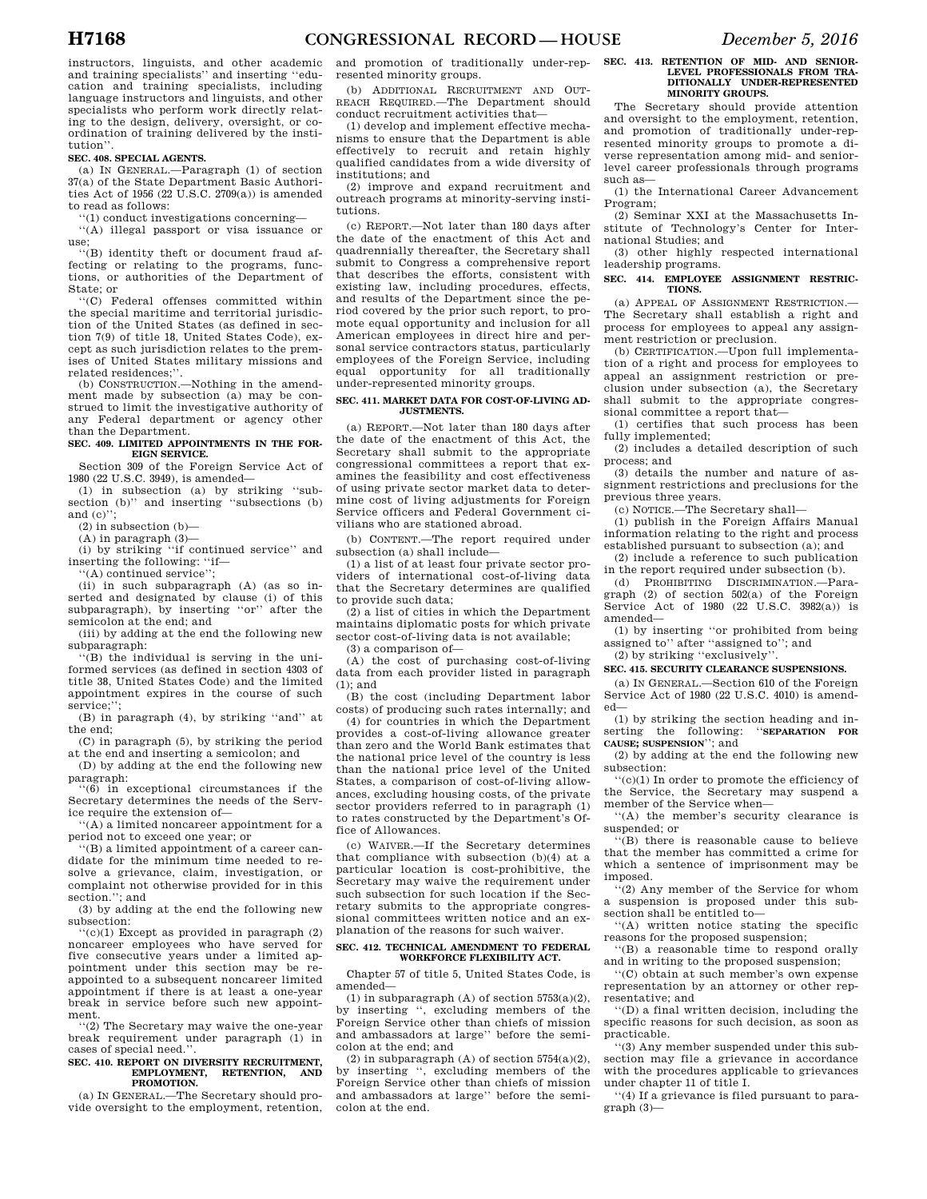instructors, linguists, and other academic and training specialists'' and inserting ''education and training specialists, including language instructors and linguists, and other specialists who perform work directly relating to the design, delivery, oversight, or coordination of training delivered by the institution''.

**SEC. 408. SPECIAL AGENTS.**

(a) IN GENERAL.—Paragraph (1) of section 37(a) of the State Department Basic Authorities Act of 1956 (22 U.S.C. 2709(a)) is amended to read as follows:

''(1) conduct investigations concerning—

''(A) illegal passport or visa issuance or use;

''(B) identity theft or document fraud affecting or relating to the programs, functions, or authorities of the Department of State; or

''(C) Federal offenses committed within the special maritime and territorial jurisdiction of the United States (as defined in section 7(9) of title 18, United States Code), except as such jurisdiction relates to the premises of United States military missions and related residences;''.

(b) CONSTRUCTION.—Nothing in the amendment made by subsection (a) may be construed to limit the investigative authority of any Federal department or agency other than the Department.

**SEC. 409. LIMITED APPOINTMENTS IN THE FOREIGN SERVICE.**

Section 309 of the Foreign Service Act of 1980 (22 U.S.C. 3949), is amended—

(1) in subsection (a) by striking ''subsection (b)'' and inserting ''subsections (b) and (c)'';

(2) in subsection (b)—

(A) in paragraph (3)—

(i) by striking ''if continued service'' and inserting the following: ''if—

''(A) continued service'';

(ii) in such subparagraph (A) (as so inserted and designated by clause (i) of this subparagraph), by inserting ''or'' after the semicolon at the end; and

(iii) by adding at the end the following new subparagraph:

''(B) the individual is serving in the uniformed services (as defined in section 4303 of title 38, United States Code) and the limited appointment expires in the course of such service;'';

(B) in paragraph (4), by striking ''and'' at the end;

(C) in paragraph (5), by striking the period at the end and inserting a semicolon; and

(D) by adding at the end the following new paragraph:

''(6) in exceptional circumstances if the Secretary determines the needs of the Service require the extension of—

''(A) a limited noncareer appointment for a period not to exceed one year; or

''(B) a limited appointment of a career candidate for the minimum time needed to resolve a grievance, claim, investigation, or complaint not otherwise provided for in this section.''; and

(3) by adding at the end the following new subsection:

''(c)(1) Except as provided in paragraph (2) noncareer employees who have served for five consecutive years under a limited appointment under this section may be reappointed to a subsequent noncareer limited appointment if there is at least a one-year break in service before such new appointment.

''(2) The Secretary may waive the one-year break requirement under paragraph (1) in cases of special need.''.

**SEC. 410. REPORT ON DIVERSITY RECRUITMENT, EMPLOYMENT, RETENTION, AND PROMOTION.**

(a) IN GENERAL.—The Secretary should provide oversight to the employment, retention, and promotion of traditionally under-represented minority groups.

(b) ADDITIONAL RECRUITMENT AND OUTREACH REQUIRED.—The Department should conduct recruitment activities that—

(1) develop and implement effective mechanisms to ensure that the Department is able effectively to recruit and retain highly qualified candidates from a wide diversity of institutions; and

(2) improve and expand recruitment and outreach programs at minority-serving institutions.

(c) REPORT.—Not later than 180 days after the date of the enactment of this Act and quadrennially thereafter, the Secretary shall submit to Congress a comprehensive report that describes the efforts, consistent with existing law, including procedures, effects, and results of the Department since the period covered by the prior such report, to promote equal opportunity and inclusion for all American employees in direct hire and personal service contractors status, particularly employees of the Foreign Service, including equal opportunity for all traditionally under-represented minority groups.

**SEC. 411. MARKET DATA FOR COST-OF-LIVING ADJUSTMENTS.**

(a) REPORT.—Not later than 180 days after the date of the enactment of this Act, the Secretary shall submit to the appropriate congressional committees a report that examines the feasibility and cost effectiveness of using private sector market data to determine cost of living adjustments for Foreign Service officers and Federal Government civilians who are stationed abroad.

(b) CONTENT.—The report required under subsection (a) shall include—

(1) a list of at least four private sector providers of international cost-of-living data that the Secretary determines are qualified to provide such data;

(2) a list of cities in which the Department maintains diplomatic posts for which private sector cost-of-living data is not available;

(3) a comparison of—

(A) the cost of purchasing cost-of-living data from each provider listed in paragraph (1); and

(B) the cost (including Department labor costs) of producing such rates internally; and

(4) for countries in which the Department provides a cost-of-living allowance greater than zero and the World Bank estimates that the national price level of the country is less than the national price level of the United States, a comparison of cost-of-living allowances, excluding housing costs, of the private sector providers referred to in paragraph (1) to rates constructed by the Department's Office of Allowances.

(c) WAIVER.—If the Secretary determines that compliance with subsection (b)(4) at a particular location is cost-prohibitive, the Secretary may waive the requirement under such subsection for such location if the Secretary submits to the appropriate congressional committees written notice and an explanation of the reasons for such waiver.

**SEC. 412. TECHNICAL AMENDMENT TO FEDERAL WORKFORCE FLEXIBILITY ACT.**

Chapter 57 of title 5, United States Code, is amended—

(1) in subparagraph (A) of section 5753(a)(2), by inserting '', excluding members of the Foreign Service other than chiefs of mission and ambassadors at large'' before the semicolon at the end; and

(2) in subparagraph (A) of section 5754(a)(2), by inserting '', excluding members of the Foreign Service other than chiefs of mission and ambassadors at large'' before the semicolon at the end.

**SEC. 413. RETENTION OF MID- AND SENIOR-LEVEL PROFESSIONALS FROM TRADITIONALLY UNDER-REPRESENTED MINORITY GROUPS.**

The Secretary should provide attention and oversight to the employment, retention, and promotion of traditionally under-represented minority groups to promote a diverse representation among mid- and senior-level career professionals through programs such as—

(1) the International Career Advancement Program;

(2) Seminar XXI at the Massachusetts Institute of Technology's Center for International Studies; and

(3) other highly respected international leadership programs.

**SEC. 414. EMPLOYEE ASSIGNMENT RESTRICTIONS.**

(a) APPEAL OF ASSIGNMENT RESTRICTION.—The Secretary shall establish a right and process for employees to appeal any assignment restriction or preclusion.

(b) CERTIFICATION.—Upon full implementation of a right and process for employees to appeal an assignment restriction or preclusion under subsection (a), the Secretary shall submit to the appropriate congressional committee a report that—

(1) certifies that such process has been fully implemented;

(2) includes a detailed description of such process; and

(3) details the number and nature of assignment restrictions and preclusions for the previous three years.

(c) NOTICE.—The Secretary shall—

(1) publish in the Foreign Affairs Manual information relating to the right and process established pursuant to subsection (a); and

(2) include a reference to such publication in the report required under subsection (b).

(d) PROHIBITING DISCRIMINATION.—Paragraph (2) of section 502(a) of the Foreign Service Act of 1980 (22 U.S.C. 3982(a)) is amended—

(1) by inserting ''or prohibited from being assigned to'' after ''assigned to''; and

(2) by striking ''exclusively''.

**SEC. 415. SECURITY CLEARANCE SUSPENSIONS.**

(a) IN GENERAL.—Section 610 of the Foreign Service Act of 1980 (22 U.S.C. 4010) is amended—

(1) by striking the section heading and inserting the following: ''**SEPARATION FOR CAUSE; SUSPENSION**''; and

(2) by adding at the end the following new subsection:

''(c)(1) In order to promote the efficiency of the Service, the Secretary may suspend a member of the Service when—

''(A) the member's security clearance is suspended; or

''(B) there is reasonable cause to believe that the member has committed a crime for which a sentence of imprisonment may be imposed.

''(2) Any member of the Service for whom a suspension is proposed under this subsection shall be entitled to—

''(A) written notice stating the specific reasons for the proposed suspension;

''(B) a reasonable time to respond orally and in writing to the proposed suspension;

''(C) obtain at such member's own expense representation by an attorney or other representative; and

''(D) a final written decision, including the specific reasons for such decision, as soon as practicable.

''(3) Any member suspended under this subsection may file a grievance in accordance with the procedures applicable to grievances under chapter 11 of title I.

''(4) If a grievance is filed pursuant to paragraph (3)—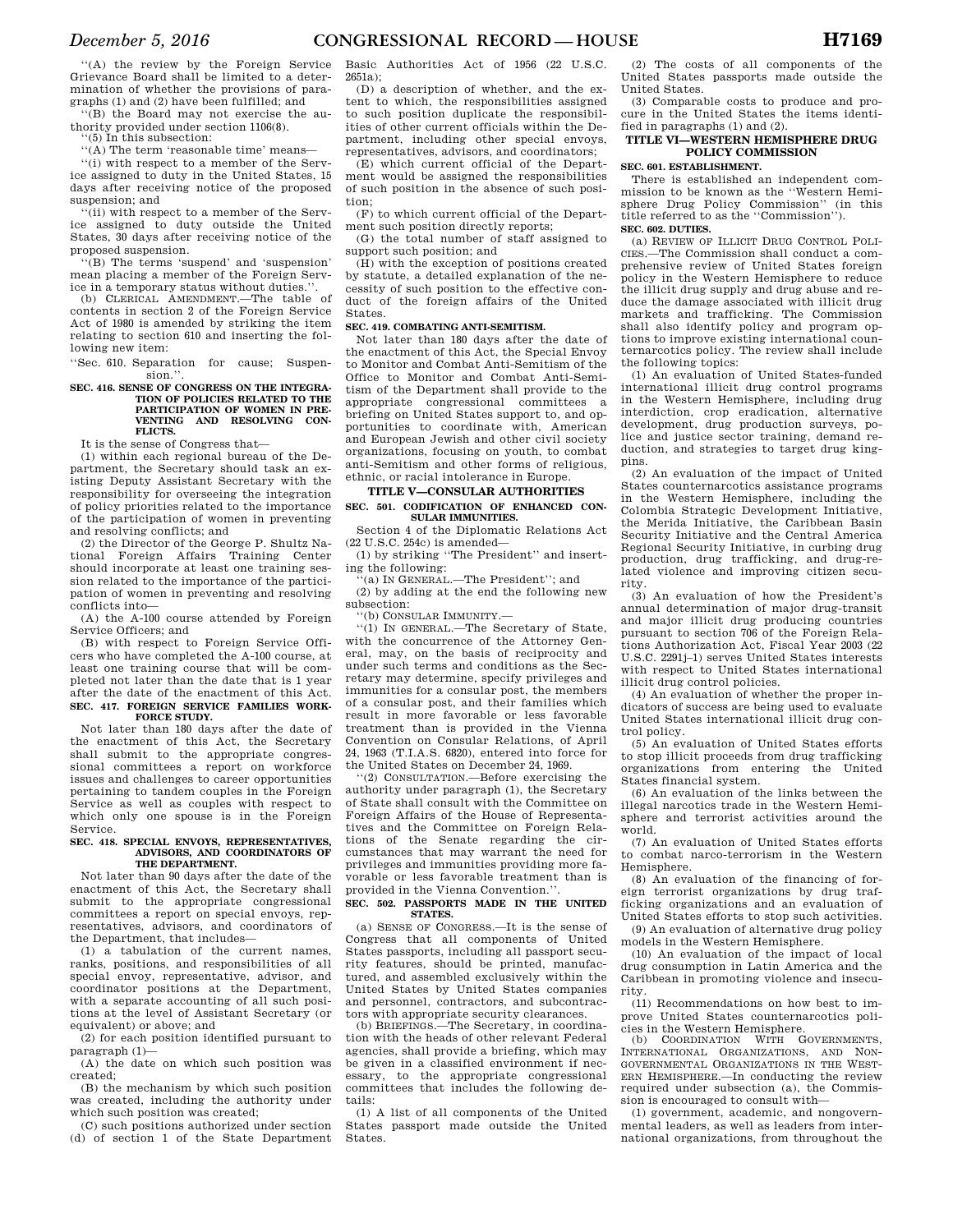''(A) the review by the Foreign Service Grievance Board shall be limited to a determination of whether the provisions of paragraphs (1) and (2) have been fulfilled; and

''(B) the Board may not exercise the authority provided under section 1106(8).

''(5) In this subsection:

''(A) The term 'reasonable time' means—

''(i) with respect to a member of the Service assigned to duty in the United States, 15 days after receiving notice of the proposed suspension; and

''(ii) with respect to a member of the Service assigned to duty outside the United States, 30 days after receiving notice of the proposed suspension.

''(B) The terms 'suspend' and 'suspension' mean placing a member of the Foreign Service in a temporary status without duties.''.

(b) CLERICAL AMENDMENT.—The table of contents in section 2 of the Foreign Service Act of 1980 is amended by striking the item relating to section 610 and inserting the following new item:

''Sec. 610. Separation for cause; Suspension.''.

**SEC. 416. SENSE OF CONGRESS ON THE INTEGRATION OF POLICIES RELATED TO THE PARTICIPATION OF WOMEN IN PREVENTING AND RESOLVING CONFLICTS.**

It is the sense of Congress that—

(1) within each regional bureau of the Department, the Secretary should task an existing Deputy Assistant Secretary with the responsibility for overseeing the integration of policy priorities related to the importance of the participation of women in preventing and resolving conflicts; and

(2) the Director of the George P. Shultz National Foreign Affairs Training Center should incorporate at least one training session related to the importance of the participation of women in preventing and resolving conflicts into—

(A) the A-100 course attended by Foreign Service Officers; and

(B) with respect to Foreign Service Officers who have completed the A-100 course, at least one training course that will be completed not later than the date that is 1 year after the date of the enactment of this Act.

**SEC. 417. FOREIGN SERVICE FAMILIES WORKFORCE STUDY.**

Not later than 180 days after the date of the enactment of this Act, the Secretary shall submit to the appropriate congressional committees a report on workforce issues and challenges to career opportunities pertaining to tandem couples in the Foreign Service as well as couples with respect to which only one spouse is in the Foreign Service.

**SEC. 418. SPECIAL ENVOYS, REPRESENTATIVES, ADVISORS, AND COORDINATORS OF THE DEPARTMENT.**

Not later than 90 days after the date of the enactment of this Act, the Secretary shall submit to the appropriate congressional committees a report on special envoys, representatives, advisors, and coordinators of the Department, that includes—

(1) a tabulation of the current names, ranks, positions, and responsibilities of all special envoy, representative, advisor, and coordinator positions at the Department, with a separate accounting of all such positions at the level of Assistant Secretary (or equivalent) or above; and

(2) for each position identified pursuant to paragraph (1)—

(A) the date on which such position was created;

(B) the mechanism by which such position was created, including the authority under which such position was created;

(C) such positions authorized under section (d) of section 1 of the State Department Basic Authorities Act of 1956 (22 U.S.C. 2651a);

(D) a description of whether, and the extent to which, the responsibilities assigned to such position duplicate the responsibilities of other current officials within the Department, including other special envoys, representatives, advisors, and coordinators;

(E) which current official of the Department would be assigned the responsibilities of such position in the absence of such position;

(F) to which current official of the Department such position directly reports;

(G) the total number of staff assigned to support such position; and

(H) with the exception of positions created by statute, a detailed explanation of the necessity of such position to the effective conduct of the foreign affairs of the United States.

**SEC. 419. COMBATING ANTI-SEMITISM.**

Not later than 180 days after the date of the enactment of this Act, the Special Envoy to Monitor and Combat Anti-Semitism of the Office to Monitor and Combat Anti-Semitism of the Department shall provide to the appropriate congressional committees a briefing on United States support to, and opportunities to coordinate with, American and European Jewish and other civil society organizations, focusing on youth, to combat anti-Semitism and other forms of religious, ethnic, or racial intolerance in Europe.

## TITLE V—CONSULAR AUTHORITIES

**SEC. 501. CODIFICATION OF ENHANCED CONSULAR IMMUNITIES.**

Section 4 of the Diplomatic Relations Act (22 U.S.C. 254c) is amended—

(1) by striking ''The President'' and inserting the following:

''(a) IN GENERAL.—The President''; and

(2) by adding at the end the following new subsection:

''(b) CONSULAR IMMUNITY.—

''(1) IN GENERAL.—The Secretary of State, with the concurrence of the Attorney General, may, on the basis of reciprocity and under such terms and conditions as the Secretary may determine, specify privileges and immunities for a consular post, the members of a consular post, and their families which result in more favorable or less favorable treatment than is provided in the Vienna Convention on Consular Relations, of April 24, 1963 (T.I.A.S. 6820), entered into force for the United States on December 24, 1969.

''(2) CONSULTATION.—Before exercising the authority under paragraph (1), the Secretary of State shall consult with the Committee on Foreign Affairs of the House of Representatives and the Committee on Foreign Relations of the Senate regarding the circumstances that may warrant the need for privileges and immunities providing more favorable or less favorable treatment than is provided in the Vienna Convention.''.

**SEC. 502. PASSPORTS MADE IN THE UNITED STATES.**

(a) SENSE OF CONGRESS.—It is the sense of Congress that all components of United States passports, including all passport security features, should be printed, manufactured, and assembled exclusively within the United States by United States companies and personnel, contractors, and subcontractors with appropriate security clearances.

(b) BRIEFINGS.—The Secretary, in coordination with the heads of other relevant Federal agencies, shall provide a briefing, which may be given in a classified environment if necessary, to the appropriate congressional committees that includes the following details:

(1) A list of all components of the United States passport made outside the United States.

(2) The costs of all components of the United States passports made outside the United States.

(3) Comparable costs to produce and procure in the United States the items identified in paragraphs (1) and (2).

## TITLE VI—WESTERN HEMISPHERE DRUG POLICY COMMISSION

**SEC. 601. ESTABLISHMENT.**

There is established an independent commission to be known as the ''Western Hemisphere Drug Policy Commission'' (in this title referred to as the ''Commission'').

**SEC. 602. DUTIES.**

(a) REVIEW OF ILLICIT DRUG CONTROL POLICIES.—The Commission shall conduct a comprehensive review of United States foreign policy in the Western Hemisphere to reduce the illicit drug supply and drug abuse and reduce the damage associated with illicit drug markets and trafficking. The Commission shall also identify policy and program options to improve existing international counternarcotics policy. The review shall include the following topics:

(1) An evaluation of United States-funded international illicit drug control programs in the Western Hemisphere, including drug interdiction, crop eradication, alternative development, drug production surveys, police and justice sector training, demand reduction, and strategies to target drug kingpins.

(2) An evaluation of the impact of United States counternarcotics assistance programs in the Western Hemisphere, including the Colombia Strategic Development Initiative, the Merida Initiative, the Caribbean Basin Security Initiative and the Central America Regional Security Initiative, in curbing drug production, drug trafficking, and drug-related violence and improving citizen security.

(3) An evaluation of how the President's annual determination of major drug-transit and major illicit drug producing countries pursuant to section 706 of the Foreign Relations Authorization Act, Fiscal Year 2003 (22 U.S.C. 2291j–1) serves United States interests with respect to United States international illicit drug control policies.

(4) An evaluation of whether the proper indicators of success are being used to evaluate United States international illicit drug control policy.

(5) An evaluation of United States efforts to stop illicit proceeds from drug trafficking organizations from entering the United States financial system.

(6) An evaluation of the links between the illegal narcotics trade in the Western Hemisphere and terrorist activities around the world.

(7) An evaluation of United States efforts to combat narco-terrorism in the Western Hemisphere.

(8) An evaluation of the financing of foreign terrorist organizations by drug trafficking organizations and an evaluation of United States efforts to stop such activities.

(9) An evaluation of alternative drug policy models in the Western Hemisphere.

(10) An evaluation of the impact of local drug consumption in Latin America and the Caribbean in promoting violence and insecurity.

(11) Recommendations on how best to improve United States counternarcotics policies in the Western Hemisphere.

(b) COORDINATION WITH GOVERNMENTS, INTERNATIONAL ORGANIZATIONS, AND NONGOVERNMENTAL ORGANIZATIONS IN THE WESTERN HEMISPHERE.—In conducting the review required under subsection (a), the Commission is encouraged to consult with—

(1) government, academic, and nongovernmental leaders, as well as leaders from international organizations, from throughout the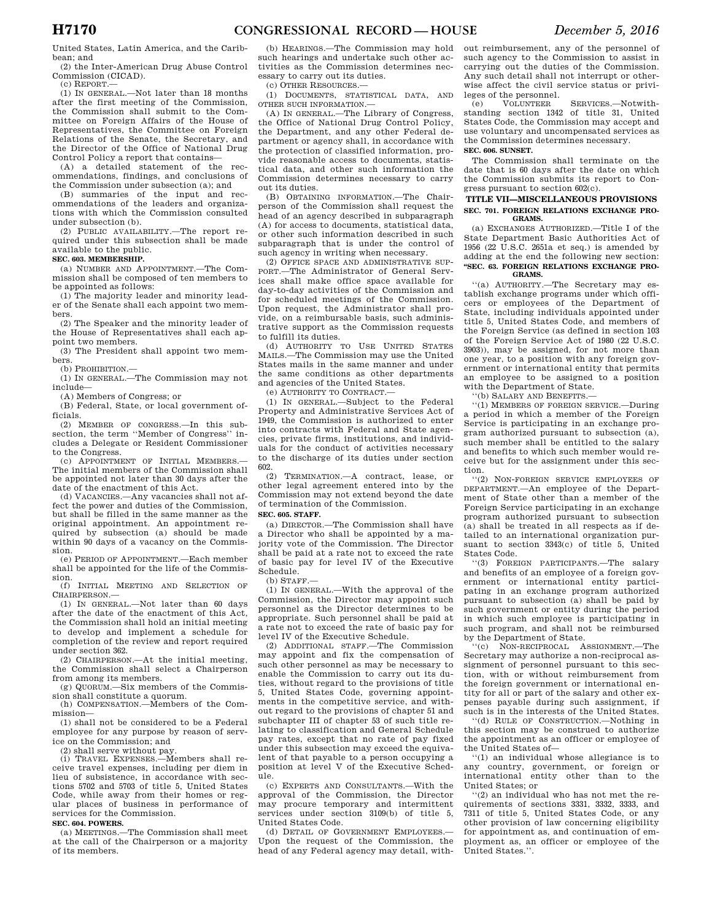United States, Latin America, and the Caribbean; and

(2) the Inter-American Drug Abuse Control Commission (CICAD).

(c) REPORT.—

(1) IN GENERAL.—Not later than 18 months after the first meeting of the Commission, the Commission shall submit to the Committee on Foreign Affairs of the House of Representatives, the Committee on Foreign Relations of the Senate, the Secretary, and the Director of the Office of National Drug Control Policy a report that contains—

(A) a detailed statement of the recommendations, findings, and conclusions of the Commission under subsection (a); and

(B) summaries of the input and recommendations of the leaders and organizations with which the Commission consulted under subsection (b).

(2) PUBLIC AVAILABILITY.—The report required under this subsection shall be made available to the public.

**SEC. 603. MEMBERSHIP.**

(a) NUMBER AND APPOINTMENT.—The Commission shall be composed of ten members to be appointed as follows:

(1) The majority leader and minority leader of the Senate shall each appoint two members.

(2) The Speaker and the minority leader of the House of Representatives shall each appoint two members.

(3) The President shall appoint two members.

(b) PROHIBITION.—

(1) IN GENERAL.—The Commission may not include—

(A) Members of Congress; or

(B) Federal, State, or local government officials.

(2) MEMBER OF CONGRESS.—In this subsection, the term ''Member of Congress'' includes a Delegate or Resident Commissioner to the Congress.

(c) APPOINTMENT OF INITIAL MEMBERS.—The initial members of the Commission shall be appointed not later than 30 days after the date of the enactment of this Act.

(d) VACANCIES.—Any vacancies shall not affect the power and duties of the Commission, but shall be filled in the same manner as the original appointment. An appointment required by subsection (a) should be made within 90 days of a vacancy on the Commission.

(e) PERIOD OF APPOINTMENT.—Each member shall be appointed for the life of the Commission.

(f) INITIAL MEETING AND SELECTION OF CHAIRPERSON.—

(1) IN GENERAL.—Not later than 60 days after the date of the enactment of this Act, the Commission shall hold an initial meeting to develop and implement a schedule for completion of the review and report required under section 362.

(2) CHAIRPERSON.—At the initial meeting, the Commission shall select a Chairperson from among its members.

(g) QUORUM.—Six members of the Commission shall constitute a quorum.

(h) COMPENSATION.—Members of the Commission—

(1) shall not be considered to be a Federal employee for any purpose by reason of service on the Commission; and

(2) shall serve without pay.

(i) TRAVEL EXPENSES.—Members shall receive travel expenses, including per diem in lieu of subsistence, in accordance with sections 5702 and 5703 of title 5, United States Code, while away from their homes or regular places of business in performance of services for the Commission.

**SEC. 604. POWERS.**

(a) MEETINGS.—The Commission shall meet at the call of the Chairperson or a majority of its members.

(b) HEARINGS.—The Commission may hold such hearings and undertake such other activities as the Commission determines necessary to carry out its duties.

(c) OTHER RESOURCES.—

(1) DOCUMENTS, STATISTICAL DATA, AND OTHER SUCH INFORMATION.—

(A) IN GENERAL.—The Library of Congress, the Office of National Drug Control Policy, the Department, and any other Federal department or agency shall, in accordance with the protection of classified information, provide reasonable access to documents, statistical data, and other such information the Commission determines necessary to carry out its duties.

(B) OBTAINING INFORMATION.—The Chairperson of the Commission shall request the head of an agency described in subparagraph (A) for access to documents, statistical data, or other such information described in such subparagraph that is under the control of such agency in writing when necessary.

(2) OFFICE SPACE AND ADMINISTRATIVE SUPPORT.—The Administrator of General Services shall make office space available for day-to-day activities of the Commission and for scheduled meetings of the Commission. Upon request, the Administrator shall provide, on a reimbursable basis, such administrative support as the Commission requests to fulfill its duties.

(d) AUTHORITY TO USE UNITED STATES MAILS.—The Commission may use the United States mails in the same manner and under the same conditions as other departments and agencies of the United States.

(e) AUTHORITY TO CONTRACT.—

(1) IN GENERAL.—Subject to the Federal Property and Administrative Services Act of 1949, the Commission is authorized to enter into contracts with Federal and State agencies, private firms, institutions, and individuals for the conduct of activities necessary to the discharge of its duties under section 602.

(2) TERMINATION.—A contract, lease, or other legal agreement entered into by the Commission may not extend beyond the date of termination of the Commission.

**SEC. 605. STAFF.**

(a) DIRECTOR.—The Commission shall have a Director who shall be appointed by a majority vote of the Commission. The Director shall be paid at a rate not to exceed the rate of basic pay for level IV of the Executive Schedule.

(b) STAFF.—

(1) IN GENERAL.—With the approval of the Commission, the Director may appoint such personnel as the Director determines to be appropriate. Such personnel shall be paid at a rate not to exceed the rate of basic pay for level IV of the Executive Schedule.

(2) ADDITIONAL STAFF.—The Commission may appoint and fix the compensation of such other personnel as may be necessary to enable the Commission to carry out its duties, without regard to the provisions of title 5, United States Code, governing appointments in the competitive service, and without regard to the provisions of chapter 51 and subchapter III of chapter 53 of such title relating to classification and General Schedule pay rates, except that no rate of pay fixed under this subsection may exceed the equivalent of that payable to a person occupying a position at level V of the Executive Schedule.

(c) EXPERTS AND CONSULTANTS.—With the approval of the Commission, the Director may procure temporary and intermittent services under section 3109(b) of title 5, United States Code.

(d) DETAIL OF GOVERNMENT EMPLOYEES.—Upon the request of the Commission, the head of any Federal agency may detail, without reimbursement, any of the personnel of such agency to the Commission to assist in carrying out the duties of the Commission. Any such detail shall not interrupt or otherwise affect the civil service status or privileges of the personnel.

(e) VOLUNTEER SERVICES.—Notwithstanding section 1342 of title 31, United States Code, the Commission may accept and use voluntary and uncompensated services as the Commission determines necessary.

**SEC. 606. SUNSET.**

The Commission shall terminate on the date that is 60 days after the date on which the Commission submits its report to Congress pursuant to section 602(c).

## TITLE VII—MISCELLANEOUS PROVISIONS

**SEC. 701. FOREIGN RELATIONS EXCHANGE PROGRAMS.**

(a) EXCHANGES AUTHORIZED.—Title I of the State Department Basic Authorities Act of 1956 (22 U.S.C. 2651a et seq.) is amended by adding at the end the following new section:

**''SEC. 63. FOREIGN RELATIONS EXCHANGE PROGRAMS.**

''(a) AUTHORITY.—The Secretary may establish exchange programs under which officers or employees of the Department of State, including individuals appointed under title 5, United States Code, and members of the Foreign Service (as defined in section 103 of the Foreign Service Act of 1980 (22 U.S.C. 3903)), may be assigned, for not more than one year, to a position with any foreign government or international entity that permits an employee to be assigned to a position with the Department of State.

''(b) SALARY AND BENEFITS.—

''(1) MEMBERS OF FOREIGN SERVICE.—During a period in which a member of the Foreign Service is participating in an exchange program authorized pursuant to subsection (a), such member shall be entitled to the salary and benefits to which such member would receive but for the assignment under this section.

''(2) NON-FOREIGN SERVICE EMPLOYEES OF DEPARTMENT.—An employee of the Department of State other than a member of the Foreign Service participating in an exchange program authorized pursuant to subsection (a) shall be treated in all respects as if detailed to an international organization pursuant to section 3343(c) of title 5, United States Code.

''(3) FOREIGN PARTICIPANTS.—The salary and benefits of an employee of a foreign government or international entity participating in an exchange program authorized pursuant to subsection (a) shall be paid by such government or entity during the period in which such employee is participating in such program, and shall not be reimbursed by the Department of State.

''(c) NON-RECIPROCAL ASSIGNMENT.—The Secretary may authorize a non-reciprocal assignment of personnel pursuant to this section, with or without reimbursement from the foreign government or international entity for all or part of the salary and other expenses payable during such assignment, if such is in the interests of the United States.

''(d) RULE OF CONSTRUCTION.—Nothing in this section may be construed to authorize the appointment as an officer or employee of the United States of—

''(1) an individual whose allegiance is to any country, government, or foreign or international entity other than to the United States; or

''(2) an individual who has not met the requirements of sections 3331, 3332, 3333, and 7311 of title 5, United States Code, or any other provision of law concerning eligibility for appointment as, and continuation of employment as, an officer or employee of the United States.''.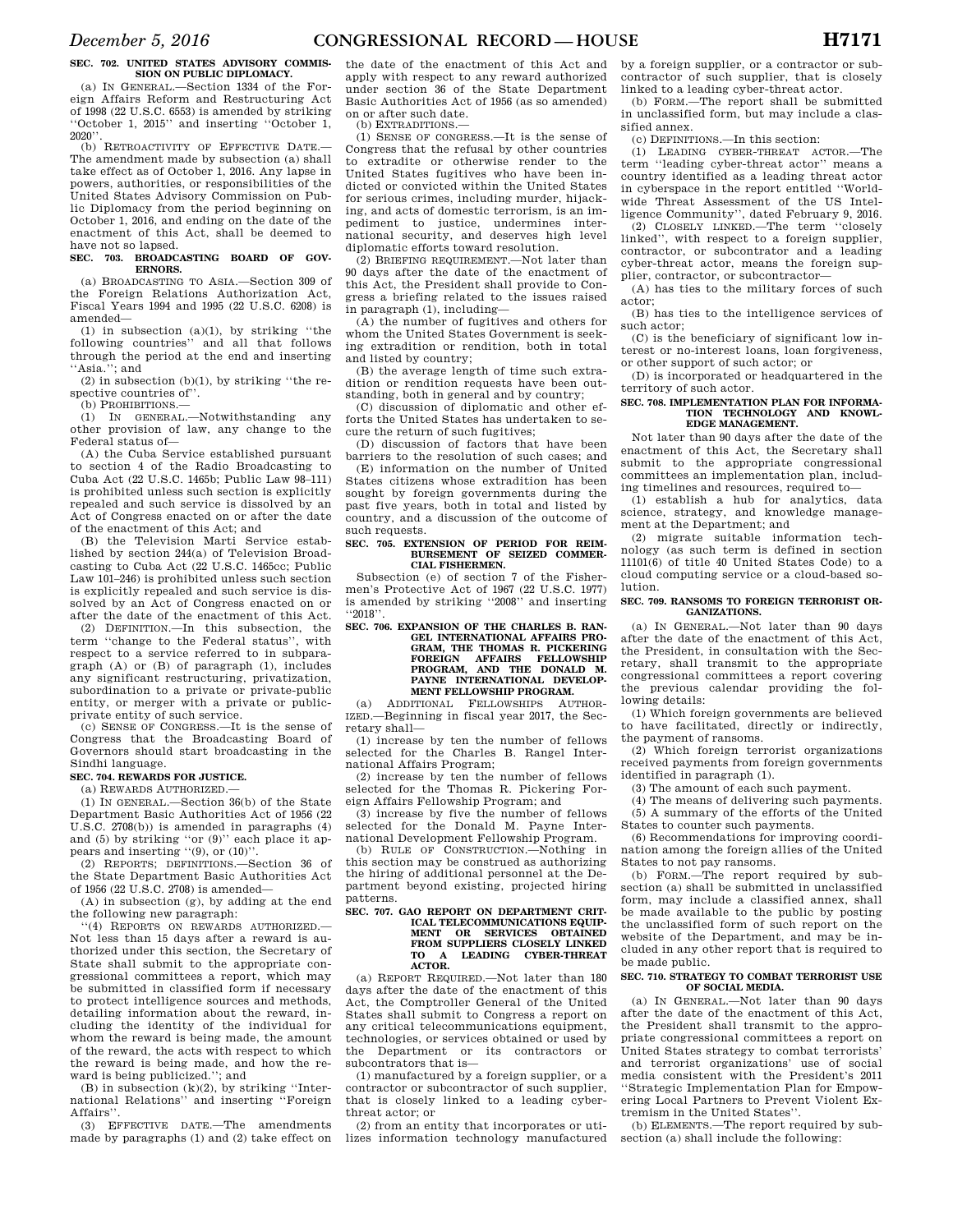**SEC. 702. UNITED STATES ADVISORY COMMISSION ON PUBLIC DIPLOMACY.**

(a) IN GENERAL.—Section 1334 of the Foreign Affairs Reform and Restructuring Act of 1998 (22 U.S.C. 6553) is amended by striking ''October 1, 2015'' and inserting ''October 1, 2020''.

(b) RETROACTIVITY OF EFFECTIVE DATE.—The amendment made by subsection (a) shall take effect as of October 1, 2016. Any lapse in powers, authorities, or responsibilities of the United States Advisory Commission on Public Diplomacy from the period beginning on October 1, 2016, and ending on the date of the enactment of this Act, shall be deemed to have not so lapsed.

**SEC. 703. BROADCASTING BOARD OF GOVERNORS.**

(a) BROADCASTING TO ASIA.—Section 309 of the Foreign Relations Authorization Act, Fiscal Years 1994 and 1995 (22 U.S.C. 6208) is amended—

(1) in subsection (a)(1), by striking ''the following countries'' and all that follows through the period at the end and inserting ''Asia.''; and

(2) in subsection (b)(1), by striking ''the respective countries of''.

(b) PROHIBITIONS.—

(1) IN GENERAL.—Notwithstanding any other provision of law, any change to the Federal status of—

(A) the Cuba Service established pursuant to section 4 of the Radio Broadcasting to Cuba Act (22 U.S.C. 1465b; Public Law 98–111) is prohibited unless such section is explicitly repealed and such service is dissolved by an Act of Congress enacted on or after the date of the enactment of this Act; and

(B) the Television Marti Service established by section 244(a) of Television Broadcasting to Cuba Act (22 U.S.C. 1465cc; Public Law 101–246) is prohibited unless such section is explicitly repealed and such service is dissolved by an Act of Congress enacted on or after the date of the enactment of this Act.

(2) DEFINITION.—In this subsection, the term ''change to the Federal status'', with respect to a service referred to in subparagraph (A) or (B) of paragraph (1), includes any significant restructuring, privatization, subordination to a private or private-public entity, or merger with a private or public-private entity of such service.

(c) SENSE OF CONGRESS.—It is the sense of Congress that the Broadcasting Board of Governors should start broadcasting in the Sindhi language.

**SEC. 704. REWARDS FOR JUSTICE.**

(a) REWARDS AUTHORIZED.—

(1) IN GENERAL.—Section 36(b) of the State Department Basic Authorities Act of 1956 (22 U.S.C. 2708(b)) is amended in paragraphs (4) and (5) by striking ''or (9)'' each place it appears and inserting ''(9), or (10)''.

(2) REPORTS; DEFINITIONS.—Section 36 of the State Department Basic Authorities Act of 1956 (22 U.S.C. 2708) is amended—

(A) in subsection (g), by adding at the end the following new paragraph:

''(4) REPORTS ON REWARDS AUTHORIZED.—Not less than 15 days after a reward is authorized under this section, the Secretary of State shall submit to the appropriate congressional committees a report, which may be submitted in classified form if necessary to protect intelligence sources and methods, detailing information about the reward, including the identity of the individual for whom the reward is being made, the amount of the reward, the acts with respect to which the reward is being made, and how the reward is being publicized.''; and

(B) in subsection (k)(2), by striking ''International Relations'' and inserting ''Foreign Affairs''.

(3) EFFECTIVE DATE.—The amendments made by paragraphs (1) and (2) take effect on the date of the enactment of this Act and apply with respect to any reward authorized under section 36 of the State Department Basic Authorities Act of 1956 (as so amended) on or after such date.

(b) EXTRADITIONS.—

(1) SENSE OF CONGRESS.—It is the sense of Congress that the refusal by other countries to extradite or otherwise render to the United States fugitives who have been indicted or convicted within the United States for serious crimes, including murder, hijacking, and acts of domestic terrorism, is an impediment to justice, undermines international security, and deserves high level diplomatic efforts toward resolution.

(2) BRIEFING REQUIREMENT.—Not later than 90 days after the date of the enactment of this Act, the President shall provide to Congress a briefing related to the issues raised in paragraph (1), including—

(A) the number of fugitives and others for whom the United States Government is seeking extradition or rendition, both in total and listed by country;

(B) the average length of time such extradition or rendition requests have been outstanding, both in general and by country;

(C) discussion of diplomatic and other efforts the United States has undertaken to secure the return of such fugitives;

(D) discussion of factors that have been barriers to the resolution of such cases; and

(E) information on the number of United States citizens whose extradition has been sought by foreign governments during the past five years, both in total and listed by country, and a discussion of the outcome of such requests.

**SEC. 705. EXTENSION OF PERIOD FOR REIMBURSEMENT OF SEIZED COMMERCIAL FISHERMEN.**

Subsection (e) of section 7 of the Fishermen's Protective Act of 1967 (22 U.S.C. 1977) is amended by striking ''2008'' and inserting ''2018''.

**SEC. 706. EXPANSION OF THE CHARLES B. RANGEL INTERNATIONAL AFFAIRS PROGRAM, THE THOMAS R. PICKERING FOREIGN AFFAIRS FELLOWSHIP PROGRAM, AND THE DONALD M. PAYNE INTERNATIONAL DEVELOPMENT FELLOWSHIP PROGRAM.**

(a) ADDITIONAL FELLOWSHIPS AUTHORIZED.—Beginning in fiscal year 2017, the Secretary shall—

(1) increase by ten the number of fellows selected for the Charles B. Rangel International Affairs Program;

(2) increase by ten the number of fellows selected for the Thomas R. Pickering Foreign Affairs Fellowship Program; and

(3) increase by five the number of fellows selected for the Donald M. Payne International Development Fellowship Program.

(b) RULE OF CONSTRUCTION.—Nothing in this section may be construed as authorizing the hiring of additional personnel at the Department beyond existing, projected hiring patterns.

**SEC. 707. GAO REPORT ON DEPARTMENT CRITICAL TELECOMMUNICATIONS EQUIPMENT OR SERVICES OBTAINED FROM SUPPLIERS CLOSELY LINKED TO A LEADING CYBER-THREAT ACTOR.**

(a) REPORT REQUIRED.—Not later than 180 days after the date of the enactment of this Act, the Comptroller General of the United States shall submit to Congress a report on any critical telecommunications equipment, technologies, or services obtained or used by the Department or its contractors or subcontractors that is—

(1) manufactured by a foreign supplier, or a contractor or subcontractor of such supplier, that is closely linked to a leading cyber-threat actor; or

(2) from an entity that incorporates or utilizes information technology manufactured by a foreign supplier, or a contractor or subcontractor of such supplier, that is closely linked to a leading cyber-threat actor.

(b) FORM.—The report shall be submitted in unclassified form, but may include a classified annex.

(c) DEFINITIONS.—In this section:

(1) LEADING CYBER-THREAT ACTOR.—The term ''leading cyber-threat actor'' means a country identified as a leading threat actor in cyberspace in the report entitled ''Worldwide Threat Assessment of the US Intelligence Community'', dated February 9, 2016.

(2) CLOSELY LINKED.—The term ''closely linked'', with respect to a foreign supplier, contractor, or subcontrator and a leading cyber-threat actor, means the foreign supplier, contractor, or subcontractor—

(A) has ties to the military forces of such actor;

(B) has ties to the intelligence services of such actor;

(C) is the beneficiary of significant low interest or no-interest loans, loan forgiveness, or other support of such actor; or

(D) is incorporated or headquartered in the territory of such actor.

**SEC. 708. IMPLEMENTATION PLAN FOR INFORMATION TECHNOLOGY AND KNOWLEDGE MANAGEMENT.**

Not later than 90 days after the date of the enactment of this Act, the Secretary shall submit to the appropriate congressional committees an implementation plan, including timelines and resources, required to—

(1) establish a hub for analytics, data science, strategy, and knowledge management at the Department; and

(2) migrate suitable information technology (as such term is defined in section 11101(6) of title 40 United States Code) to a cloud computing service or a cloud-based solution.

**SEC. 709. RANSOMS TO FOREIGN TERRORIST ORGANIZATIONS.**

(a) IN GENERAL.—Not later than 90 days after the date of the enactment of this Act, the President, in consultation with the Secretary, shall transmit to the appropriate congressional committees a report covering the previous calendar providing the following details:

(1) Which foreign governments are believed to have facilitated, directly or indirectly, the payment of ransoms.

(2) Which foreign terrorist organizations received payments from foreign governments identified in paragraph (1).

(3) The amount of each such payment.

(4) The means of delivering such payments.

(5) A summary of the efforts of the United States to counter such payments.

(6) Recommendations for improving coordination among the foreign allies of the United States to not pay ransoms.

(b) FORM.—The report required by subsection (a) shall be submitted in unclassified form, may include a classified annex, shall be made available to the public by posting the unclassified form of such report on the website of the Department, and may be included in any other report that is required to be made public.

**SEC. 710. STRATEGY TO COMBAT TERRORIST USE OF SOCIAL MEDIA.**

(a) IN GENERAL.—Not later than 90 days after the date of the enactment of this Act, the President shall transmit to the appropriate congressional committees a report on United States strategy to combat terrorists' and terrorist organizations' use of social media consistent with the President's 2011 ''Strategic Implementation Plan for Empowering Local Partners to Prevent Violent Extremism in the United States''.

(b) ELEMENTS.—The report required by subsection (a) shall include the following: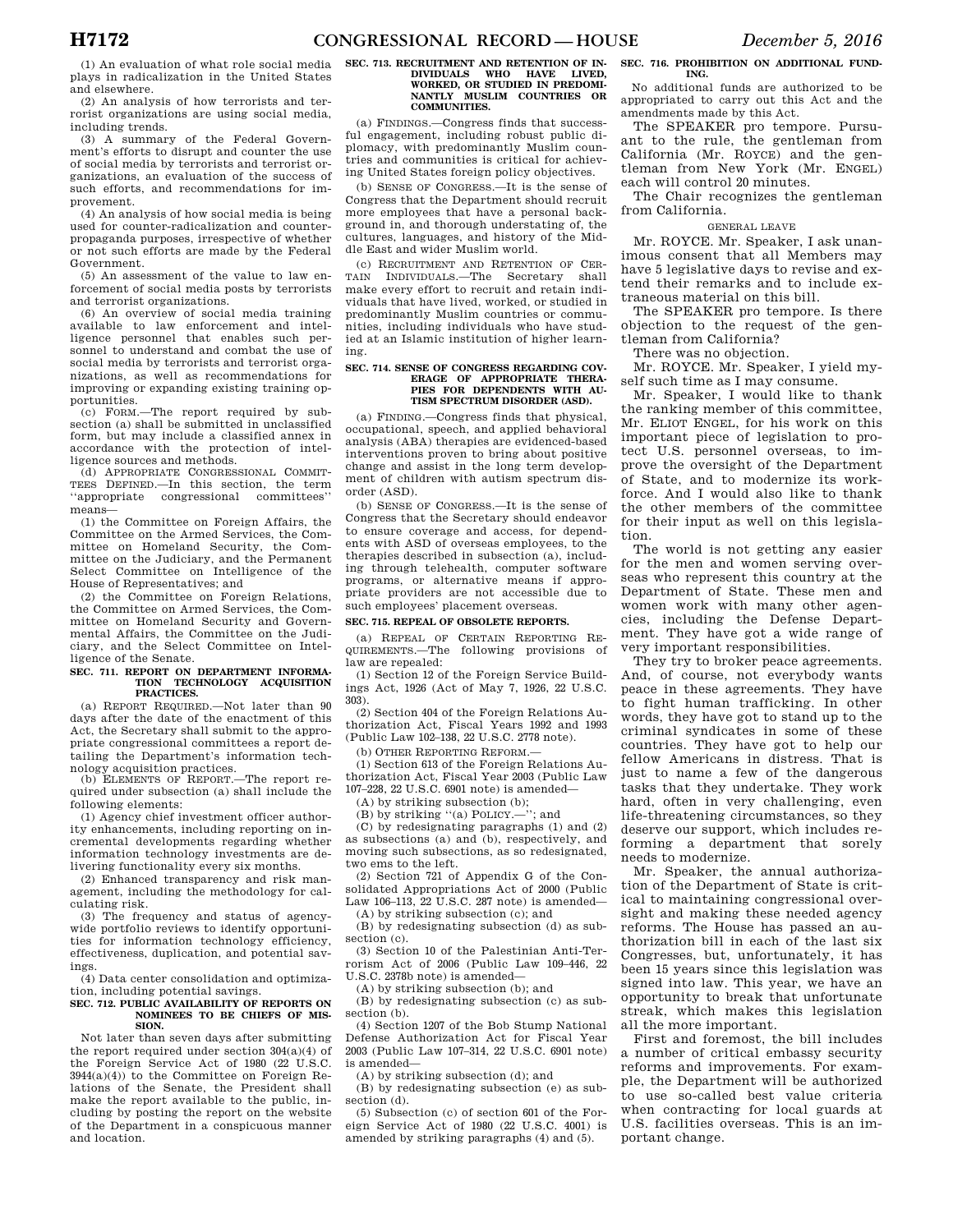(1) An evaluation of what role social media plays in radicalization in the United States and elsewhere.

(2) An analysis of how terrorists and terrorist organizations are using social media, including trends.

(3) A summary of the Federal Government's efforts to disrupt and counter the use of social media by terrorists and terrorist organizations, an evaluation of the success of such efforts, and recommendations for improvement.

(4) An analysis of how social media is being used for counter-radicalization and counter-propaganda purposes, irrespective of whether or not such efforts are made by the Federal Government.

(5) An assessment of the value to law enforcement of social media posts by terrorists and terrorist organizations.

(6) An overview of social media training available to law enforcement and intelligence personnel that enables such personnel to understand and combat the use of social media by terrorists and terrorist organizations, as well as recommendations for improving or expanding existing training opportunities.

(c) FORM.—The report required by subsection (a) shall be submitted in unclassified form, but may include a classified annex in accordance with the protection of intelligence sources and methods.

(d) APPROPRIATE CONGRESSIONAL COMMITTEES DEFINED.—In this section, the term ''appropriate congressional committees'' means—

(1) the Committee on Foreign Affairs, the Committee on the Armed Services, the Committee on Homeland Security, the Committee on the Judiciary, and the Permanent Select Committee on Intelligence of the House of Representatives; and

(2) the Committee on Foreign Relations, the Committee on Armed Services, the Committee on Homeland Security and Governmental Affairs, the Committee on the Judiciary, and the Select Committee on Intelligence of the Senate.

**SEC. 711. REPORT ON DEPARTMENT INFORMATION TECHNOLOGY ACQUISITION PRACTICES.**

(a) REPORT REQUIRED.—Not later than 90 days after the date of the enactment of this Act, the Secretary shall submit to the appropriate congressional committees a report detailing the Department's information technology acquisition practices.

(b) ELEMENTS OF REPORT.—The report required under subsection (a) shall include the following elements:

(1) Agency chief investment officer authority enhancements, including reporting on incremental developments regarding whether information technology investments are delivering functionality every six months.

(2) Enhanced transparency and risk management, including the methodology for calculating risk.

(3) The frequency and status of agency-wide portfolio reviews to identify opportunities for information technology efficiency, effectiveness, duplication, and potential savings.

(4) Data center consolidation and optimization, including potential savings.

**SEC. 712. PUBLIC AVAILABILITY OF REPORTS ON NOMINEES TO BE CHIEFS OF MISSION.**

Not later than seven days after submitting the report required under section 304(a)(4) of the Foreign Service Act of 1980 (22 U.S.C. 3944(a)(4)) to the Committee on Foreign Relations of the Senate, the President shall make the report available to the public, including by posting the report on the website of the Department in a conspicuous manner and location.

**SEC. 713. RECRUITMENT AND RETENTION OF INDIVIDUALS WHO HAVE LIVED, WORKED, OR STUDIED IN PREDOMINANTLY MUSLIM COUNTRIES OR COMMUNITIES.**

(a) FINDINGS.—Congress finds that successful engagement, including robust public diplomacy, with predominantly Muslim countries and communities is critical for achieving United States foreign policy objectives.

(b) SENSE OF CONGRESS.—It is the sense of Congress that the Department should recruit more employees that have a personal background in, and thorough understating of, the cultures, languages, and history of the Middle East and wider Muslim world.

(c) RECRUITMENT AND RETENTION OF CERTAIN INDIVIDUALS.—The Secretary shall make every effort to recruit and retain individuals that have lived, worked, or studied in predominantly Muslim countries or communities, including individuals who have studied at an Islamic institution of higher learning.

**SEC. 714. SENSE OF CONGRESS REGARDING COVERAGE OF APPROPRIATE THERAPIES FOR DEPENDENTS WITH AUTISM SPECTRUM DISORDER (ASD).**

(a) FINDING.—Congress finds that physical, occupational, speech, and applied behavioral analysis (ABA) therapies are evidenced-based interventions proven to bring about positive change and assist in the long term development of children with autism spectrum disorder (ASD).

(b) SENSE OF CONGRESS.—It is the sense of Congress that the Secretary should endeavor to ensure coverage and access, for dependents with ASD of overseas employees, to the therapies described in subsection (a), including through telehealth, computer software programs, or alternative means if appropriate providers are not accessible due to such employees' placement overseas.

**SEC. 715. REPEAL OF OBSOLETE REPORTS.**

(a) REPEAL OF CERTAIN REPORTING REQUIREMENTS.—The following provisions of law are repealed:

(1) Section 12 of the Foreign Service Buildings Act, 1926 (Act of May 7, 1926, 22 U.S.C. 303).

(2) Section 404 of the Foreign Relations Authorization Act, Fiscal Years 1992 and 1993 (Public Law 102–138, 22 U.S.C. 2778 note).

(b) OTHER REPORTING REFORM.—

(1) Section 613 of the Foreign Relations Authorization Act, Fiscal Year 2003 (Public Law 107–228, 22 U.S.C. 6901 note) is amended—

(A) by striking subsection (b);

(B) by striking ''(a) POLICY.—''; and

(C) by redesignating paragraphs (1) and (2) as subsections (a) and (b), respectively, and moving such subsections, as so redesignated, two ems to the left.

(2) Section 721 of Appendix G of the Consolidated Appropriations Act of 2000 (Public Law 106–113, 22 U.S.C. 287 note) is amended—

(A) by striking subsection (c); and

(B) by redesignating subsection (d) as subsection (c).

(3) Section 10 of the Palestinian Anti-Terrorism Act of 2006 (Public Law 109–446, 22 U.S.C. 2378b note) is amended—

(A) by striking subsection (b); and

(B) by redesignating subsection (c) as subsection (b).

(4) Section 1207 of the Bob Stump National Defense Authorization Act for Fiscal Year 2003 (Public Law 107–314, 22 U.S.C. 6901 note) is amended—

(A) by striking subsection (d); and

(B) by redesignating subsection (e) as subsection (d).

(5) Subsection (c) of section 601 of the Foreign Service Act of 1980 (22 U.S.C. 4001) is amended by striking paragraphs (4) and (5).

**SEC. 716. PROHIBITION ON ADDITIONAL FUNDING.**

No additional funds are authorized to be appropriated to carry out this Act and the amendments made by this Act.

The SPEAKER pro tempore. Pursuant to the rule, the gentleman from California (Mr. ROYCE) and the gentleman from New York (Mr. ENGEL) each will control 20 minutes.

The Chair recognizes the gentleman from California.

GENERAL LEAVE

Mr. ROYCE. Mr. Speaker, I ask unanimous consent that all Members may have 5 legislative days to revise and extend their remarks and to include extraneous material on this bill.

The SPEAKER pro tempore. Is there objection to the request of the gentleman from California?

There was no objection.

Mr. ROYCE. Mr. Speaker, I yield myself such time as I may consume.

Mr. Speaker, I would like to thank the ranking member of this committee, Mr. ELIOT ENGEL, for his work on this important piece of legislation to protect U.S. personnel overseas, to improve the oversight of the Department of State, and to modernize its workforce. And I would also like to thank the other members of the committee for their input as well on this legislation.

The world is not getting any easier for the men and women serving overseas who represent this country at the Department of State. These men and women work with many other agencies, including the Defense Department. They have got a wide range of very important responsibilities.

They try to broker peace agreements. And, of course, not everybody wants peace in these agreements. They have to fight human trafficking. In other words, they have got to stand up to the criminal syndicates in some of these countries. They have got to help our fellow Americans in distress. That is just to name a few of the dangerous tasks that they undertake. They work hard, often in very challenging, even life-threatening circumstances, so they deserve our support, which includes reforming a department that sorely needs to modernize.

Mr. Speaker, the annual authorization of the Department of State is critical to maintaining congressional oversight and making these needed agency reforms. The House has passed an authorization bill in each of the last six Congresses, but, unfortunately, it has been 15 years since this legislation was signed into law. This year, we have an opportunity to break that unfortunate streak, which makes this legislation all the more important.

First and foremost, the bill includes a number of critical embassy security reforms and improvements. For example, the Department will be authorized to use so-called best value criteria when contracting for local guards at U.S. facilities overseas. This is an important change.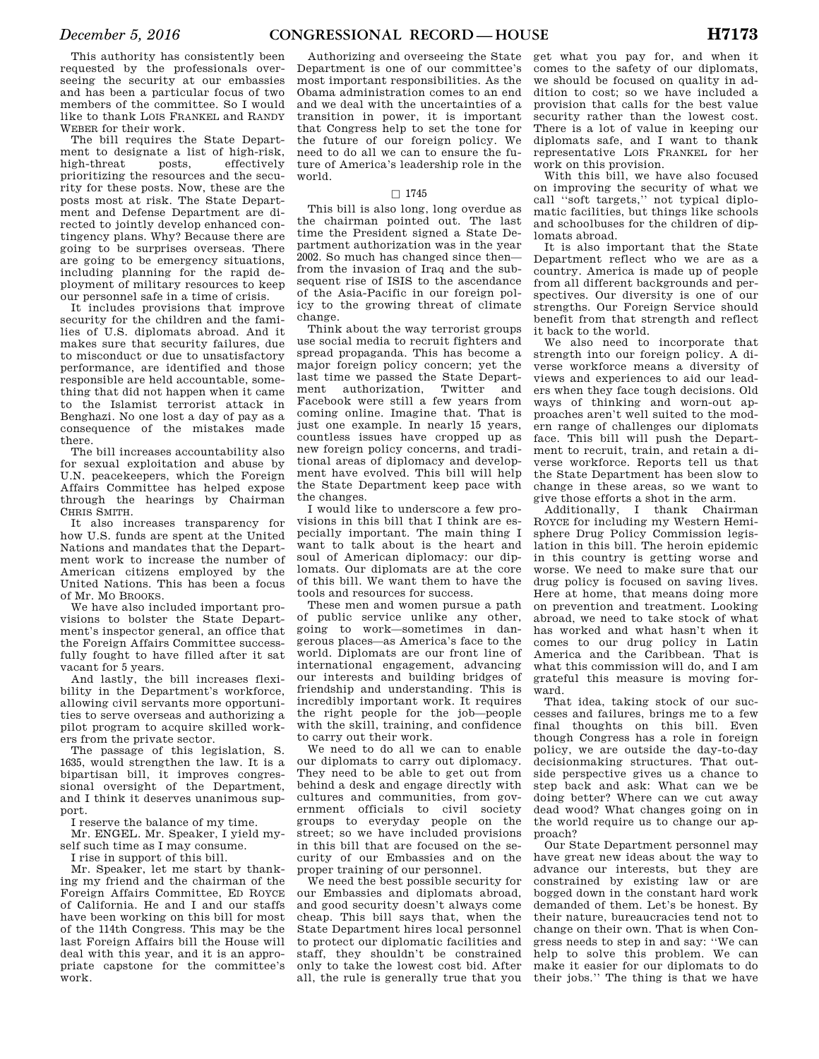This authority has consistently been requested by the professionals overseeing the security at our embassies and has been a particular focus of two members of the committee. So I would like to thank LOIS FRANKEL and RANDY WEBER for their work.

The bill requires the State Department to designate a list of high-risk, high-threat posts, effectively prioritizing the resources and the security for these posts. Now, these are the posts most at risk. The State Department and Defense Department are directed to jointly develop enhanced contingency plans. Why? Because there are going to be surprises overseas. There are going to be emergency situations, including planning for the rapid deployment of military resources to keep our personnel safe in a time of crisis.

It includes provisions that improve security for the children and the families of U.S. diplomats abroad. And it makes sure that security failures, due to misconduct or due to unsatisfactory performance, are identified and those responsible are held accountable, something that did not happen when it came to the Islamist terrorist attack in Benghazi. No one lost a day of pay as a consequence of the mistakes made there.

The bill increases accountability also for sexual exploitation and abuse by U.N. peacekeepers, which the Foreign Affairs Committee has helped expose through the hearings by Chairman CHRIS SMITH.

It also increases transparency for how U.S. funds are spent at the United Nations and mandates that the Department work to increase the number of American citizens employed by the United Nations. This has been a focus of Mr. MO BROOKS.

We have also included important provisions to bolster the State Department's inspector general, an office that the Foreign Affairs Committee successfully fought to have filled after it sat vacant for 5 years.

And lastly, the bill increases flexibility in the Department's workforce, allowing civil servants more opportunities to serve overseas and authorizing a pilot program to acquire skilled workers from the private sector.

The passage of this legislation, S. 1635, would strengthen the law. It is a bipartisan bill, it improves congressional oversight of the Department, and I think it deserves unanimous support.

I reserve the balance of my time.

Mr. ENGEL. Mr. Speaker, I yield myself such time as I may consume.

I rise in support of this bill.

Mr. Speaker, let me start by thanking my friend and the chairman of the Foreign Affairs Committee, ED ROYCE of California. He and I and our staffs have been working on this bill for most of the 114th Congress. This may be the last Foreign Affairs bill the House will deal with this year, and it is an appropriate capstone for the committee's work.

Authorizing and overseeing the State Department is one of our committee's most important responsibilities. As the Obama administration comes to an end and we deal with the uncertainties of a transition in power, it is important that Congress help to set the tone for the future of our foreign policy. We need to do all we can to ensure the future of America's leadership role in the world.

□ 1745

This bill is also long, long overdue as the chairman pointed out. The last time the President signed a State Department authorization was in the year 2002. So much has changed since then—from the invasion of Iraq and the subsequent rise of ISIS to the ascendance of the Asia-Pacific in our foreign policy to the growing threat of climate change.

Think about the way terrorist groups use social media to recruit fighters and spread propaganda. This has become a major foreign policy concern; yet the last time we passed the State Department authorization, Twitter and Facebook were still a few years from coming online. Imagine that. That is just one example. In nearly 15 years, countless issues have cropped up as new foreign policy concerns, and traditional areas of diplomacy and development have evolved. This bill will help the State Department keep pace with the changes.

I would like to underscore a few provisions in this bill that I think are especially important. The main thing I want to talk about is the heart and soul of American diplomacy: our diplomats. Our diplomats are at the core of this bill. We want them to have the tools and resources for success.

These men and women pursue a path of public service unlike any other, going to work—sometimes in dangerous places—as America's face to the world. Diplomats are our front line of international engagement, advancing our interests and building bridges of friendship and understanding. This is incredibly important work. It requires the right people for the job—people with the skill, training, and confidence to carry out their work.

We need to do all we can to enable our diplomats to carry out diplomacy. They need to be able to get out from behind a desk and engage directly with cultures and communities, from government officials to civil society groups to everyday people on the street; so we have included provisions in this bill that are focused on the security of our Embassies and on the proper training of our personnel.

We need the best possible security for our Embassies and diplomats abroad, and good security doesn't always come cheap. This bill says that, when the State Department hires local personnel to protect our diplomatic facilities and staff, they shouldn't be constrained only to take the lowest cost bid. After all, the rule is generally true that you get what you pay for, and when it comes to the safety of our diplomats, we should be focused on quality in addition to cost; so we have included a provision that calls for the best value security rather than the lowest cost. There is a lot of value in keeping our diplomats safe, and I want to thank representative LOIS FRANKEL for her work on this provision.

With this bill, we have also focused on improving the security of what we call "soft targets," not typical diplomatic facilities, but things like schools and schoolbuses for the children of diplomats abroad.

It is also important that the State Department reflect who we are as a country. America is made up of people from all different backgrounds and perspectives. Our diversity is one of our strengths. Our Foreign Service should benefit from that strength and reflect it back to the world.

We also need to incorporate that strength into our foreign policy. A diverse workforce means a diversity of views and experiences to aid our leaders when they face tough decisions. Old ways of thinking and worn-out approaches aren't well suited to the modern range of challenges our diplomats face. This bill will push the Department to recruit, train, and retain a diverse workforce. Reports tell us that the State Department has been slow to change in these areas, so we want to give those efforts a shot in the arm.

Additionally, I thank Chairman ROYCE for including my Western Hemisphere Drug Policy Commission legislation in this bill. The heroin epidemic in this country is getting worse and worse. We need to make sure that our drug policy is focused on saving lives. Here at home, that means doing more on prevention and treatment. Looking abroad, we need to take stock of what has worked and what hasn't when it comes to our drug policy in Latin America and the Caribbean. That is what this commission will do, and I am grateful this measure is moving forward.

That idea, taking stock of our successes and failures, brings me to a few final thoughts on this bill. Even though Congress has a role in foreign policy, we are outside the day-to-day decisionmaking structures. That outside perspective gives us a chance to step back and ask: What can we be doing better? Where can we cut away dead wood? What changes going on in the world require us to change our approach?

Our State Department personnel may have great new ideas about the way to advance our interests, but they are constrained by existing law or are bogged down in the constant hard work demanded of them. Let's be honest. By their nature, bureaucracies tend not to change on their own. That is when Congress needs to step in and say: "We can help to solve this problem. We can make it easier for our diplomats to do their jobs." The thing is that we have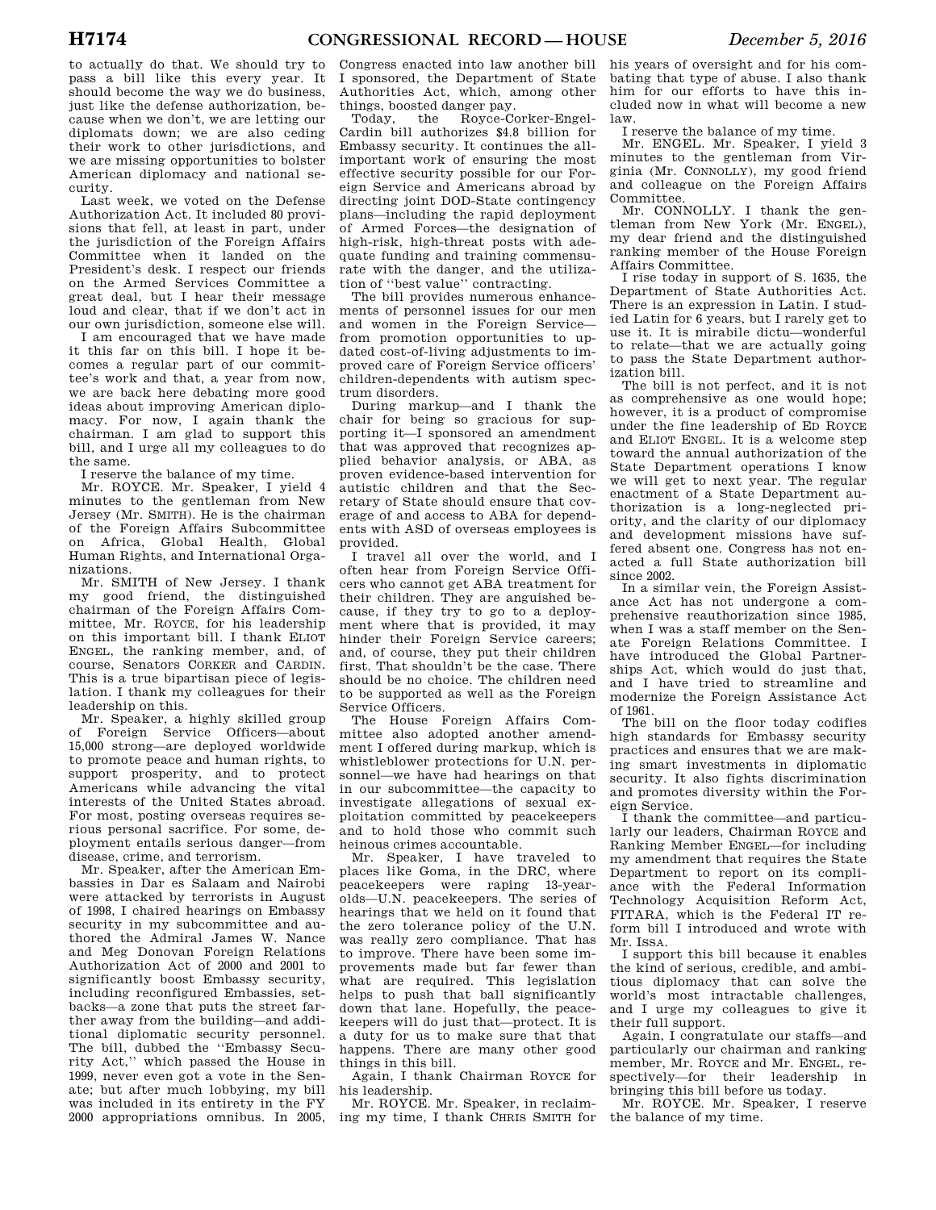to actually do that. We should try to pass a bill like this every year. It should become the way we do business, just like the defense authorization, because when we don't, we are letting our diplomats down; we are also ceding their work to other jurisdictions, and we are missing opportunities to bolster American diplomacy and national security.

Last week, we voted on the Defense Authorization Act. It included 80 provisions that fell, at least in part, under the jurisdiction of the Foreign Affairs Committee when it landed on the President's desk. I respect our friends on the Armed Services Committee a great deal, but I hear their message loud and clear, that if we don't act in our own jurisdiction, someone else will.

I am encouraged that we have made it this far on this bill. I hope it becomes a regular part of our committee's work and that, a year from now, we are back here debating more good ideas about improving American diplomacy. For now, I again thank the chairman. I am glad to support this bill, and I urge all my colleagues to do the same.

I reserve the balance of my time.

Mr. ROYCE. Mr. Speaker, I yield 4 minutes to the gentleman from New Jersey (Mr. SMITH). He is the chairman of the Foreign Affairs Subcommittee on Africa, Global Health, Global Human Rights, and International Organizations.

Mr. SMITH of New Jersey. I thank my good friend, the distinguished chairman of the Foreign Affairs Committee, Mr. ROYCE, for his leadership on this important bill. I thank ELIOT ENGEL, the ranking member, and, of course, Senators CORKER and CARDIN. This is a true bipartisan piece of legislation. I thank my colleagues for their leadership on this.

Mr. Speaker, a highly skilled group of Foreign Service Officers—about 15,000 strong—are deployed worldwide to promote peace and human rights, to support prosperity, and to protect Americans while advancing the vital interests of the United States abroad. For most, posting overseas requires serious personal sacrifice. For some, deployment entails serious danger—from disease, crime, and terrorism.

Mr. Speaker, after the American Embassies in Dar es Salaam and Nairobi were attacked by terrorists in August of 1998, I chaired hearings on Embassy security in my subcommittee and authored the Admiral James W. Nance and Meg Donovan Foreign Relations Authorization Act of 2000 and 2001 to significantly boost Embassy security, including reconfigured Embassies, setbacks—a zone that puts the street farther away from the building—and additional diplomatic security personnel. The bill, dubbed the ''Embassy Security Act,'' which passed the House in 1999, never even got a vote in the Senate; but after much lobbying, my bill was included in its entirety in the FY 2000 appropriations omnibus. In 2005, Congress enacted into law another bill I sponsored, the Department of State Authorities Act, which, among other things, boosted danger pay.

Today, the Royce-Corker-Engel-Cardin bill authorizes $4.8 billion for Embassy security. It continues the all-important work of ensuring the most effective security possible for our Foreign Service and Americans abroad by directing joint DOD-State contingency plans—including the rapid deployment of Armed Forces—the designation of high-risk, high-threat posts with adequate funding and training commensurate with the danger, and the utilization of ''best value'' contracting.

The bill provides numerous enhancements of personnel issues for our men and women in the Foreign Service—from promotion opportunities to updated cost-of-living adjustments to improved care of Foreign Service officers' children-dependents with autism spectrum disorders.

During markup—and I thank the chair for being so gracious for supporting it—I sponsored an amendment that was approved that recognizes applied behavior analysis, or ABA, as proven evidence-based intervention for autistic children and that the Secretary of State should ensure that coverage of and access to ABA for dependents with ASD of overseas employees is provided.

I travel all over the world, and I often hear from Foreign Service Officers who cannot get ABA treatment for their children. They are anguished because, if they try to go to a deployment where that is provided, it may hinder their Foreign Service careers; and, of course, they put their children first. That shouldn't be the case. There should be no choice. The children need to be supported as well as the Foreign Service Officers.

The House Foreign Affairs Committee also adopted another amendment I offered during markup, which is whistleblower protections for U.N. personnel—we have had hearings on that in our subcommittee—the capacity to investigate allegations of sexual exploitation committed by peacekeepers and to hold those who commit such heinous crimes accountable.

Mr. Speaker, I have traveled to places like Goma, in the DRC, where peacekeepers were raping 13-year-olds—U.N. peacekeepers. The series of hearings that we held on it found that the zero tolerance policy of the U.N. was really zero compliance. That has to improve. There have been some improvements made but far fewer than what are required. This legislation helps to push that ball significantly down that lane. Hopefully, the peacekeepers will do just that—protect. It is a duty for us to make sure that that happens. There are many other good things in this bill.

Again, I thank Chairman ROYCE for his leadership.

Mr. ROYCE. Mr. Speaker, in reclaiming my time, I thank CHRIS SMITH for his years of oversight and for his combating that type of abuse. I also thank him for our efforts to have this included now in what will become a new law.

I reserve the balance of my time.

Mr. ENGEL. Mr. Speaker, I yield 3 minutes to the gentleman from Virginia (Mr. CONNOLLY), my good friend and colleague on the Foreign Affairs Committee.

Mr. CONNOLLY. I thank the gentleman from New York (Mr. ENGEL), my dear friend and the distinguished ranking member of the House Foreign Affairs Committee.

I rise today in support of S. 1635, the Department of State Authorities Act. There is an expression in Latin. I studied Latin for 6 years, but I rarely get to use it. It is mirabile dictu—wonderful to relate—that we are actually going to pass the State Department authorization bill.

The bill is not perfect, and it is not as comprehensive as one would hope; however, it is a product of compromise under the fine leadership of ED ROYCE and ELIOT ENGEL. It is a welcome step toward the annual authorization of the State Department operations I know we will get to next year. The regular enactment of a State Department authorization is a long-neglected priority, and the clarity of our diplomacy and development missions have suffered absent one. Congress has not enacted a full State authorization bill since 2002.

In a similar vein, the Foreign Assistance Act has not undergone a comprehensive reauthorization since 1985, when I was a staff member on the Senate Foreign Relations Committee. I have introduced the Global Partnerships Act, which would do just that, and I have tried to streamline and modernize the Foreign Assistance Act of 1961.

The bill on the floor today codifies high standards for Embassy security practices and ensures that we are making smart investments in diplomatic security. It also fights discrimination and promotes diversity within the Foreign Service.

I thank the committee—and particularly our leaders, Chairman ROYCE and Ranking Member ENGEL—for including my amendment that requires the State Department to report on its compliance with the Federal Information Technology Acquisition Reform Act, FITARA, which is the Federal IT reform bill I introduced and wrote with Mr. ISSA.

I support this bill because it enables the kind of serious, credible, and ambitious diplomacy that can solve the world's most intractable challenges, and I urge my colleagues to give it their full support.

Again, I congratulate our staffs—and particularly our chairman and ranking member, Mr. ROYCE and Mr. ENGEL, respectively—for their leadership in bringing this bill before us today.

Mr. ROYCE. Mr. Speaker, I reserve the balance of my time.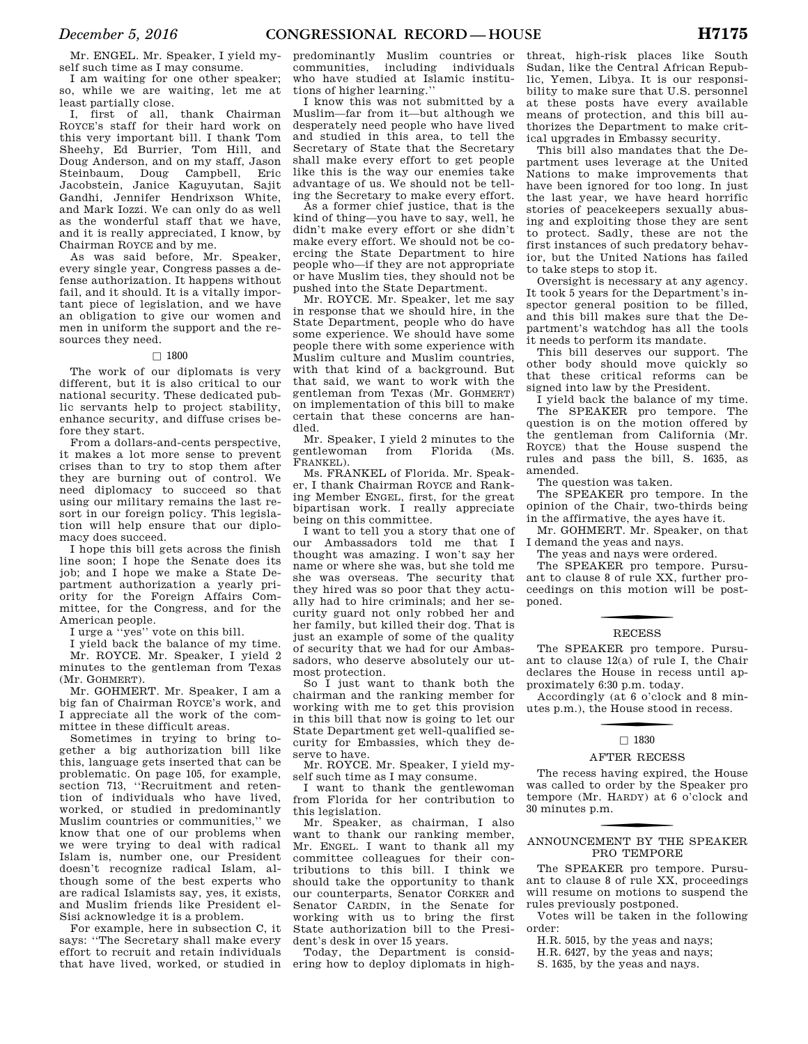Mr. ENGEL. Mr. Speaker, I yield myself such time as I may consume.

I am waiting for one other speaker; so, while we are waiting, let me at least partially close.

I, first of all, thank Chairman ROYCE's staff for their hard work on this very important bill. I thank Tom Sheehy, Ed Burrier, Tom Hill, and Doug Anderson, and on my staff, Jason Steinbaum, Doug Campbell, Eric Jacobstein, Janice Kaguyutan, Sajit Gandhi, Jennifer Hendrixson White, and Mark Iozzi. We can only do as well as the wonderful staff that we have, and it is really appreciated, I know, by Chairman ROYCE and by me.

As was said before, Mr. Speaker, every single year, Congress passes a defense authorization. It happens without fail, and it should. It is a vitally important piece of legislation, and we have an obligation to give our women and men in uniform the support and the resources they need.

□ 1800

The work of our diplomats is very different, but it is also critical to our national security. These dedicated public servants help to project stability, enhance security, and diffuse crises before they start.

From a dollars-and-cents perspective, it makes a lot more sense to prevent crises than to try to stop them after they are burning out of control. We need diplomacy to succeed so that using our military remains the last resort in our foreign policy. This legislation will help ensure that our diplomacy does succeed.

I hope this bill gets across the finish line soon; I hope the Senate does its job; and I hope we make a State Department authorization a yearly priority for the Foreign Affairs Committee, for the Congress, and for the American people.

I urge a ''yes'' vote on this bill.

I yield back the balance of my time.

Mr. ROYCE. Mr. Speaker, I yield 2 minutes to the gentleman from Texas (Mr. GOHMERT).

Mr. GOHMERT. Mr. Speaker, I am a big fan of Chairman ROYCE's work, and I appreciate all the work of the committee in these difficult areas.

Sometimes in trying to bring together a big authorization bill like this, language gets inserted that can be problematic. On page 105, for example, section 713, ''Recruitment and retention of individuals who have lived, worked, or studied in predominantly Muslim countries or communities,'' we know that one of our problems when we were trying to deal with radical Islam is, number one, our President doesn't recognize radical Islam, although some of the best experts who are radical Islamists say, yes, it exists, and Muslim friends like President el-Sisi acknowledge it is a problem.

For example, here in subsection C, it says: ''The Secretary shall make every effort to recruit and retain individuals that have lived, worked, or studied in predominantly Muslim countries or communities, including individuals who have studied at Islamic institutions of higher learning.''

I know this was not submitted by a Muslim—far from it—but although we desperately need people who have lived and studied in this area, to tell the Secretary of State that the Secretary shall make every effort to get people like this is the way our enemies take advantage of us. We should not be telling the Secretary to make every effort.

As a former chief justice, that is the kind of thing—you have to say, well, he didn't make every effort or she didn't make every effort. We should not be coercing the State Department to hire people who—if they are not appropriate or have Muslim ties, they should not be pushed into the State Department.

Mr. ROYCE. Mr. Speaker, let me say in response that we should hire, in the State Department, people who do have some experience. We should have some people there with some experience with Muslim culture and Muslim countries, with that kind of a background. But that said, we want to work with the gentleman from Texas (Mr. GOHMERT) on implementation of this bill to make certain that these concerns are handled.

Mr. Speaker, I yield 2 minutes to the gentlewoman from Florida (Ms. FRANKEL).

Ms. FRANKEL of Florida. Mr. Speaker, I thank Chairman ROYCE and Ranking Member ENGEL, first, for the great bipartisan work. I really appreciate being on this committee.

I want to tell you a story that one of our Ambassadors told me that I thought was amazing. I won't say her name or where she was, but she told me she was overseas. The security that they hired was so poor that they actually had to hire criminals; and her security guard not only robbed her and her family, but killed their dog. That is just an example of some of the quality of security that we had for our Ambassadors, who deserve absolutely our utmost protection.

So I just want to thank both the chairman and the ranking member for working with me to get this provision in this bill that now is going to let our State Department get well-qualified security for Embassies, which they deserve to have.

Mr. ROYCE. Mr. Speaker, I yield myself such time as I may consume.

I want to thank the gentlewoman from Florida for her contribution to this legislation.

Mr. Speaker, as chairman, I also want to thank our ranking member, Mr. ENGEL. I want to thank all my committee colleagues for their contributions to this bill. I think we should take the opportunity to thank our counterparts, Senator CORKER and Senator CARDIN, in the Senate for working with us to bring the first State authorization bill to the President's desk in over 15 years.

Today, the Department is considering how to deploy diplomats in high-threat, high-risk places like South Sudan, like the Central African Republic, Yemen, Libya. It is our responsibility to make sure that U.S. personnel at these posts have every available means of protection, and this bill authorizes the Department to make critical upgrades in Embassy security.

This bill also mandates that the Department uses leverage at the United Nations to make improvements that have been ignored for too long. In just the last year, we have heard horrific stories of peacekeepers sexually abusing and exploiting those they are sent to protect. Sadly, these are not the first instances of such predatory behavior, but the United Nations has failed to take steps to stop it.

Oversight is necessary at any agency. It took 5 years for the Department's inspector general position to be filled, and this bill makes sure that the Department's watchdog has all the tools it needs to perform its mandate.

This bill deserves our support. The other body should move quickly so that these critical reforms can be signed into law by the President.

I yield back the balance of my time.

The SPEAKER pro tempore. The question is on the motion offered by the gentleman from California (Mr. ROYCE) that the House suspend the rules and pass the bill, S. 1635, as amended.

The question was taken.

The SPEAKER pro tempore. In the opinion of the Chair, two-thirds being in the affirmative, the ayes have it.

Mr. GOHMERT. Mr. Speaker, on that I demand the yeas and nays.

The yeas and nays were ordered.

The SPEAKER pro tempore. Pursuant to clause 8 of rule XX, further proceedings on this motion will be postponed.

## RECESS

The SPEAKER pro tempore. Pursuant to clause 12(a) of rule I, the Chair declares the House in recess until approximately 6:30 p.m. today.

Accordingly (at 6 o'clock and 8 minutes p.m.), the House stood in recess.

□ 1830

## AFTER RECESS

The recess having expired, the House was called to order by the Speaker pro tempore (Mr. HARDY) at 6 o'clock and 30 minutes p.m.

## ANNOUNCEMENT BY THE SPEAKER PRO TEMPORE

The SPEAKER pro tempore. Pursuant to clause 8 of rule XX, proceedings will resume on motions to suspend the rules previously postponed.

Votes will be taken in the following order:

H.R. 5015, by the yeas and nays;

H.R. 6427, by the yeas and nays;

S. 1635, by the yeas and nays.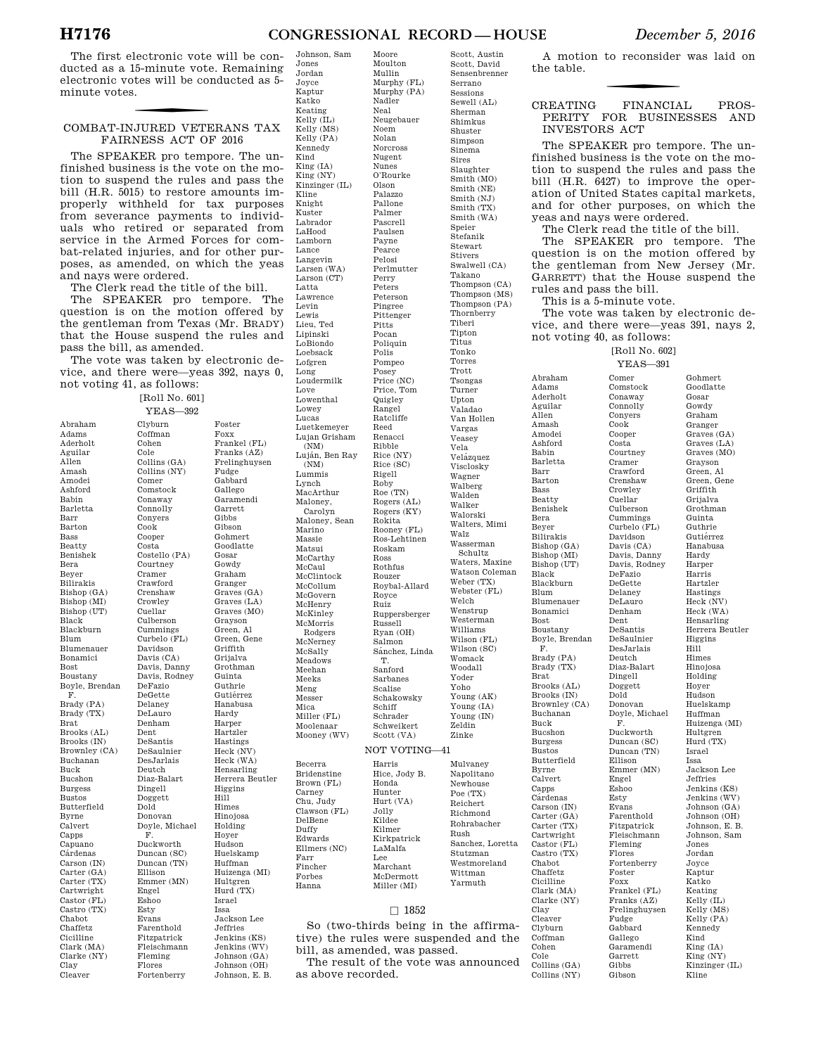The first electronic vote will be conducted as a 15-minute vote. Remaining electronic votes will be conducted as 5-minute votes.

## COMBAT-INJURED VETERANS TAX FAIRNESS ACT OF 2016

The SPEAKER pro tempore. The unfinished business is the vote on the motion to suspend the rules and pass the bill (H.R. 5015) to restore amounts improperly withheld for tax purposes from severance payments to individuals who retired or separated from service in the Armed Forces for combat-related injuries, and for other purposes, as amended, on which the yeas and nays were ordered.

The Clerk read the title of the bill.

The SPEAKER pro tempore. The question is on the motion offered by the gentleman from Texas (Mr. BRADY) that the House suspend the rules and pass the bill, as amended.

The vote was taken by electronic device, and there were—yeas 392, nays 0, not voting 41, as follows:

[Roll No. 601]

YEAS—392

Abraham
Adams
Aderholt
Aguilar
Allen
Amash
Amodei
Ashford
Babin
Barletta
Barr
Barton
Bass
Beatty
Benishek
Bera
Beyer
Bilirakis
Bishop (GA)
Bishop (MI)
Bishop (UT)
Black
Blackburn
Blum
Blumenauer
Bonamici
Bost
Boustany
Boyle, Brendan F.
Brady (PA)
Brady (TX)
Brat
Brooks (AL)
Brooks (IN)
Brownley (CA)
Buchanan
Buck
Bucshon
Burgess
Bustos
Butterfield
Byrne
Calvert
Capps
Capuano
Cárdenas
Carson (IN)
Carter (GA)
Carter (TX)
Cartwright
Castor (FL)
Castro (TX)
Chabot
Chaffetz
Cicilline
Clark (MA)
Clarke (NY)
Clay
Cleaver
Clyburn
Coffman
Cohen
Cole
Collins (GA)
Collins (NY)
Comer
Comstock
Conaway
Connolly
Conyers
Cook
Cooper
Costa
Costello (PA)
Courtney
Cramer
Crawford
Crenshaw
Crowley
Cuellar
Culberson
Cummings
Curbelo (FL)
Davidson
Davis (CA)
Davis, Danny
Davis, Rodney
DeFazio
DeGette
Delaney
DeLauro
Denham
Dent
DeSantis
DeSaulnier
DesJarlais
Deutch
Diaz-Balart
Dingell
Doggett
Dold
Donovan
Doyle, Michael F.
Duckworth
Duncan (SC)
Duncan (TN)
Ellison
Emmer (MN)
Engel
Eshoo
Esty
Evans
Farenthold
Fitzpatrick
Fleischmann
Fleming
Flores
Fortenberry
Foster
Foxx
Frankel (FL)
Franks (AZ)
Frelinghuysen
Fudge
Gabbard
Gallego
Garamendi
Garrett
Gibbs
Gibson
Gohmert
Goodlatte
Gosar
Gowdy
Graham
Granger
Graves (GA)
Graves (LA)
Graves (MO)
Grayson
Green, Al
Green, Gene
Griffith
Grijalva
Grothman
Guinta
Guthrie
Gutiérrez
Hanabusa
Hardy
Harper
Hartzler
Hastings
Heck (NV)
Heck (WA)
Hensarling
Herrera Beutler
Higgins
Hill
Himes
Hinojosa
Holding
Hoyer
Hudson
Huelskamp
Huffman
Huizenga (MI)
Hultgren
Hurd (TX)
Israel
Issa
Jackson Lee
Jeffries
Jenkins (KS)
Jenkins (WV)
Johnson (GA)
Johnson (OH)
Johnson, E. B.
Johnson, Sam
Jones
Jordan
Joyce
Kaptur
Katko
Keating
Kelly (IL)
Kelly (MS)
Kelly (PA)
Kennedy
Kind
King (IA)
King (NY)
Kinzinger (IL)
Kline
Knight
Kuster
Labrador
LaHood
Lamborn
Lance
Langevin
Larsen (WA)
Larson (CT)
Latta
Lawrence
Levin
Lewis
Lieu, Ted
Lipinski
LoBiondo
Loebsack
Lofgren
Long
Loudermilk
Love
Lowenthal
Lowey
Lucas
Luetkemeyer
Lujan Grisham (NM)
Luján, Ben Ray (NM)
Lummis
Lynch
MacArthur
Maloney, Carolyn
Maloney, Sean
Marino
Massie
Matsui
McCarthy
McCaul
McClintock
McCollum
McGovern
McHenry
McKinley
McMorris Rodgers
McNerney
McSally
Meadows
Meehan
Meeks
Meng
Messer
Mica
Miller (FL)
Moolenaar
Mooney (WV)
Moore
Moulton
Mullin
Murphy (FL)
Murphy (PA)
Nadler
Neal
Neugebauer
Noem
Nolan
Norcross
Nugent
Nunes
O'Rourke
Olson
Palazzo
Pallone
Palmer
Pascrell
Paulsen
Payne
Pearce
Pelosi
Perlmutter
Perry
Peters
Peterson
Pingree
Pittenger
Pitts
Pocan
Poliquin
Polis
Pompeo
Posey
Price (NC)
Price, Tom
Quigley
Rangel
Ratcliffe
Reed
Renacci
Ribble
Rice (NY)
Rice (SC)
Rigell
Roby
Roe (TN)
Rogers (AL)
Rogers (KY)
Rokita
Rooney (FL)
Ros-Lehtinen
Roskam
Ross
Rothfus
Rouzer
Roybal-Allard
Royce
Ruiz
Ruppersberger
Russell
Ryan (OH)
Salmon
Sánchez, Linda T.
Sanford
Sarbanes
Scalise
Schakowsky
Schiff
Schrader
Schweikert
Scott (VA)
Scott, Austin
Scott, David
Sensenbrenner
Serrano
Sessions
Sewell (AL)
Sherman
Shimkus
Shuster
Simpson
Sinema
Sires
Slaughter
Smith (MO)
Smith (NE)
Smith (NJ)
Smith (TX)
Smith (WA)
Speier
Stefanik
Stewart
Stivers
Swalwell (CA)
Takano
Thompson (CA)
Thompson (MS)
Thompson (PA)
Thornberry
Tiberi
Tipton
Titus
Tonko
Torres
Trott
Tsongas
Turner
Upton
Valadao
Van Hollen
Vargas
Veasey
Vela
Velázquez
Visclosky
Wagner
Walberg
Walden
Walker
Walorski
Walters, Mimi
Walz
Wasserman Schultz
Waters, Maxine
Watson Coleman
Weber (TX)
Webster (FL)
Welch
Wenstrup
Westerman
Williams
Wilson (FL)
Wilson (SC)
Womack
Woodall
Yoder
Yoho
Young (AK)
Young (IA)
Young (IN)
Zeldin
Zinke

NOT VOTING—41

Becerra
Bridenstine
Brown (FL)
Carney
Chu, Judy
Clawson (FL)
DelBene
Duffy
Edwards
Ellmers (NC)
Farr
Fincher
Forbes
Hanna
Harris
Hice, Jody B.
Honda
Hunter
Hurt (VA)
Jolly
Kildee
Kilmer
Kirkpatrick
LaMalfa
Lee
Marchant
McDermott
Miller (MI)
Mulvaney
Napolitano
Newhouse
Poe (TX)
Reichert
Richmond
Rohrabacher
Rush
Sanchez, Loretta
Stutzman
Westmoreland
Wittman
Yarmuth

□ 1852

So (two-thirds being in the affirmative) the rules were suspended and the bill, as amended, was passed.

The result of the vote was announced as above recorded.

A motion to reconsider was laid on the table.

## CREATING FINANCIAL PROSPERITY FOR BUSINESSES AND INVESTORS ACT

The SPEAKER pro tempore. The unfinished business is the vote on the motion to suspend the rules and pass the bill (H.R. 6427) to improve the operation of United States capital markets, and for other purposes, on which the yeas and nays were ordered.

The Clerk read the title of the bill.

The SPEAKER pro tempore. The question is on the motion offered by the gentleman from New Jersey (Mr. GARRETT) that the House suspend the rules and pass the bill.

This is a 5-minute vote.

The vote was taken by electronic device, and there were—yeas 391, nays 2, not voting 40, as follows:

[Roll No. 602]

YEAS—391

Abraham
Adams
Aderholt
Aguilar
Allen
Amash
Amodei
Ashford
Babin
Barletta
Barr
Barton
Bass
Beatty
Benishek
Bera
Beyer
Bilirakis
Bishop (GA)
Bishop (MI)
Bishop (UT)
Black
Blackburn
Blum
Blumenauer
Bonamici
Bost
Boustany
Boyle, Brendan F.
Brady (PA)
Brady (TX)
Brat
Brooks (AL)
Brooks (IN)
Brownley (CA)
Buchanan
Buck
Bucshon
Burgess
Bustos
Butterfield
Byrne
Calvert
Capps
Cárdenas
Carson (IN)
Carter (GA)
Carter (TX)
Cartwright
Castor (FL)
Castro (TX)
Chabot
Chaffetz
Cicilline
Clark (MA)
Clarke (NY)
Clay
Cleaver
Clyburn
Coffman
Cohen
Cole
Collins (GA)
Collins (NY)
Comer
Comstock
Conaway
Connolly
Conyers
Cook
Cooper
Costa
Courtney
Cramer
Crawford
Crenshaw
Crowley
Cuellar
Culberson
Cummings
Curbelo (FL)
Davidson
Davis (CA)
Davis, Danny
Davis, Rodney
DeFazio
DeGette
Delaney
DeLauro
Denham
Dent
DeSantis
DeSaulnier
DesJarlais
Deutch
Diaz-Balart
Dingell
Doggett
Dold
Donovan
Doyle, Michael F.
Duckworth
Duncan (SC)
Duncan (TN)
Ellison
Emmer (MN)
Engel
Eshoo
Esty
Evans
Farenthold
Fitzpatrick
Fleischmann
Fleming
Flores
Fortenberry
Foster
Foxx
Frankel (FL)
Franks (AZ)
Frelinghuysen
Fudge
Gabbard
Gallego
Garamendi
Garrett
Gibbs
Gibson
Gohmert
Goodlatte
Gosar
Gowdy
Graham
Granger
Graves (GA)
Graves (LA)
Graves (MO)
Grayson
Green, Al
Green, Gene
Griffith
Grijalva
Grothman
Guinta
Guthrie
Gutiérrez
Hanabusa
Hardy
Harper
Harris
Hartzler
Hastings
Heck (NV)
Heck (WA)
Hensarling
Herrera Beutler
Higgins
Hill
Himes
Hinojosa
Holding
Hoyer
Hudson
Huelskamp
Huffman
Huizenga (MI)
Hultgren
Hurd (TX)
Israel
Issa
Jackson Lee
Jeffries
Jenkins (KS)
Jenkins (WV)
Johnson (GA)
Johnson (OH)
Johnson, E. B.
Johnson, Sam
Jones
Jordan
Joyce
Kaptur
Katko
Keating
Kelly (IL)
Kelly (MS)
Kelly (PA)
Kennedy
Kind
King (IA)
King (NY)
Kinzinger (IL)
Kline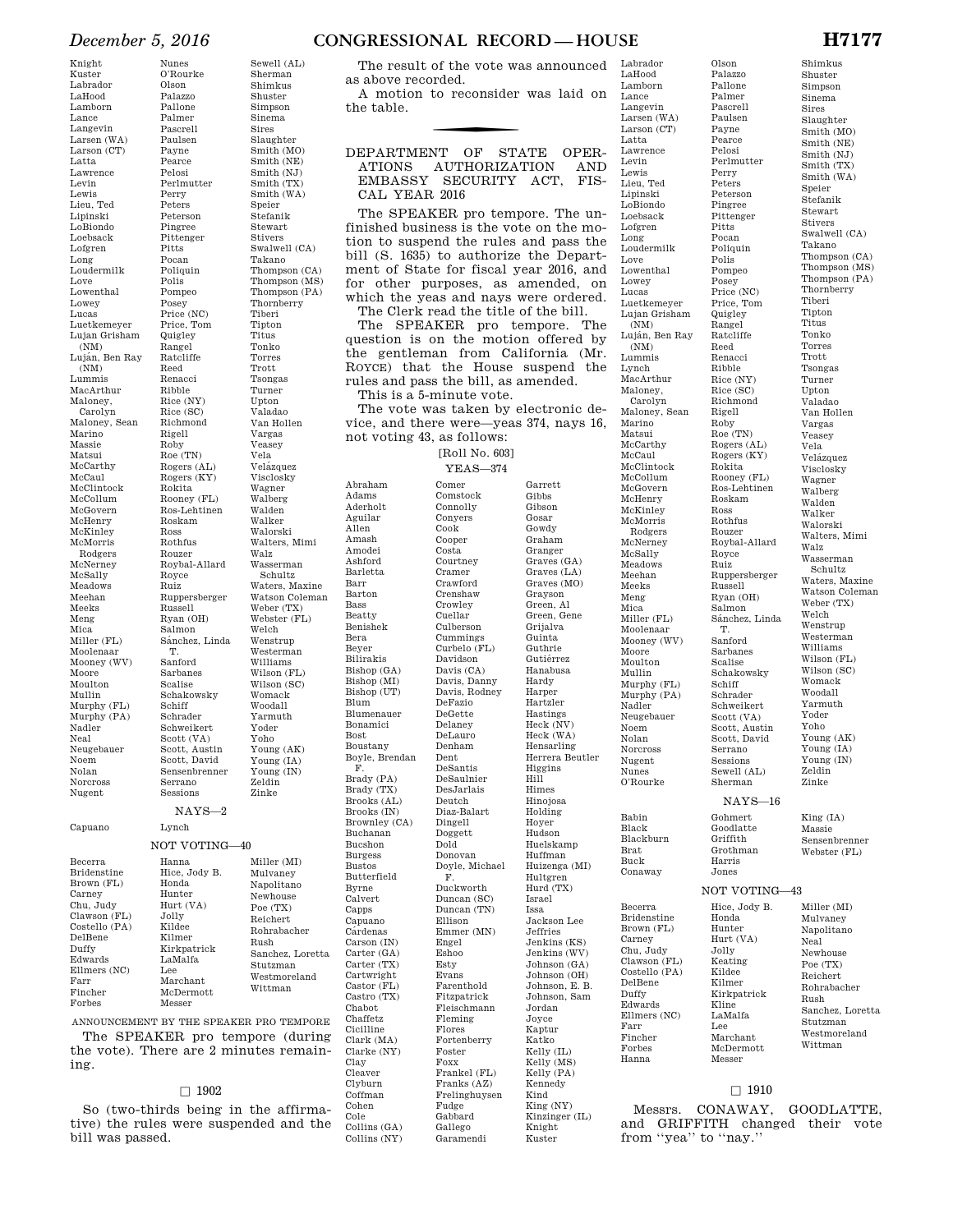Knight
Kuster
Labrador
LaHood
Lamborn
Lance
Langevin
Larsen (WA)
Larson (CT)
Latta
Lawrence
Levin
Lewis
Lieu, Ted
Lipinski
LoBiondo
Loebsack
Lofgren
Long
Loudermilk
Love
Lowenthal
Lowey
Lucas
Luetkemeyer
Lujan Grisham (NM)
Luján, Ben Ray (NM)
Lummis
MacArthur
Maloney, Carolyn
Maloney, Sean
Marino
Massie
Matsui
McCarthy
McCaul
McClintock
McCollum
McGovern
McHenry
McKinley
McMorris Rodgers
McNerney
McSally
Meadows
Meehan
Meeks
Meng
Mica
Miller (FL)
Moolenaar
Mooney (WV)
Moore
Moulton
Mullin
Murphy (FL)
Murphy (PA)
Nadler
Neal
Neugebauer
Noem
Nolan
Norcross
Nugent
Nunes
O'Rourke
Olson
Palazzo
Pallone
Palmer
Pascrell
Paulsen
Payne
Pearce
Pelosi
Perlmutter
Perry
Peters
Peterson
Pingree
Pittenger
Pitts
Pocan
Poliquin
Polis
Pompeo
Posey
Price (NC)
Price, Tom
Quigley
Rangel
Ratcliffe
Reed
Renacci
Ribble
Rice (NY)
Rice (SC)
Richmond
Rigell
Roby
Roe (TN)
Rogers (AL)
Rogers (KY)
Rokita
Rooney (FL)
Ros-Lehtinen
Roskam
Ross
Rothfus
Rouzer
Roybal-Allard
Royce
Ruiz
Ruppersberger
Russell
Ryan (OH)
Salmon
Sánchez, Linda T.
Sanford
Sarbanes
Scalise
Schakowsky
Schiff
Schrader
Schweikert
Scott (VA)
Scott, Austin
Scott, David
Sensenbrenner
Serrano
Sessions
Sewell (AL)
Sherman
Shimkus
Shuster
Simpson
Sinema
Sires
Slaughter
Smith (MO)
Smith (NE)
Smith (NJ)
Smith (TX)
Smith (WA)
Speier
Stefanik
Stewart
Stivers
Swalwell (CA)
Takano
Thompson (CA)
Thompson (MS)
Thompson (PA)
Thornberry
Tiberi
Tipton
Titus
Tonko
Torres
Trott
Tsongas
Turner
Upton
Valadao
Van Hollen
Vargas
Veasey
Vela
Velázquez
Visclosky
Wagner
Walberg
Walden
Walker
Walorski
Walters, Mimi
Walz
Wasserman Schultz
Waters, Maxine
Watson Coleman
Weber (TX)
Webster (FL)
Welch
Wenstrup
Westerman
Williams
Wilson (FL)
Wilson (SC)
Womack
Woodall
Yarmuth
Yoder
Yoho
Young (AK)
Young (IA)
Young (IN)
Zeldin
Zinke

NAYS—2

Capuano
Lynch

NOT VOTING—40

Becerra
Bridenstine
Brown (FL)
Carney
Chu, Judy
Clawson (FL)
Costello (PA)
DelBene
Duffy
Edwards
Ellmers (NC)
Farr
Fincher
Forbes
Hanna
Hice, Jody B.
Honda
Hunter
Hurt (VA)
Jolly
Kildee
Kilmer
Kirkpatrick
LaMalfa
Lee
Marchant
McDermott
Messer
Miller (MI)
Mulvaney
Napolitano
Newhouse
Poe (TX)
Reichert
Rohrabacher
Rush
Sanchez, Loretta
Stutzman
Westmoreland
Wittman

ANNOUNCEMENT BY THE SPEAKER PRO TEMPORE

The SPEAKER pro tempore (during the vote). There are 2 minutes remaining.

☐ 1902

So (two-thirds being in the affirmative) the rules were suspended and the bill was passed.

The result of the vote was announced as above recorded.

A motion to reconsider was laid on the table.

## DEPARTMENT OF STATE OPERATIONS AUTHORIZATION AND EMBASSY SECURITY ACT, FISCAL YEAR 2016

The SPEAKER pro tempore. The unfinished business is the vote on the motion to suspend the rules and pass the bill (S. 1635) to authorize the Department of State for fiscal year 2016, and for other purposes, as amended, on which the yeas and nays were ordered.

The Clerk read the title of the bill.

The SPEAKER pro tempore. The question is on the motion offered by the gentleman from California (Mr. ROYCE) that the House suspend the rules and pass the bill, as amended.

This is a 5-minute vote.

The vote was taken by electronic device, and there were—yeas 374, nays 16, not voting 43, as follows:

[Roll No. 603]

YEAS—374

Abraham
Adams
Aderholt
Aguilar
Allen
Amash
Amodei
Ashford
Barletta
Barr
Barton
Bass
Beatty
Benishek
Bera
Beyer
Bilirakis
Bishop (GA)
Bishop (MI)
Bishop (UT)
Blum
Blumenauer
Bonamici
Bost
Boustany
Boyle, Brendan F.
Brady (PA)
Brady (TX)
Brooks (AL)
Brooks (IN)
Brownley (CA)
Buchanan
Bucshon
Burgess
Bustos
Butterfield
Byrne
Calvert
Capps
Capuano
Cárdenas
Carson (IN)
Carter (GA)
Carter (TX)
Cartwright
Castor (FL)
Castro (TX)
Chabot
Chaffetz
Cicilline
Clark (MA)
Clarke (NY)
Clay
Cleaver
Clyburn
Coffman
Cohen
Cole
Collins (GA)
Collins (NY)
Comer
Comstock
Connolly
Conyers
Cook
Cooper
Costa
Courtney
Cramer
Crawford
Crenshaw
Crowley
Cuellar
Culberson
Cummings
Curbelo (FL)
Davidson
Davis (CA)
Davis, Danny
Davis, Rodney
DeFazio
DeGette
Delaney
DeLauro
Denham
Dent
DeSantis
DeSaulnier
DesJarlais
Deutch
Diaz-Balart
Dingell
Doggett
Dold
Donovan
Doyle, Michael F.
Duckworth
Duncan (SC)
Duncan (TN)
Ellison
Emmer (MN)
Engel
Eshoo
Esty
Evans
Farenthold
Fitzpatrick
Fleischmann
Fleming
Flores
Fortenberry
Foster
Foxx
Frankel (FL)
Franks (AZ)
Frelinghuysen
Fudge
Gabbard
Gallego
Garamendi
Garrett
Gibbs
Gibson
Gosar
Gowdy
Graham
Granger
Graves (GA)
Graves (LA)
Graves (MO)
Grayson
Green, Al
Green, Gene
Grijalva
Guinta
Guthrie
Gutiérrez
Hanabusa
Hardy
Harper
Hartzler
Hastings
Heck (NV)
Heck (WA)
Hensarling
Herrera Beutler
Higgins
Hill
Himes
Hinojosa
Holding
Hoyer
Hudson
Huelskamp
Huffman
Huizenga (MI)
Hultgren
Hurd (TX)
Israel
Issa
Jackson Lee
Jeffries
Jenkins (KS)
Jenkins (WV)
Johnson (GA)
Johnson (OH)
Johnson, E. B.
Johnson, Sam
Jordan
Joyce
Kaptur
Katko
Kelly (IL)
Kelly (MS)
Kelly (PA)
Kennedy
Kind
King (NY)
Kinzinger (IL)
Knight
Kuster
Labrador
LaHood
Lamborn
Lance
Langevin
Larsen (WA)
Larson (CT)
Latta
Lawrence
Levin
Lewis
Lieu, Ted
Lipinski
LoBiondo
Loebsack
Lofgren
Long
Loudermilk
Love
Lowenthal
Lowey
Lucas
Luetkemeyer
Lujan Grisham (NM)
Luján, Ben Ray (NM)
Lummis
Lynch
MacArthur
Maloney, Carolyn
Maloney, Sean
Marino
Matsui
McCarthy
McCaul
McClintock
McCollum
McGovern
McHenry
McKinley
McMorris Rodgers
McNerney
McSally
Meadows
Meehan
Meeks
Meng
Mica
Miller (FL)
Moolenaar
Mooney (WV)
Moore
Moulton
Mullin
Murphy (FL)
Murphy (PA)
Nadler
Neugebauer
Noem
Nolan
Norcross
Nugent
Nunes
O'Rourke
Olson
Palazzo
Pallone
Palmer
Pascrell
Paulsen
Payne
Pearce
Pelosi
Perlmutter
Perry
Peters
Peterson
Pingree
Pittenger
Pitts
Pocan
Poliquin
Polis
Pompeo
Posey
Price (NC)
Price, Tom
Quigley
Rangel
Ratcliffe
Reed
Renacci
Ribble
Rice (NY)
Rice (SC)
Richmond
Rigell
Roby
Roe (TN)
Rogers (AL)
Rogers (KY)
Rokita
Rooney (FL)
Ros-Lehtinen
Roskam
Ross
Rothfus
Rouzer
Roybal-Allard
Royce
Ruiz
Ruppersberger
Russell
Ryan (OH)
Salmon
Sánchez, Linda T.
Sanford
Sarbanes
Scalise
Schakowsky
Schiff
Schrader
Schweikert
Scott (VA)
Scott, Austin
Scott, David
Serrano
Sessions
Sewell (AL)
Sherman
Shimkus
Shuster
Simpson
Sinema
Sires
Slaughter
Smith (MO)
Smith (NE)
Smith (NJ)
Smith (TX)
Smith (WA)
Speier
Stefanik
Stewart
Stivers
Swalwell (CA)
Takano
Thompson (CA)
Thompson (MS)
Thompson (PA)
Thornberry
Tiberi
Tipton
Titus
Tonko
Torres
Trott
Tsongas
Turner
Upton
Valadao
Van Hollen
Vargas
Veasey
Vela
Velázquez
Visclosky
Wagner
Walberg
Walden
Walker
Walorski
Walters, Mimi
Walz
Wasserman Schultz
Waters, Maxine
Watson Coleman
Weber (TX)
Welch
Wenstrup
Westerman
Williams
Wilson (FL)
Wilson (SC)
Womack
Woodall
Yarmuth
Yoder
Yoho
Young (AK)
Young (IA)
Young (IN)
Zeldin
Zinke

NAYS—16

Babin
Black
Blackburn
Brat
Buck
Conaway
Gohmert
Goodlatte
Griffith
Grothman
Harris
Jones
King (IA)
Massie
Sensenbrenner
Webster (FL)

NOT VOTING—43

Becerra
Bridenstine
Brown (FL)
Carney
Chu, Judy
Clawson (FL)
Costello (PA)
DelBene
Duffy
Edwards
Ellmers (NC)
Farr
Fincher
Forbes
Hanna
Hice, Jody B.
Honda
Hunter
Hurt (VA)
Jolly
Keating
Kildee
Kilmer
Kirkpatrick
Kline
LaMalfa
Lee
Marchant
McDermott
Messer
Miller (MI)
Mulvaney
Napolitano
Neal
Newhouse
Poe (TX)
Reichert
Rohrabacher
Rush
Sanchez, Loretta
Stutzman
Westmoreland
Wittman

☐ 1910

Messrs. CONAWAY, GOODLATTE, and GRIFFITH changed their vote from ''yea'' to ''nay.''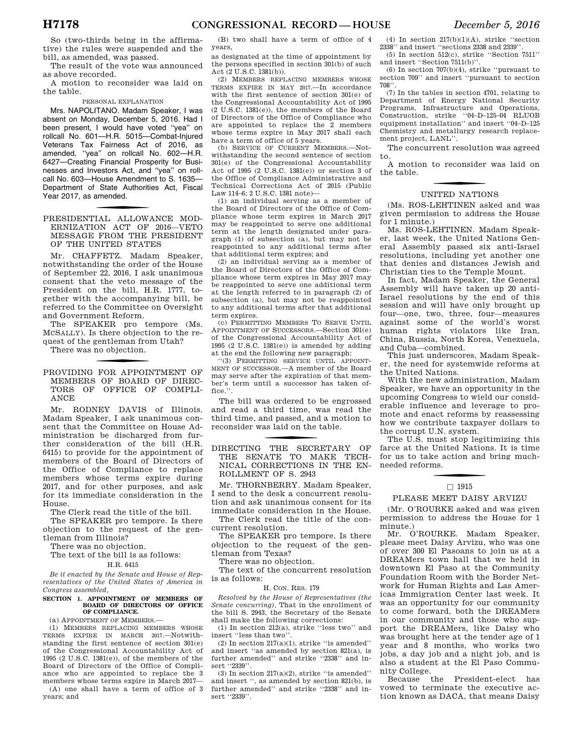So (two-thirds being in the affirmative) the rules were suspended and the bill, as amended, was passed.

The result of the vote was announced as above recorded.

A motion to reconsider was laid on the table.

PERSONAL EXPLANATION

Mrs. NAPOLITANO. Madam Speaker, I was absent on Monday, December 5, 2016. Had I been present, I would have voted "yea" on rollcall No. 601—H.R. 5015—Combat-Injured Veterans Tax Fairness Act of 2016, as amended, "yea" on rollcall No. 602—H.R. 6427—Creating Financial Prosperity for Businesses and Investors Act, and "yea" on rollcall No. 603—House Amendment to S. 1635—Department of State Authorities Act, Fiscal Year 2017, as amended.

## PRESIDENTIAL ALLOWANCE MODERNIZATION ACT OF 2016—VETO MESSAGE FROM THE PRESIDENT OF THE UNITED STATES

Mr. CHAFFETZ. Madam Speaker, notwithstanding the order of the House of September 22, 2016, I ask unanimous consent that the veto message of the President on the bill, H.R. 1777, together with the accompanying bill, be referred to the Committee on Oversight and Government Reform.

The SPEAKER pro tempore (Ms. MCSALLY). Is there objection to the request of the gentleman from Utah?

There was no objection.

## PROVIDING FOR APPOINTMENT OF MEMBERS OF BOARD OF DIRECTORS OF OFFICE OF COMPLIANCE

Mr. RODNEY DAVIS of Illinois. Madam Speaker, I ask unanimous consent that the Committee on House Administration be discharged from further consideration of the bill (H.R. 6415) to provide for the appointment of members of the Board of Directors of the Office of Compliance to replace members whose terms expire during 2017, and for other purposes, and ask for its immediate consideration in the House.

The Clerk read the title of the bill.

The SPEAKER pro tempore. Is there objection to the request of the gentleman from Illinois?

There was no objection.

The text of the bill is as follows:

H.R. 6415

*Be it enacted by the Senate and House of Representatives of the United States of America in Congress assembled,*

**SECTION 1. APPOINTMENT OF MEMBERS OF BOARD OF DIRECTORS OF OFFICE OF COMPLIANCE.**

(a) APPOINTMENT OF MEMBERS.—

(1) MEMBERS REPLACING MEMBERS WHOSE TERMS EXPIRE IN MARCH 2017.—Notwithstanding the first sentence of section 301(e) of the Congressional Accountability Act of 1995 (2 U.S.C. 1381(e)), of the members of the Board of Directors of the Office of Compliance who are appointed to replace the 3 members whose terms expire in March 2017—

(A) one shall have a term of office of 3 years; and

(B) two shall have a term of office of 4 years,

as designated at the time of appointment by the persons specified in section 301(b) of such Act (2 U.S.C. 1381(b)).

(2) MEMBERS REPLACING MEMBERS WHOSE TERMS EXPIRE IN MAY 2017.—In accordance with the first sentence of section 301(e) of the Congressional Accountability Act of 1995 (2 U.S.C. 1381(e)), the members of the Board of Directors of the Office of Compliance who are appointed to replace the 2 members whose terms expire in May 2017 shall each have a term of office of 5 years.

(b) SERVICE OF CURRENT MEMBERS.—Notwithstanding the second sentence of section 301(e) of the Congressional Accountability Act of 1995 (2 U.S.C. 1381(e)) or section 3 of the Office of Compliance Administrative and Technical Corrections Act of 2015 (Public Law 114–6; 2 U.S.C. 1381 note)—

(1) an individual serving as a member of the Board of Directors of the Office of Compliance whose term expires in March 2017 may be reappointed to serve one additional term at the length designated under paragraph (1) of subsection (a), but may not be reappointed to any additional terms after that additional term expires; and

(2) an individual serving as a member of the Board of Directors of the Office of Compliance whose term expires in May 2017 may be reappointed to serve one additional term at the length referred to in paragraph (2) of subsection (a), but may not be reappointed to any additional terms after that additional term expires.

(c) PERMITTING MEMBERS TO SERVE UNTIL APPOINTMENT OF SUCCESSORS.—Section 301(e) of the Congressional Accountability Act of 1995 (2 U.S.C. 1381(e)) is amended by adding at the end the following new paragraph:

"(3) PERMITTING SERVICE UNTIL APPOINTMENT OF SUCCESSOR.—A member of the Board may serve after the expiration of that member's term until a successor has taken office.".

The bill was ordered to be engrossed and read a third time, was read the third time, and passed, and a motion to reconsider was laid on the table.

## DIRECTING THE SECRETARY OF THE SENATE TO MAKE TECHNICAL CORRECTIONS IN THE ENROLLMENT OF S. 2943

Mr. THORNBERRY. Madam Speaker, I send to the desk a concurrent resolution and ask unanimous consent for its immediate consideration in the House.

The Clerk read the title of the concurrent resolution.

The SPEAKER pro tempore. Is there objection to the request of the gentleman from Texas?

There was no objection.

The text of the concurrent resolution is as follows:

H. CON. RES. 179

*Resolved by the House of Representatives (the Senate concurring),* That in the enrollment of the bill S. 2943, the Secretary of the Senate shall make the following corrections:

(1) In section 212(a), strike "less two" and insert "less than two".

(2) In section 217(a)(1), strike "is amended" and insert "as amended by section 821(a), is further amended" and strike "2338" and insert "2339".

(3) In section 217(a)(2), strike "is amended" and insert ", as amended by section 821(b), is further amended" and strike "2338" and insert "2339".

(4) In section 217(b)(1)(A), strike "section 2338" and insert "sections 2338 and 2339".

(5) In section 512(c), strike "Section 7511" and insert "Section 7511(b)".

(6) In section 707(b)(4), strike "pursuant to section 709" and insert "pursuant to section 708".

(7) In the tables in section 4701, relating to Department of Energy National Security Programs, Infrastructure and Operations, Construction, strike "04–D–125–04 RLUOB equipment installation" and insert "04–D–125 Chemistry and metallurgy research replacement project, LANL".

The concurrent resolution was agreed to.

A motion to reconsider was laid on the table.

## UNITED NATIONS

(Ms. ROS-LEHTINEN asked and was given permission to address the House for 1 minute.)

Ms. ROS-LEHTINEN. Madam Speaker, last week, the United Nations General Assembly passed six anti-Israel resolutions, including yet another one that denies and distances Jewish and Christian ties to the Temple Mount.

In fact, Madam Speaker, the General Assembly will have taken up 20 anti-Israel resolutions by the end of this session and will have only brought up four—one, two, three, four—measures against some of the world's worst human rights violators like Iran, China, Russia, North Korea, Venezuela, and Cuba—combined.

This just underscores, Madam Speaker, the need for systemwide reforms at the United Nations.

With the new administration, Madam Speaker, we have an opportunity in the upcoming Congress to wield our considerable influence and leverage to promote and enact reforms by reassessing how we contribute taxpayer dollars to the corrupt U.N. system.

The U.S. must stop legitimizing this farce at the United Nations. It is time for us to take action and bring much-needed reforms.

□ 1915

## PLEASE MEET DAISY ARVIZU

(Mr. O'ROURKE asked and was given permission to address the House for 1 minute.)

Mr. O'ROURKE. Madam Speaker, please meet Daisy Arvizu, who was one of over 300 El Pasoans to join us at a DREAMers town hall that we held in downtown El Paso at the Community Foundation Room with the Border Network for Human Rights and Las Americas Immigration Center last week. It was an opportunity for our community to come forward, both the DREAMers in our community and those who support the DREAMers, like Daisy who was brought here at the tender age of 1 year and 8 months, who works two jobs, a day job and a night job, and is also a student at the El Paso Community College.

Because the President-elect has vowed to terminate the executive action known as DACA, that means Daisy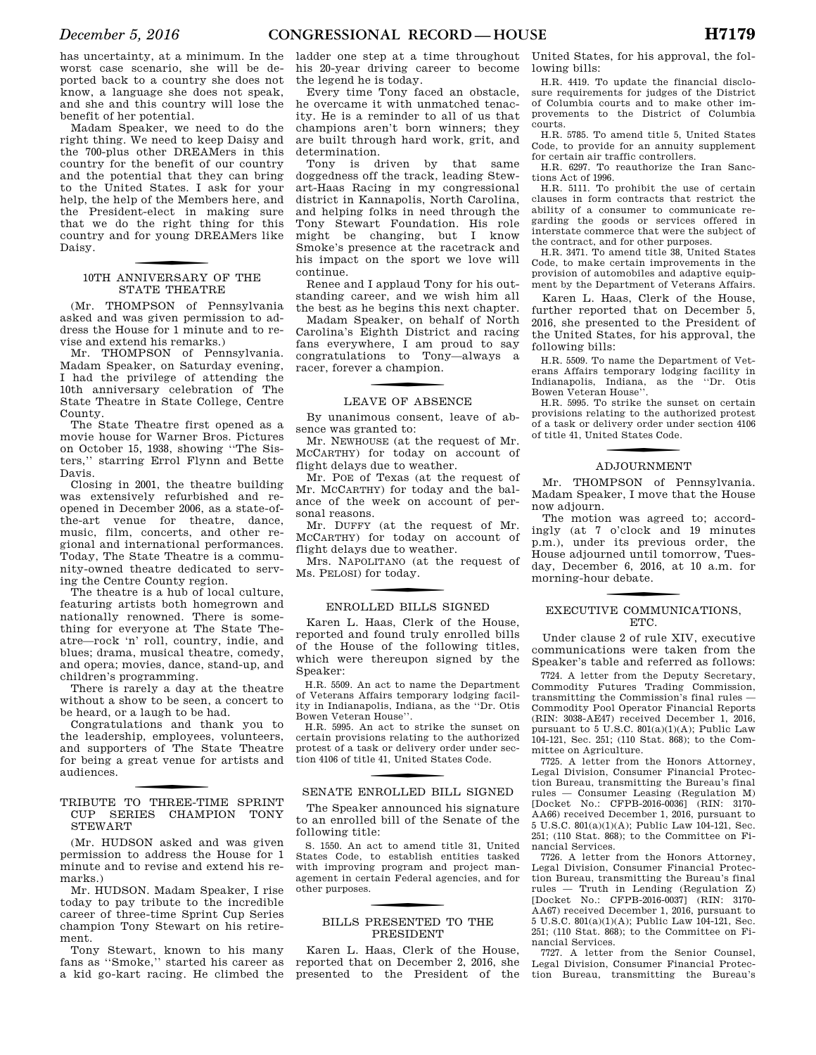has uncertainty, at a minimum. In the worst case scenario, she will be deported back to a country she does not know, a language she does not speak, and she and this country will lose the benefit of her potential.

Madam Speaker, we need to do the right thing. We need to keep Daisy and the 700-plus other DREAMers in this country for the benefit of our country and the potential that they can bring to the United States. I ask for your help, the help of the Members here, and the President-elect in making sure that we do the right thing for this country and for young DREAMers like Daisy.

## 10TH ANNIVERSARY OF THE STATE THEATRE

(Mr. THOMPSON of Pennsylvania asked and was given permission to address the House for 1 minute and to revise and extend his remarks.)

Mr. THOMPSON of Pennsylvania. Madam Speaker, on Saturday evening, I had the privilege of attending the 10th anniversary celebration of The State Theatre in State College, Centre County.

The State Theatre first opened as a movie house for Warner Bros. Pictures on October 15, 1938, showing ''The Sisters,'' starring Errol Flynn and Bette Davis.

Closing in 2001, the theatre building was extensively refurbished and reopened in December 2006, as a state-of-the-art venue for theatre, dance, music, film, concerts, and other regional and international performances. Today, The State Theatre is a community-owned theatre dedicated to serving the Centre County region.

The theatre is a hub of local culture, featuring artists both homegrown and nationally renowned. There is something for everyone at The State Theatre—rock 'n' roll, country, indie, and blues; drama, musical theatre, comedy, and opera; movies, dance, stand-up, and children's programming.

There is rarely a day at the theatre without a show to be seen, a concert to be heard, or a laugh to be had.

Congratulations and thank you to the leadership, employees, volunteers, and supporters of The State Theatre for being a great venue for artists and audiences.

## TRIBUTE TO THREE-TIME SPRINT CUP SERIES CHAMPION TONY STEWART

(Mr. HUDSON asked and was given permission to address the House for 1 minute and to revise and extend his remarks.)

Mr. HUDSON. Madam Speaker, I rise today to pay tribute to the incredible career of three-time Sprint Cup Series champion Tony Stewart on his retirement.

Tony Stewart, known to his many fans as ''Smoke,'' started his career as a kid go-kart racing. He climbed the ladder one step at a time throughout his 20-year driving career to become the legend he is today.

Every time Tony faced an obstacle, he overcame it with unmatched tenacity. He is a reminder to all of us that champions aren't born winners; they are built through hard work, grit, and determination.

Tony is driven by that same doggedness off the track, leading Stewart-Haas Racing in my congressional district in Kannapolis, North Carolina, and helping folks in need through the Tony Stewart Foundation. His role might be changing, but I know Smoke's presence at the racetrack and his impact on the sport we love will continue.

Renee and I applaud Tony for his outstanding career, and we wish him all the best as he begins this next chapter.

Madam Speaker, on behalf of North Carolina's Eighth District and racing fans everywhere, I am proud to say congratulations to Tony—always a racer, forever a champion.

## LEAVE OF ABSENCE

By unanimous consent, leave of absence was granted to:

Mr. NEWHOUSE (at the request of Mr. MCCARTHY) for today on account of flight delays due to weather.

Mr. POE of Texas (at the request of Mr. MCCARTHY) for today and the balance of the week on account of personal reasons.

Mr. DUFFY (at the request of Mr. MCCARTHY) for today on account of flight delays due to weather.

Mrs. NAPOLITANO (at the request of Ms. PELOSI) for today.

## ENROLLED BILLS SIGNED

Karen L. Haas, Clerk of the House, reported and found truly enrolled bills of the House of the following titles, which were thereupon signed by the Speaker:

H.R. 5509. An act to name the Department of Veterans Affairs temporary lodging facility in Indianapolis, Indiana, as the ''Dr. Otis Bowen Veteran House''.

H.R. 5995. An act to strike the sunset on certain provisions relating to the authorized protest of a task or delivery order under section 4106 of title 41, United States Code.

## SENATE ENROLLED BILL SIGNED

The Speaker announced his signature to an enrolled bill of the Senate of the following title:

S. 1550. An act to amend title 31, United States Code, to establish entities tasked with improving program and project management in certain Federal agencies, and for other purposes.

## BILLS PRESENTED TO THE PRESIDENT

Karen L. Haas, Clerk of the House, reported that on December 2, 2016, she presented to the President of the United States, for his approval, the following bills:

H.R. 4419. To update the financial disclosure requirements for judges of the District of Columbia courts and to make other improvements to the District of Columbia courts.

H.R. 5785. To amend title 5, United States Code, to provide for an annuity supplement for certain air traffic controllers.

H.R. 6297. To reauthorize the Iran Sanctions Act of 1996.

H.R. 5111. To prohibit the use of certain clauses in form contracts that restrict the ability of a consumer to communicate regarding the goods or services offered in interstate commerce that were the subject of the contract, and for other purposes.

H.R. 3471. To amend title 38, United States Code, to make certain improvements in the provision of automobiles and adaptive equipment by the Department of Veterans Affairs.

Karen L. Haas, Clerk of the House, further reported that on December 5, 2016, she presented to the President of the United States, for his approval, the following bills:

H.R. 5509. To name the Department of Veterans Affairs temporary lodging facility in Indianapolis, Indiana, as the ''Dr. Otis Bowen Veteran House''.

H.R. 5995. To strike the sunset on certain provisions relating to the authorized protest of a task or delivery order under section 4106 of title 41, United States Code.

## ADJOURNMENT

Mr. THOMPSON of Pennsylvania. Madam Speaker, I move that the House now adjourn.

The motion was agreed to; accordingly (at 7 o'clock and 19 minutes p.m.), under its previous order, the House adjourned until tomorrow, Tuesday, December 6, 2016, at 10 a.m. for morning-hour debate.

## EXECUTIVE COMMUNICATIONS, ETC.

Under clause 2 of rule XIV, executive communications were taken from the Speaker's table and referred as follows:

7724. A letter from the Deputy Secretary, Commodity Futures Trading Commission, transmitting the Commission's final rules — Commodity Pool Operator Financial Reports (RIN: 3038-AE47) received December 1, 2016, pursuant to 5 U.S.C. 801(a)(1)(A); Public Law 104-121, Sec. 251; (110 Stat. 868); to the Committee on Agriculture.

7725. A letter from the Honors Attorney, Legal Division, Consumer Financial Protection Bureau, transmitting the Bureau's final rules — Consumer Leasing (Regulation M) [Docket No.: CFPB-2016-0036] (RIN: 3170-AA66) received December 1, 2016, pursuant to 5 U.S.C. 801(a)(1)(A); Public Law 104-121, Sec. 251; (110 Stat. 868); to the Committee on Financial Services.

7726. A letter from the Honors Attorney, Legal Division, Consumer Financial Protection Bureau, transmitting the Bureau's final rules — Truth in Lending (Regulation Z) [Docket No.: CFPB-2016-0037] (RIN: 3170-AA67) received December 1, 2016, pursuant to 5 U.S.C. 801(a)(1)(A); Public Law 104-121, Sec. 251; (110 Stat. 868); to the Committee on Financial Services.

7727. A letter from the Senior Counsel, Legal Division, Consumer Financial Protection Bureau, transmitting the Bureau's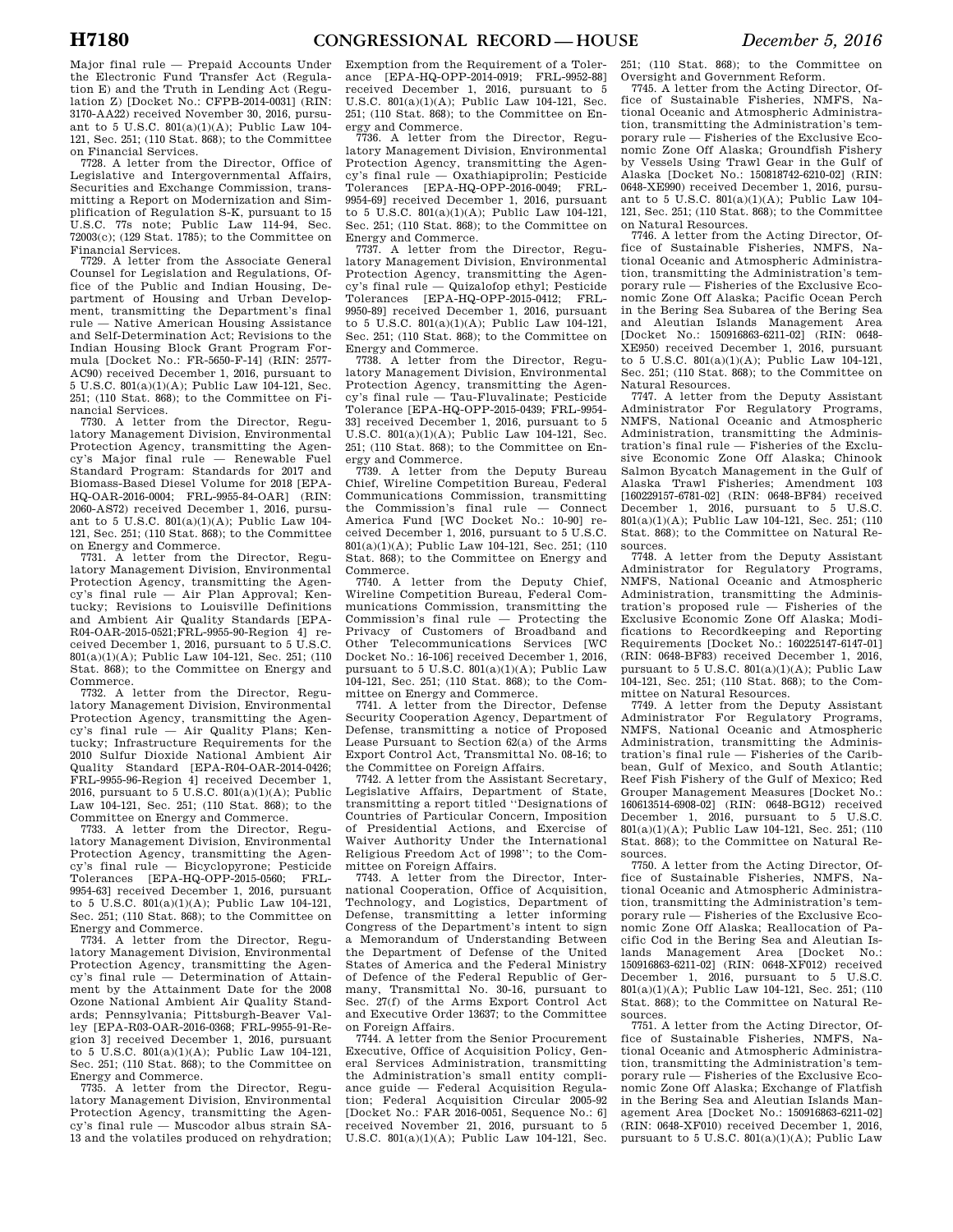Major final rule — Prepaid Accounts Under the Electronic Fund Transfer Act (Regulation E) and the Truth in Lending Act (Regulation Z) [Docket No.: CFPB-2014-0031] (RIN: 3170-AA22) received November 30, 2016, pursuant to 5 U.S.C. 801(a)(1)(A); Public Law 104-121, Sec. 251; (110 Stat. 868); to the Committee on Financial Services.

7728. A letter from the Director, Office of Legislative and Intergovernmental Affairs, Securities and Exchange Commission, transmitting a Report on Modernization and Simplification of Regulation S-K, pursuant to 15 U.S.C. 77s note; Public Law 114-94, Sec. 72003(c); (129 Stat. 1785); to the Committee on Financial Services.

7729. A letter from the Associate General Counsel for Legislation and Regulations, Office of the Public and Indian Housing, Department of Housing and Urban Development, transmitting the Department's final rule — Native American Housing Assistance and Self-Determination Act; Revisions to the Indian Housing Block Grant Program Formula [Docket No.: FR-5650-F-14] (RIN: 2577-AC90) received December 1, 2016, pursuant to 5 U.S.C. 801(a)(1)(A); Public Law 104-121, Sec. 251; (110 Stat. 868); to the Committee on Financial Services.

7730. A letter from the Director, Regulatory Management Division, Environmental Protection Agency, transmitting the Agency's Major final rule — Renewable Fuel Standard Program: Standards for 2017 and Biomass-Based Diesel Volume for 2018 [EPA-HQ-OAR-2016-0004; FRL-9955-84-OAR] (RIN: 2060-AS72) received December 1, 2016, pursuant to 5 U.S.C. 801(a)(1)(A); Public Law 104-121, Sec. 251; (110 Stat. 868); to the Committee on Energy and Commerce.

7731. A letter from the Director, Regulatory Management Division, Environmental Protection Agency, transmitting the Agency's final rule — Air Plan Approval; Kentucky; Revisions to Louisville Definitions and Ambient Air Quality Standards [EPA-R04-OAR-2015-0521;FRL-9955-90-Region 4] received December 1, 2016, pursuant to 5 U.S.C. 801(a)(1)(A); Public Law 104-121, Sec. 251; (110 Stat. 868); to the Committee on Energy and Commerce.

7732. A letter from the Director, Regulatory Management Division, Environmental Protection Agency, transmitting the Agency's final rule — Air Quality Plans; Kentucky; Infrastructure Requirements for the 2010 Sulfur Dioxide National Ambient Air Quality Standard [EPA-R04-OAR-2014-0426; FRL-9955-96-Region 4] received December 1, 2016, pursuant to 5 U.S.C. 801(a)(1)(A); Public Law 104-121, Sec. 251; (110 Stat. 868); to the Committee on Energy and Commerce.

7733. A letter from the Director, Regulatory Management Division, Environmental Protection Agency, transmitting the Agency's final rule — Bicyclopyrone; Pesticide Tolerances [EPA-HQ-OPP-2015-0560; FRL-9954-63] received December 1, 2016, pursuant to 5 U.S.C. 801(a)(1)(A); Public Law 104-121, Sec. 251; (110 Stat. 868); to the Committee on Energy and Commerce.

7734. A letter from the Director, Regulatory Management Division, Environmental Protection Agency, transmitting the Agency's final rule — Determination of Attainment by the Attainment Date for the 2008 Ozone National Ambient Air Quality Standards; Pennsylvania; Pittsburgh-Beaver Valley [EPA-R03-OAR-2016-0368; FRL-9955-91-Region 3] received December 1, 2016, pursuant to 5 U.S.C. 801(a)(1)(A); Public Law 104-121, Sec. 251; (110 Stat. 868); to the Committee on Energy and Commerce.

7735. A letter from the Director, Regulatory Management Division, Environmental Protection Agency, transmitting the Agency's final rule — Muscodor albus strain SA-13 and the volatiles produced on rehydration; Exemption from the Requirement of a Tolerance [EPA-HQ-OPP-2014-0919; FRL-9952-88] received December 1, 2016, pursuant to 5 U.S.C. 801(a)(1)(A); Public Law 104-121, Sec. 251; (110 Stat. 868); to the Committee on Energy and Commerce.

7736. A letter from the Director, Regulatory Management Division, Environmental Protection Agency, transmitting the Agency's final rule — Oxathiapiprolin; Pesticide Tolerances [EPA-HQ-OPP-2016-0049; FRL-9954-69] received December 1, 2016, pursuant to 5 U.S.C. 801(a)(1)(A); Public Law 104-121, Sec. 251; (110 Stat. 868); to the Committee on Energy and Commerce.

7737. A letter from the Director, Regulatory Management Division, Environmental Protection Agency, transmitting the Agency's final rule — Quizalofop ethyl; Pesticide Tolerances [EPA-HQ-OPP-2015-0412; FRL-9950-89] received December 1, 2016, pursuant to 5 U.S.C. 801(a)(1)(A); Public Law 104-121, Sec. 251; (110 Stat. 868); to the Committee on Energy and Commerce.

7738. A letter from the Director, Regulatory Management Division, Environmental Protection Agency, transmitting the Agency's final rule — Tau-Fluvalinate; Pesticide Tolerance [EPA-HQ-OPP-2015-0439; FRL-9954-33] received December 1, 2016, pursuant to 5 U.S.C. 801(a)(1)(A); Public Law 104-121, Sec. 251; (110 Stat. 868); to the Committee on Energy and Commerce.

7739. A letter from the Deputy Bureau Chief, Wireline Competition Bureau, Federal Communications Commission, transmitting the Commission's final rule — Connect America Fund [WC Docket No.: 10-90] received December 1, 2016, pursuant to 5 U.S.C. 801(a)(1)(A); Public Law 104-121, Sec. 251; (110 Stat. 868); to the Committee on Energy and Commerce.

7740. A letter from the Deputy Chief, Wireline Competition Bureau, Federal Communications Commission, transmitting the Commission's final rule — Protecting the Privacy of Customers of Broadband and Other Telecommunications Services [WC Docket No.: 16-106] received December 1, 2016, pursuant to 5 U.S.C. 801(a)(1)(A); Public Law 104-121, Sec. 251; (110 Stat. 868); to the Committee on Energy and Commerce.

7741. A letter from the Director, Defense Security Cooperation Agency, Department of Defense, transmitting a notice of Proposed Lease Pursuant to Section 62(a) of the Arms Export Control Act, Transmittal No. 08-16; to the Committee on Foreign Affairs.

7742. A letter from the Assistant Secretary, Legislative Affairs, Department of State, transmitting a report titled ''Designations of Countries of Particular Concern, Imposition of Presidential Actions, and Exercise of Waiver Authority Under the International Religious Freedom Act of 1998''; to the Committee on Foreign Affairs.

7743. A letter from the Director, International Cooperation, Office of Acquisition, Technology, and Logistics, Department of Defense, transmitting a letter informing Congress of the Department's intent to sign a Memorandum of Understanding Between the Department of Defense of the United States of America and the Federal Ministry of Defence of the Federal Republic of Germany, Transmittal No. 30-16, pursuant to Sec. 27(f) of the Arms Export Control Act and Executive Order 13637; to the Committee on Foreign Affairs.

7744. A letter from the Senior Procurement Executive, Office of Acquisition Policy, General Services Administration, transmitting the Administration's small entity compliance guide — Federal Acquisition Regulation; Federal Acquisition Circular 2005-92 [Docket No.: FAR 2016-0051, Sequence No.: 6] received November 21, 2016, pursuant to 5 U.S.C. 801(a)(1)(A); Public Law 104-121, Sec. 251; (110 Stat. 868); to the Committee on Oversight and Government Reform.

7745. A letter from the Acting Director, Office of Sustainable Fisheries, NMFS, National Oceanic and Atmospheric Administration, transmitting the Administration's temporary rule — Fisheries of the Exclusive Economic Zone Off Alaska; Groundfish Fishery by Vessels Using Trawl Gear in the Gulf of Alaska [Docket No.: 150818742-6210-02] (RIN: 0648-XE990) received December 1, 2016, pursuant to 5 U.S.C. 801(a)(1)(A); Public Law 104-121, Sec. 251; (110 Stat. 868); to the Committee on Natural Resources.

7746. A letter from the Acting Director, Office of Sustainable Fisheries, NMFS, National Oceanic and Atmospheric Administration, transmitting the Administration's temporary rule — Fisheries of the Exclusive Economic Zone Off Alaska; Pacific Ocean Perch in the Bering Sea Subarea of the Bering Sea and Aleutian Islands Management Area [Docket No.: 150916863-6211-02] (RIN: 0648-XE950) received December 1, 2016, pursuant to 5 U.S.C. 801(a)(1)(A); Public Law 104-121, Sec. 251; (110 Stat. 868); to the Committee on Natural Resources.

7747. A letter from the Deputy Assistant Administrator For Regulatory Programs, NMFS, National Oceanic and Atmospheric Administration, transmitting the Administration's final rule — Fisheries of the Exclusive Economic Zone Off Alaska; Chinook Salmon Bycatch Management in the Gulf of Alaska Trawl Fisheries; Amendment 103 [160229157-6781-02] (RIN: 0648-BF84) received December 1, 2016, pursuant to 5 U.S.C. 801(a)(1)(A); Public Law 104-121, Sec. 251; (110 Stat. 868); to the Committee on Natural Resources.

7748. A letter from the Deputy Assistant Administrator for Regulatory Programs, NMFS, National Oceanic and Atmospheric Administration, transmitting the Administration's proposed rule — Fisheries of the Exclusive Economic Zone Off Alaska; Modifications to Recordkeeping and Reporting Requirements [Docket No.: 160225147-6147-01] (RIN: 0648-BF83) received December 1, 2016, pursuant to 5 U.S.C. 801(a)(1)(A); Public Law 104-121, Sec. 251; (110 Stat. 868); to the Committee on Natural Resources.

7749. A letter from the Deputy Assistant Administrator For Regulatory Programs, NMFS, National Oceanic and Atmospheric Administration, transmitting the Administration's final rule — Fisheries of the Caribbean, Gulf of Mexico, and South Atlantic; Reef Fish Fishery of the Gulf of Mexico; Red Grouper Management Measures [Docket No.: 160613514-6908-02] (RIN: 0648-BG12) received December 1, 2016, pursuant to 5 U.S.C. 801(a)(1)(A); Public Law 104-121, Sec. 251; (110 Stat. 868); to the Committee on Natural Resources.

7750. A letter from the Acting Director, Office of Sustainable Fisheries, NMFS, National Oceanic and Atmospheric Administration, transmitting the Administration's temporary rule — Fisheries of the Exclusive Economic Zone Off Alaska; Reallocation of Pacific Cod in the Bering Sea and Aleutian Islands Management Area [Docket No.: 150916863-6211-02] (RIN: 0648-XF012) received December 1, 2016, pursuant to 5 U.S.C. 801(a)(1)(A); Public Law 104-121, Sec. 251; (110 Stat. 868); to the Committee on Natural Resources.

7751. A letter from the Acting Director, Office of Sustainable Fisheries, NMFS, National Oceanic and Atmospheric Administration, transmitting the Administration's temporary rule — Fisheries of the Exclusive Economic Zone Off Alaska; Exchange of Flatfish in the Bering Sea and Aleutian Islands Management Area [Docket No.: 150916863-6211-02] (RIN: 0648-XF010) received December 1, 2016, pursuant to 5 U.S.C. 801(a)(1)(A); Public Law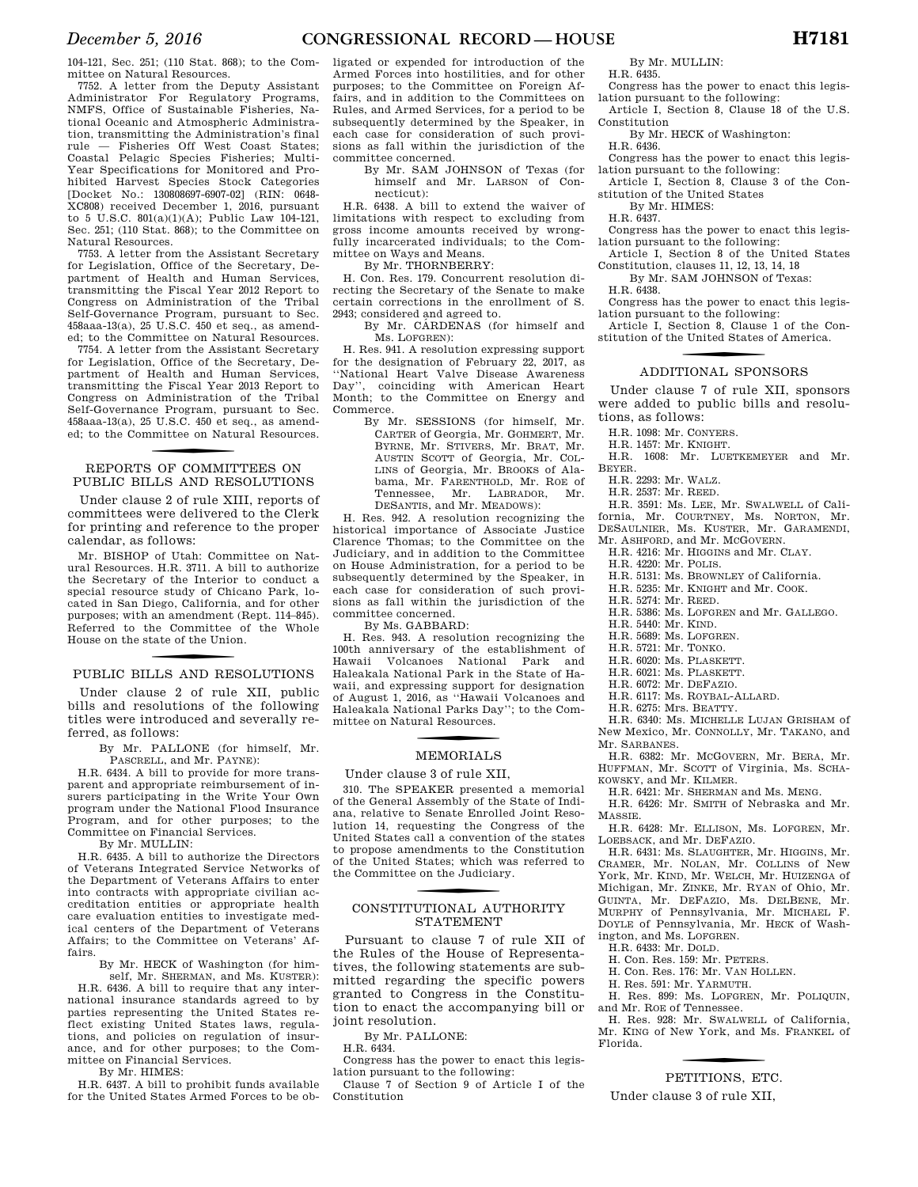104-121, Sec. 251; (110 Stat. 868); to the Committee on Natural Resources.

7752. A letter from the Deputy Assistant Administrator For Regulatory Programs, NMFS, Office of Sustainable Fisheries, National Oceanic and Atmospheric Administration, transmitting the Administration's final rule — Fisheries Off West Coast States; Coastal Pelagic Species Fisheries; Multi-Year Specifications for Monitored and Prohibited Harvest Species Stock Categories [Docket No.: 130808697-6907-02] (RIN: 0648-XC808) received December 1, 2016, pursuant to 5 U.S.C. 801(a)(1)(A); Public Law 104-121, Sec. 251; (110 Stat. 868); to the Committee on Natural Resources.

7753. A letter from the Assistant Secretary for Legislation, Office of the Secretary, Department of Health and Human Services, transmitting the Fiscal Year 2012 Report to Congress on Administration of the Tribal Self-Governance Program, pursuant to Sec. 458aaa-13(a), 25 U.S.C. 450 et seq., as amended; to the Committee on Natural Resources.

7754. A letter from the Assistant Secretary for Legislation, Office of the Secretary, Department of Health and Human Services, transmitting the Fiscal Year 2013 Report to Congress on Administration of the Tribal Self-Governance Program, pursuant to Sec. 458aaa-13(a), 25 U.S.C. 450 et seq., as amended; to the Committee on Natural Resources.

## REPORTS OF COMMITTEES ON PUBLIC BILLS AND RESOLUTIONS

Under clause 2 of rule XIII, reports of committees were delivered to the Clerk for printing and reference to the proper calendar, as follows:

Mr. BISHOP of Utah: Committee on Natural Resources. H.R. 3711. A bill to authorize the Secretary of the Interior to conduct a special resource study of Chicano Park, located in San Diego, California, and for other purposes; with an amendment (Rept. 114–845). Referred to the Committee of the Whole House on the state of the Union.

## PUBLIC BILLS AND RESOLUTIONS

Under clause 2 of rule XII, public bills and resolutions of the following titles were introduced and severally referred, as follows:

By Mr. PALLONE (for himself, Mr. PASCRELL, and Mr. PAYNE):

H.R. 6434. A bill to provide for more transparent and appropriate reimbursement of insurers participating in the Write Your Own program under the National Flood Insurance Program, and for other purposes; to the Committee on Financial Services.

By Mr. MULLIN:

H.R. 6435. A bill to authorize the Directors of Veterans Integrated Service Networks of the Department of Veterans Affairs to enter into contracts with appropriate civilian accreditation entities or appropriate health care evaluation entities to investigate medical centers of the Department of Veterans Affairs; to the Committee on Veterans' Affairs.

By Mr. HECK of Washington (for himself, Mr. SHERMAN, and Ms. KUSTER):

H.R. 6436. A bill to require that any international insurance standards agreed to by parties representing the United States reflect existing United States laws, regulations, and policies on regulation of insurance, and for other purposes; to the Committee on Financial Services.

By Mr. HIMES:

H.R. 6437. A bill to prohibit funds available for the United States Armed Forces to be obligated or expended for introduction of the Armed Forces into hostilities, and for other purposes; to the Committee on Foreign Affairs, and in addition to the Committees on Rules, and Armed Services, for a period to be subsequently determined by the Speaker, in each case for consideration of such provisions as fall within the jurisdiction of the committee concerned.

By Mr. SAM JOHNSON of Texas (for himself and Mr. LARSON of Connecticut):

H.R. 6438. A bill to extend the waiver of limitations with respect to excluding from gross income amounts received by wrongfully incarcerated individuals; to the Committee on Ways and Means.

By Mr. THORNBERRY:

H. Con. Res. 179. Concurrent resolution directing the Secretary of the Senate to make certain corrections in the enrollment of S. 2943; considered and agreed to.

By Mr. CÁRDENAS (for himself and Ms. LOFGREN):

H. Res. 941. A resolution expressing support for the designation of February 22, 2017, as ''National Heart Valve Disease Awareness Day'', coinciding with American Heart Month; to the Committee on Energy and Commerce.

By Mr. SESSIONS (for himself, Mr. CARTER of Georgia, Mr. GOHMERT, Mr. BYRNE, Mr. STIVERS, Mr. BRAT, Mr. AUSTIN SCOTT of Georgia, Mr. COLLINS of Georgia, Mr. BROOKS of Alabama, Mr. FARENTHOLD, Mr. ROE of Tennessee, Mr. LABRADOR, Mr. DESANTIS, and Mr. MEADOWS):

H. Res. 942. A resolution recognizing the historical importance of Associate Justice Clarence Thomas; to the Committee on the Judiciary, and in addition to the Committee on House Administration, for a period to be subsequently determined by the Speaker, in each case for consideration of such provisions as fall within the jurisdiction of the committee concerned.

By Ms. GABBARD:

H. Res. 943. A resolution recognizing the 100th anniversary of the establishment of Hawaii Volcanoes National Park and Haleakala National Park in the State of Hawaii, and expressing support for designation of August 1, 2016, as ''Hawaii Volcanoes and Haleakala National Parks Day''; to the Committee on Natural Resources.

## MEMORIALS

Under clause 3 of rule XII,

310. The SPEAKER presented a memorial of the General Assembly of the State of Indiana, relative to Senate Enrolled Joint Resolution 14, requesting the Congress of the United States call a convention of the states to propose amendments to the Constitution of the United States; which was referred to the Committee on the Judiciary.

## CONSTITUTIONAL AUTHORITY STATEMENT

Pursuant to clause 7 of rule XII of the Rules of the House of Representatives, the following statements are submitted regarding the specific powers granted to Congress in the Constitution to enact the accompanying bill or joint resolution.

By Mr. PALLONE:

H.R. 6434.

Congress has the power to enact this legislation pursuant to the following:

Clause 7 of Section 9 of Article I of the Constitution

By Mr. MULLIN:

H.R. 6435.

Congress has the power to enact this legislation pursuant to the following:

Article I, Section 8, Clause 18 of the U.S. Constitution

By Mr. HECK of Washington:

H.R. 6436.

Congress has the power to enact this legislation pursuant to the following:

Article I, Section 8, Clause 3 of the Constitution of the United States

By Mr. HIMES:

H.R. 6437.

Congress has the power to enact this legislation pursuant to the following:

Article I, Section 8 of the United States Constitution, clauses 11, 12, 13, 14, 18

By Mr. SAM JOHNSON of Texas:

H.R. 6438.

Congress has the power to enact this legislation pursuant to the following:

Article I, Section 8, Clause 1 of the Constitution of the United States of America.

## ADDITIONAL SPONSORS

Under clause 7 of rule XII, sponsors were added to public bills and resolutions, as follows:

H.R. 1098: Mr. CONYERS.

H.R. 1457: Mr. KNIGHT.

H.R. 1608: Mr. LUETKEMEYER and Mr. BEYER.

H.R. 2293: Mr. WALZ.

H.R. 2537: Mr. REED.

H.R. 3591: Ms. LEE, Mr. SWALWELL of California, Mr. COURTNEY, Ms. NORTON, Mr. DESAULNIER, Ms. KUSTER, Mr. GARAMENDI, Mr. ASHFORD, and Mr. MCGOVERN.

H.R. 4216: Mr. HIGGINS and Mr. CLAY.

H.R. 4220: Mr. POLIS.

H.R. 5131: Ms. BROWNLEY of California.

H.R. 5235: Mr. KNIGHT and Mr. COOK.

H.R. 5274: Mr. REED.

H.R. 5386: Ms. LOFGREN and Mr. GALLEGO.

H.R. 5440: Mr. KIND.

H.R. 5689: Ms. LOFGREN.

H.R. 5721: Mr. TONKO.

H.R. 6020: Ms. PLASKETT.

H.R. 6021: Ms. PLASKETT.

H.R. 6072: Mr. DEFAZIO.

H.R. 6117: Ms. ROYBAL-ALLARD.

H.R. 6275: Mrs. BEATTY.

H.R. 6340: Ms. MICHELLE LUJAN GRISHAM of New Mexico, Mr. CONNOLLY, Mr. TAKANO, and Mr. SARBANES.

H.R. 6382: Mr. MCGOVERN, Mr. BERA, Mr. HUFFMAN, Mr. SCOTT of Virginia, Ms. SCHAKOWSKY, and Mr. KILMER.

H.R. 6421: Mr. SHERMAN and Ms. MENG.

H.R. 6426: Mr. SMITH of Nebraska and Mr. MASSIE.

H.R. 6428: Mr. ELLISON, Ms. LOFGREN, Mr. LOEBSACK, and Mr. DEFAZIO.

H.R. 6431: Ms. SLAUGHTER, Mr. HIGGINS, Mr. CRAMER, Mr. NOLAN, Mr. COLLINS of New York, Mr. KIND, Mr. WELCH, Mr. HUIZENGA of Michigan, Mr. ZINKE, Mr. RYAN of Ohio, Mr. GUINTA, Mr. DEFAZIO, Ms. DELBENE, Mr. MURPHY of Pennsylvania, Mr. MICHAEL F. DOYLE of Pennsylvania, Mr. HECK of Washington, and Ms. LOFGREN.

H.R. 6433: Mr. DOLD.

H. Con. Res. 159: Mr. PETERS.

H. Con. Res. 176: Mr. VAN HOLLEN.

H. Res. 591: Mr. YARMUTH.

H. Res. 899: Ms. LOFGREN, Mr. POLIQUIN, and Mr. ROE of Tennessee.

H. Res. 928: Mr. SWALWELL of California, Mr. KING of New York, and Ms. FRANKEL of Florida.

## PETITIONS, ETC.

Under clause 3 of rule XII,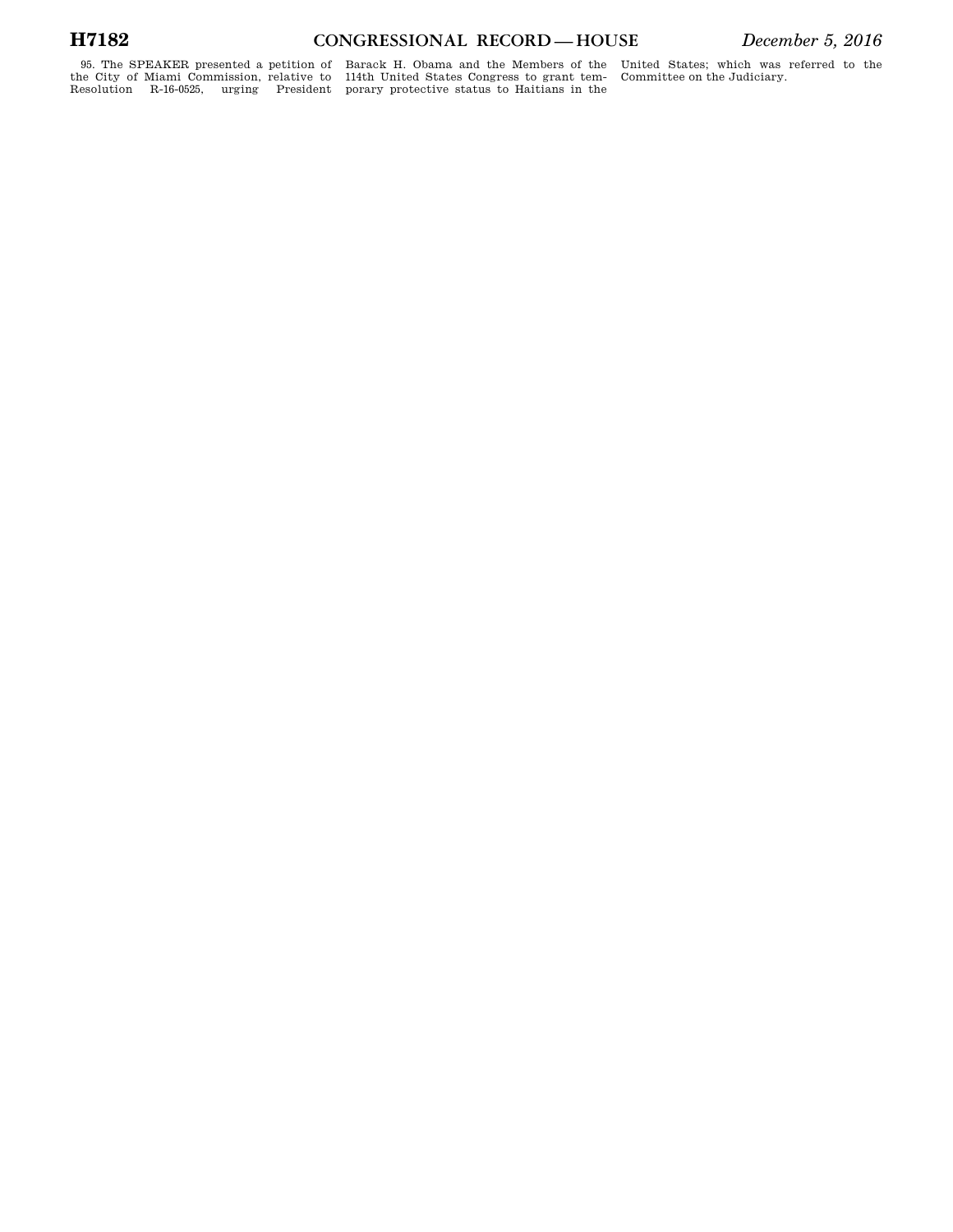95. The SPEAKER presented a petition of the City of Miami Commission, relative to Resolution R-16-0525, urging President Barack H. Obama and the Members of the 114th United States Congress to grant temporary protective status to Haitians in the United States; which was referred to the Committee on the Judiciary.